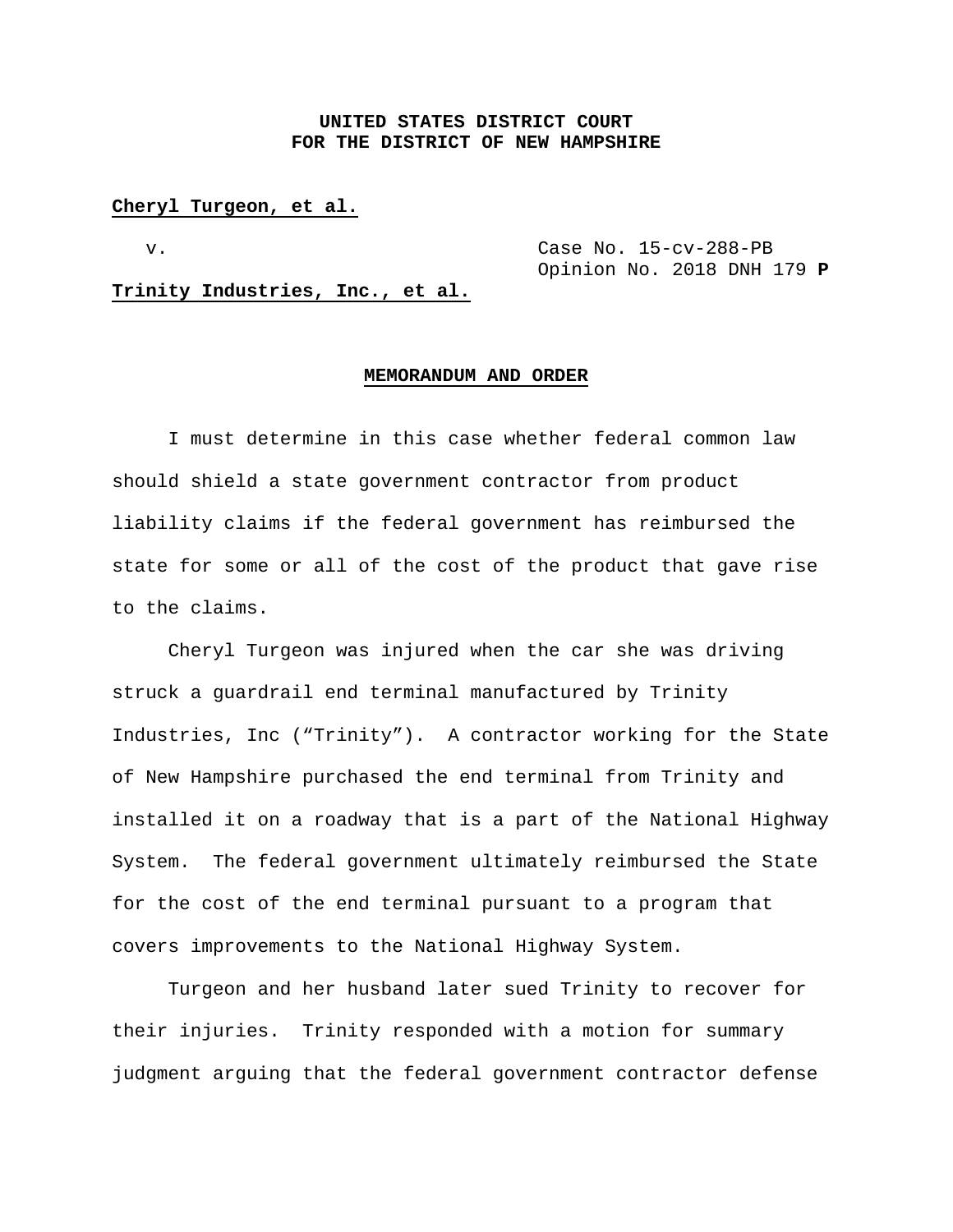**UNITED STATES DISTRICT COURT**
**FOR THE DISTRICT OF NEW HAMPSHIRE**

**Cheryl Turgeon, et al.**

v. Case No. 15-cv-288-PB
Opinion No. 2018 DNH 179 **P**

**Trinity Industries, Inc., et al.**

**MEMORANDUM AND ORDER**

I must determine in this case whether federal common law should shield a state government contractor from product liability claims if the federal government has reimbursed the state for some or all of the cost of the product that gave rise to the claims.

Cheryl Turgeon was injured when the car she was driving struck a guardrail end terminal manufactured by Trinity Industries, Inc ("Trinity"). A contractor working for the State of New Hampshire purchased the end terminal from Trinity and installed it on a roadway that is a part of the National Highway System. The federal government ultimately reimbursed the State for the cost of the end terminal pursuant to a program that covers improvements to the National Highway System.

Turgeon and her husband later sued Trinity to recover for their injuries. Trinity responded with a motion for summary judgment arguing that the federal government contractor defense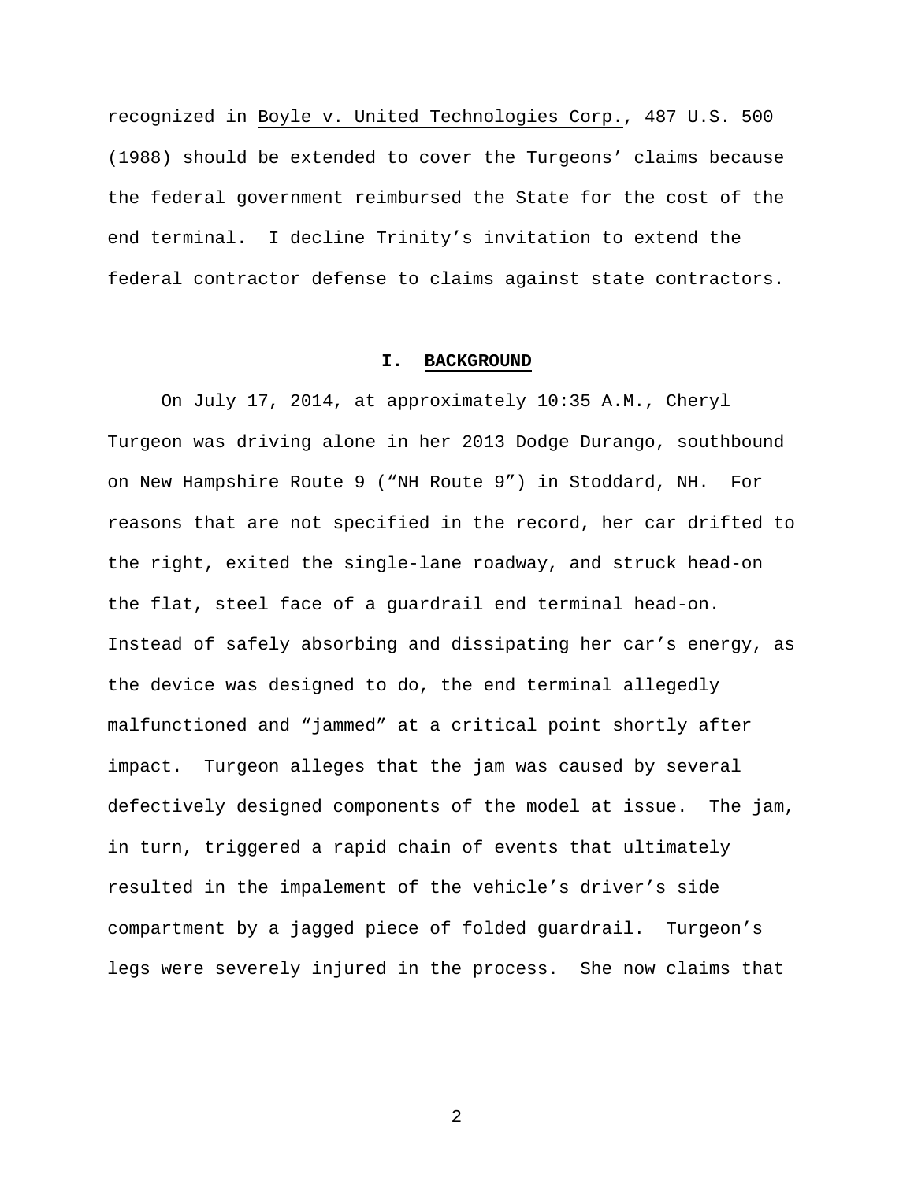recognized in Boyle v. United Technologies Corp., 487 U.S. 500 (1988) should be extended to cover the Turgeons' claims because the federal government reimbursed the State for the cost of the end terminal. I decline Trinity's invitation to extend the federal contractor defense to claims against state contractors.

## I. BACKGROUND

On July 17, 2014, at approximately 10:35 A.M., Cheryl Turgeon was driving alone in her 2013 Dodge Durango, southbound on New Hampshire Route 9 ("NH Route 9") in Stoddard, NH. For reasons that are not specified in the record, her car drifted to the right, exited the single-lane roadway, and struck head-on the flat, steel face of a guardrail end terminal head-on. Instead of safely absorbing and dissipating her car's energy, as the device was designed to do, the end terminal allegedly malfunctioned and "jammed" at a critical point shortly after impact. Turgeon alleges that the jam was caused by several defectively designed components of the model at issue. The jam, in turn, triggered a rapid chain of events that ultimately resulted in the impalement of the vehicle's driver's side compartment by a jagged piece of folded guardrail. Turgeon's legs were severely injured in the process. She now claims that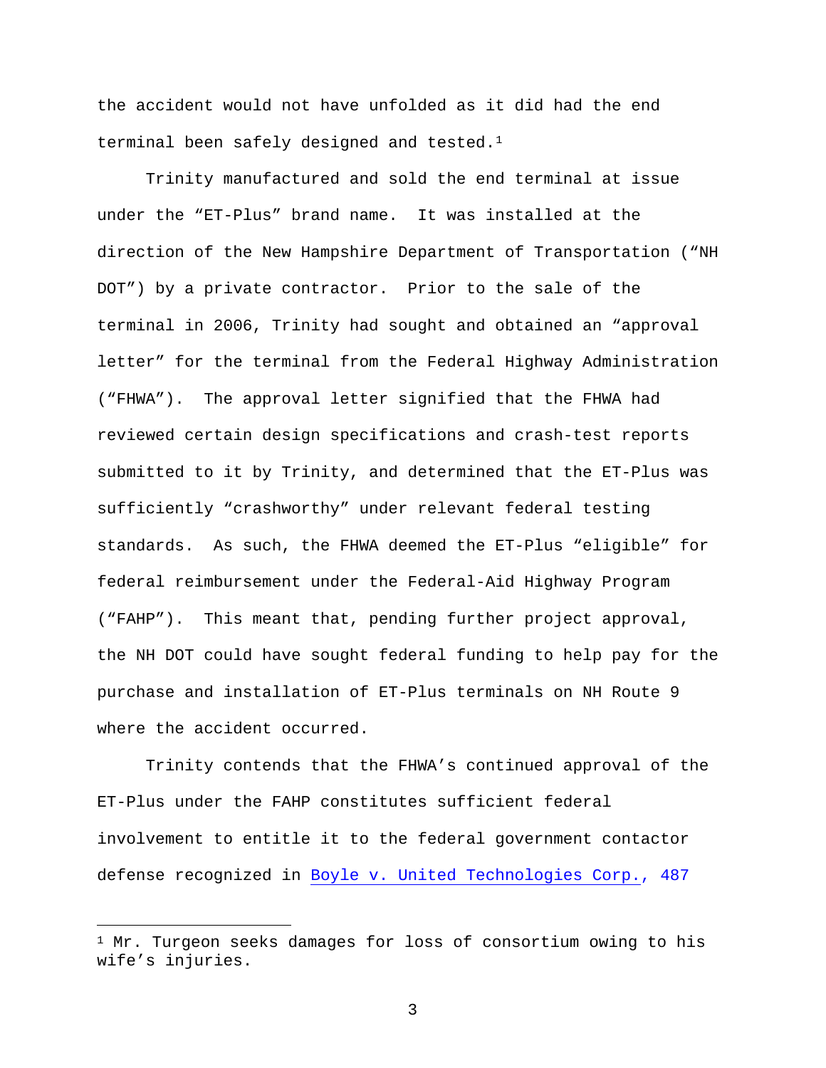the accident would not have unfolded as it did had the end terminal been safely designed and tested.[1]

Trinity manufactured and sold the end terminal at issue under the "ET-Plus" brand name. It was installed at the direction of the New Hampshire Department of Transportation ("NH DOT") by a private contractor. Prior to the sale of the terminal in 2006, Trinity had sought and obtained an "approval letter" for the terminal from the Federal Highway Administration ("FHWA"). The approval letter signified that the FHWA had reviewed certain design specifications and crash-test reports submitted to it by Trinity, and determined that the ET-Plus was sufficiently "crashworthy" under relevant federal testing standards. As such, the FHWA deemed the ET-Plus "eligible" for federal reimbursement under the Federal-Aid Highway Program ("FAHP"). This meant that, pending further project approval, the NH DOT could have sought federal funding to help pay for the purchase and installation of ET-Plus terminals on NH Route 9 where the accident occurred.

Trinity contends that the FHWA's continued approval of the ET-Plus under the FAHP constitutes sufficient federal involvement to entitle it to the federal government contactor defense recognized in Boyle v. United Technologies Corp., 487

---

[1] Mr. Turgeon seeks damages for loss of consortium owing to his wife's injuries.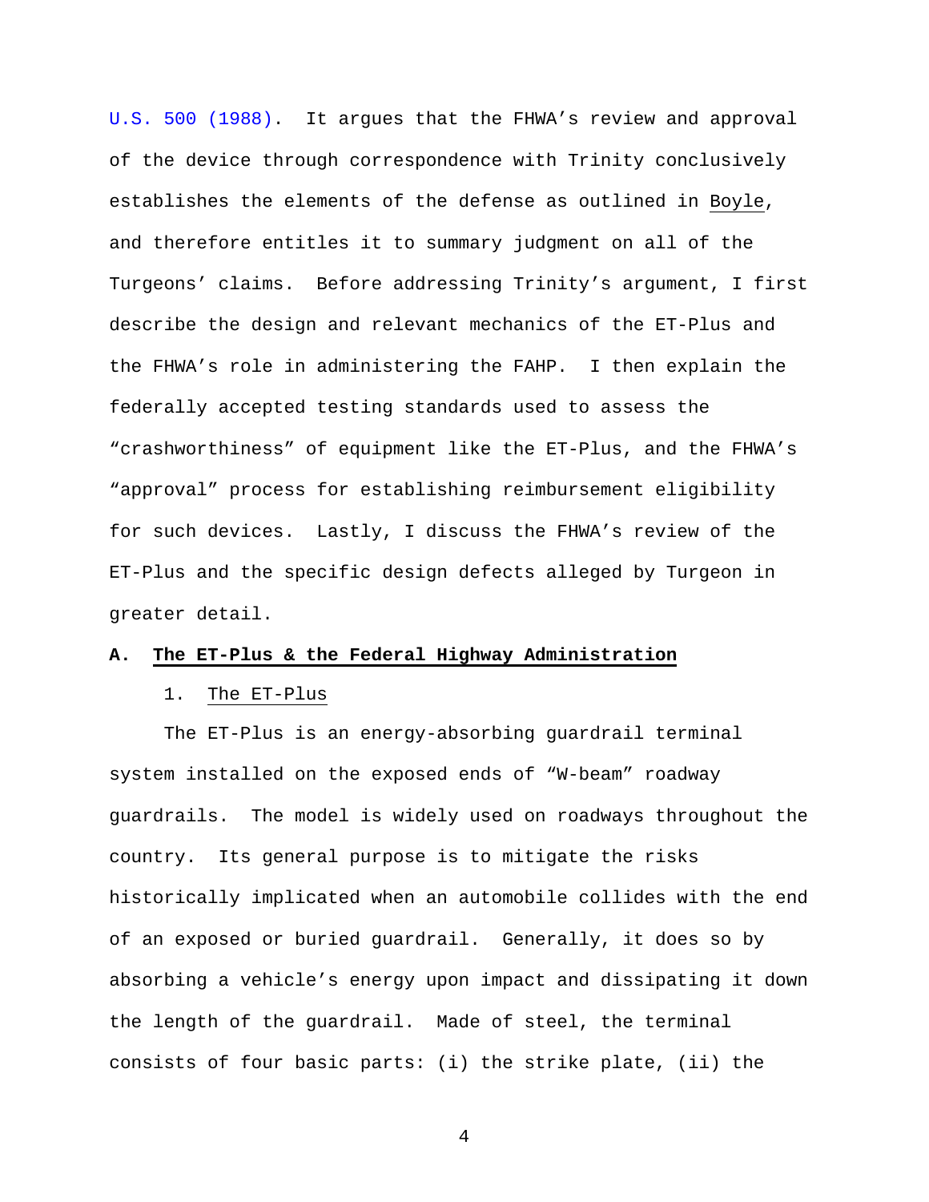U.S. 500 (1988). It argues that the FHWA's review and approval of the device through correspondence with Trinity conclusively establishes the elements of the defense as outlined in Boyle, and therefore entitles it to summary judgment on all of the Turgeons' claims. Before addressing Trinity's argument, I first describe the design and relevant mechanics of the ET-Plus and the FHWA's role in administering the FAHP. I then explain the federally accepted testing standards used to assess the "crashworthiness" of equipment like the ET-Plus, and the FHWA's "approval" process for establishing reimbursement eligibility for such devices. Lastly, I discuss the FHWA's review of the ET-Plus and the specific design defects alleged by Turgeon in greater detail.

## A. The ET-Plus & the Federal Highway Administration

### 1. The ET-Plus

The ET-Plus is an energy-absorbing guardrail terminal system installed on the exposed ends of "W-beam" roadway guardrails. The model is widely used on roadways throughout the country. Its general purpose is to mitigate the risks historically implicated when an automobile collides with the end of an exposed or buried guardrail. Generally, it does so by absorbing a vehicle's energy upon impact and dissipating it down the length of the guardrail. Made of steel, the terminal consists of four basic parts: (i) the strike plate, (ii) the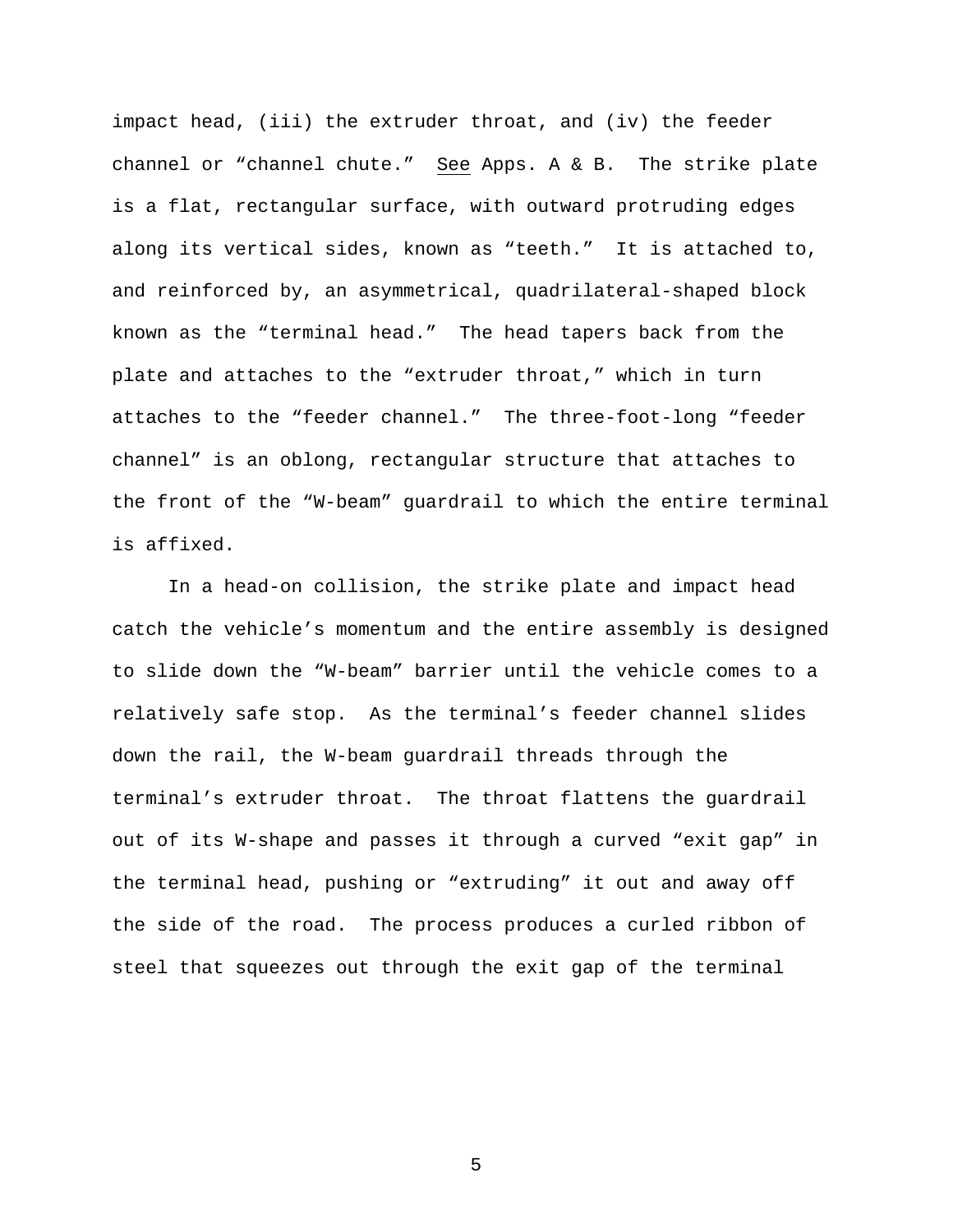impact head, (iii) the extruder throat, and (iv) the feeder channel or "channel chute." See Apps. A & B. The strike plate is a flat, rectangular surface, with outward protruding edges along its vertical sides, known as "teeth." It is attached to, and reinforced by, an asymmetrical, quadrilateral-shaped block known as the "terminal head." The head tapers back from the plate and attaches to the "extruder throat," which in turn attaches to the "feeder channel." The three-foot-long "feeder channel" is an oblong, rectangular structure that attaches to the front of the "W-beam" guardrail to which the entire terminal is affixed.

In a head-on collision, the strike plate and impact head catch the vehicle's momentum and the entire assembly is designed to slide down the "W-beam" barrier until the vehicle comes to a relatively safe stop. As the terminal's feeder channel slides down the rail, the W-beam guardrail threads through the terminal's extruder throat. The throat flattens the guardrail out of its W-shape and passes it through a curved "exit gap" in the terminal head, pushing or "extruding" it out and away off the side of the road. The process produces a curled ribbon of steel that squeezes out through the exit gap of the terminal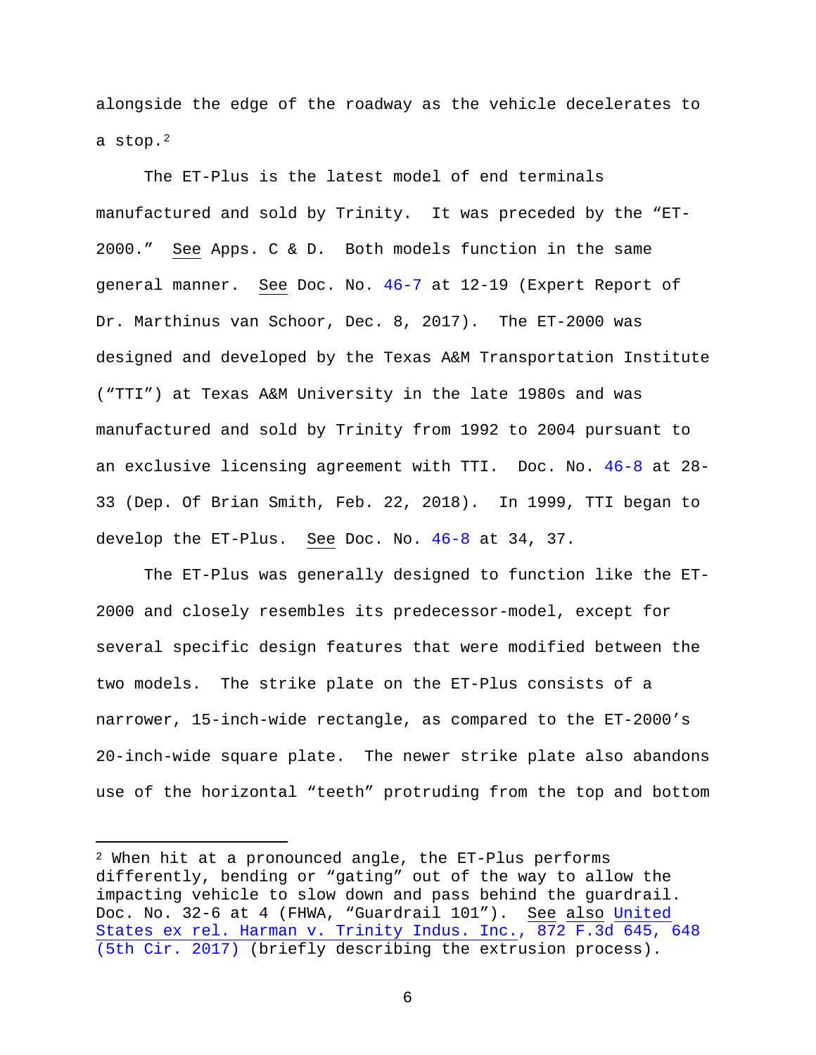alongside the edge of the roadway as the vehicle decelerates to a stop.[2]

The ET-Plus is the latest model of end terminals manufactured and sold by Trinity. It was preceded by the "ET-2000." See Apps. C & D. Both models function in the same general manner. See Doc. No. 46-7 at 12-19 (Expert Report of Dr. Marthinus van Schoor, Dec. 8, 2017). The ET-2000 was designed and developed by the Texas A&M Transportation Institute ("TTI") at Texas A&M University in the late 1980s and was manufactured and sold by Trinity from 1992 to 2004 pursuant to an exclusive licensing agreement with TTI. Doc. No. 46-8 at 28-33 (Dep. Of Brian Smith, Feb. 22, 2018). In 1999, TTI began to develop the ET-Plus. See Doc. No. 46-8 at 34, 37.

The ET-Plus was generally designed to function like the ET-2000 and closely resembles its predecessor-model, except for several specific design features that were modified between the two models. The strike plate on the ET-Plus consists of a narrower, 15-inch-wide rectangle, as compared to the ET-2000's 20-inch-wide square plate. The newer strike plate also abandons use of the horizontal "teeth" protruding from the top and bottom

---

[2] When hit at a pronounced angle, the ET-Plus performs differently, bending or "gating" out of the way to allow the impacting vehicle to slow down and pass behind the guardrail. Doc. No. 32-6 at 4 (FHWA, "Guardrail 101"). See also United States ex rel. Harman v. Trinity Indus. Inc., 872 F.3d 645, 648 (5th Cir. 2017) (briefly describing the extrusion process).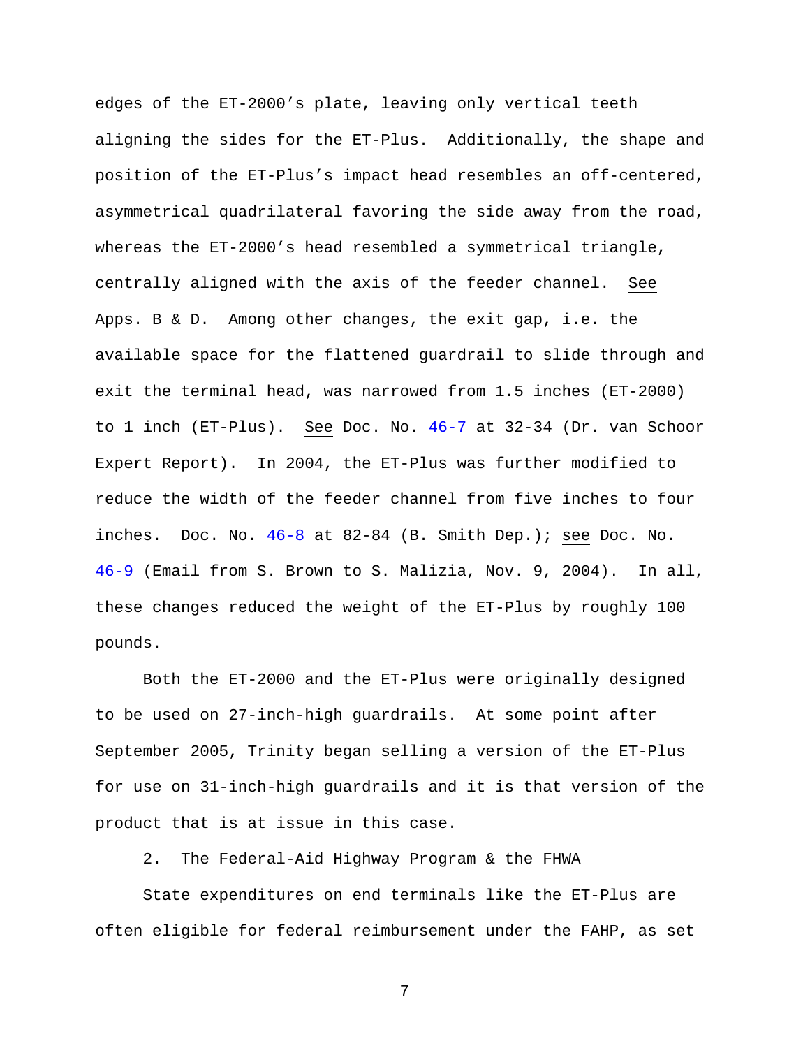edges of the ET-2000's plate, leaving only vertical teeth aligning the sides for the ET-Plus. Additionally, the shape and position of the ET-Plus's impact head resembles an off-centered, asymmetrical quadrilateral favoring the side away from the road, whereas the ET-2000's head resembled a symmetrical triangle, centrally aligned with the axis of the feeder channel. See Apps. B & D. Among other changes, the exit gap, i.e. the available space for the flattened guardrail to slide through and exit the terminal head, was narrowed from 1.5 inches (ET-2000) to 1 inch (ET-Plus). See Doc. No. 46-7 at 32-34 (Dr. van Schoor Expert Report). In 2004, the ET-Plus was further modified to reduce the width of the feeder channel from five inches to four inches. Doc. No. 46-8 at 82-84 (B. Smith Dep.); see Doc. No. 46-9 (Email from S. Brown to S. Malizia, Nov. 9, 2004). In all, these changes reduced the weight of the ET-Plus by roughly 100 pounds.

Both the ET-2000 and the ET-Plus were originally designed to be used on 27-inch-high guardrails. At some point after September 2005, Trinity began selling a version of the ET-Plus for use on 31-inch-high guardrails and it is that version of the product that is at issue in this case.

2. The Federal-Aid Highway Program & the FHWA

State expenditures on end terminals like the ET-Plus are often eligible for federal reimbursement under the FAHP, as set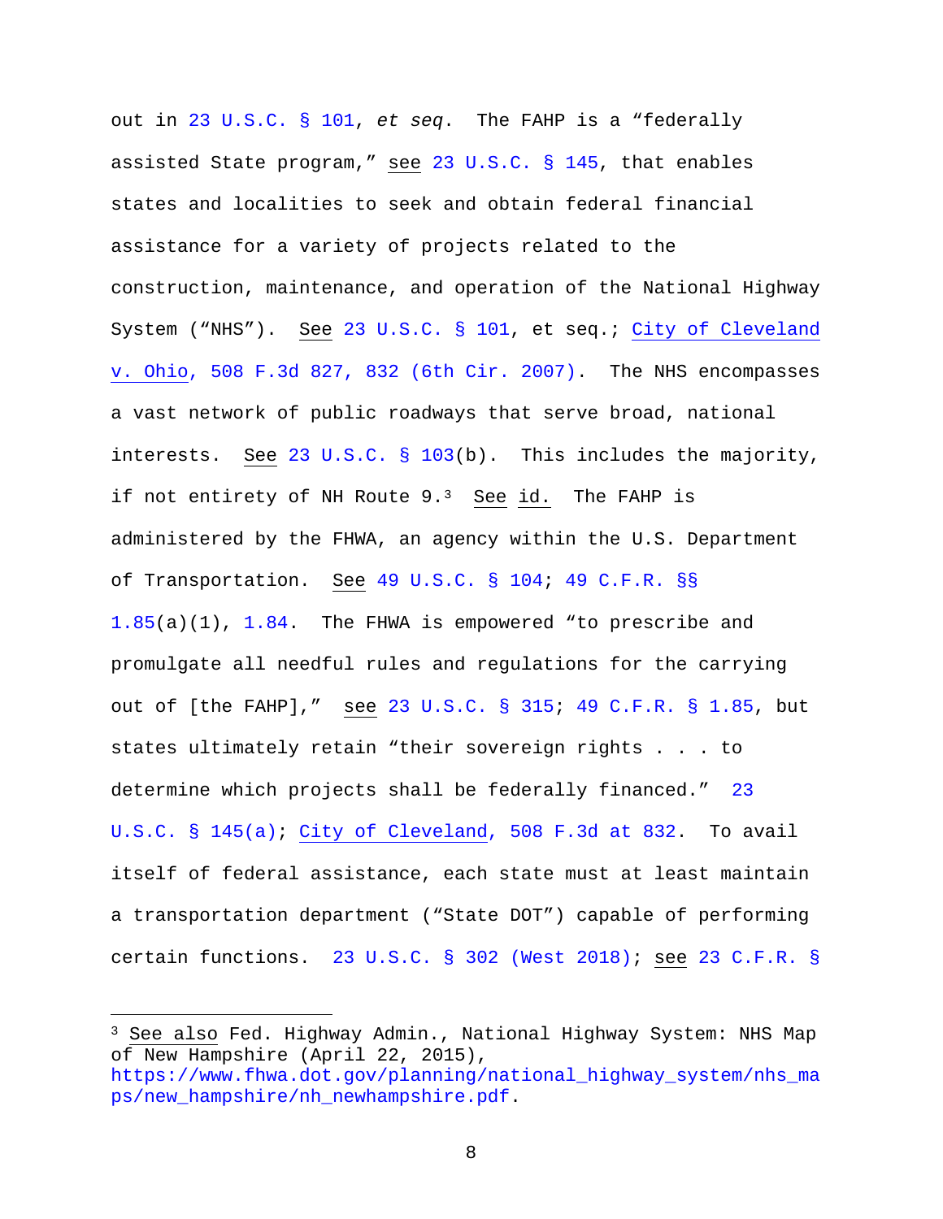out in 23 U.S.C. § 101, *et seq*. The FAHP is a "federally assisted State program," see 23 U.S.C. § 145, that enables states and localities to seek and obtain federal financial assistance for a variety of projects related to the construction, maintenance, and operation of the National Highway System ("NHS"). See 23 U.S.C. § 101, et seq.; City of Cleveland v. Ohio, 508 F.3d 827, 832 (6th Cir. 2007). The NHS encompasses a vast network of public roadways that serve broad, national interests. See 23 U.S.C. § 103(b). This includes the majority, if not entirety of NH Route 9.[3] See id. The FAHP is administered by the FHWA, an agency within the U.S. Department of Transportation. See 49 U.S.C. § 104; 49 C.F.R. §§ 1.85(a)(1), 1.84. The FHWA is empowered "to prescribe and promulgate all needful rules and regulations for the carrying out of [the FAHP]," see 23 U.S.C. § 315; 49 C.F.R. § 1.85, but states ultimately retain "their sovereign rights . . . to determine which projects shall be federally financed." 23 U.S.C. § 145(a); City of Cleveland, 508 F.3d at 832. To avail itself of federal assistance, each state must at least maintain a transportation department ("State DOT") capable of performing certain functions. 23 U.S.C. § 302 (West 2018); see 23 C.F.R. §

---

[3] See also Fed. Highway Admin., National Highway System: NHS Map of New Hampshire (April 22, 2015), https://www.fhwa.dot.gov/planning/national_highway_system/nhs_maps/new_hampshire/nh_newhampshire.pdf.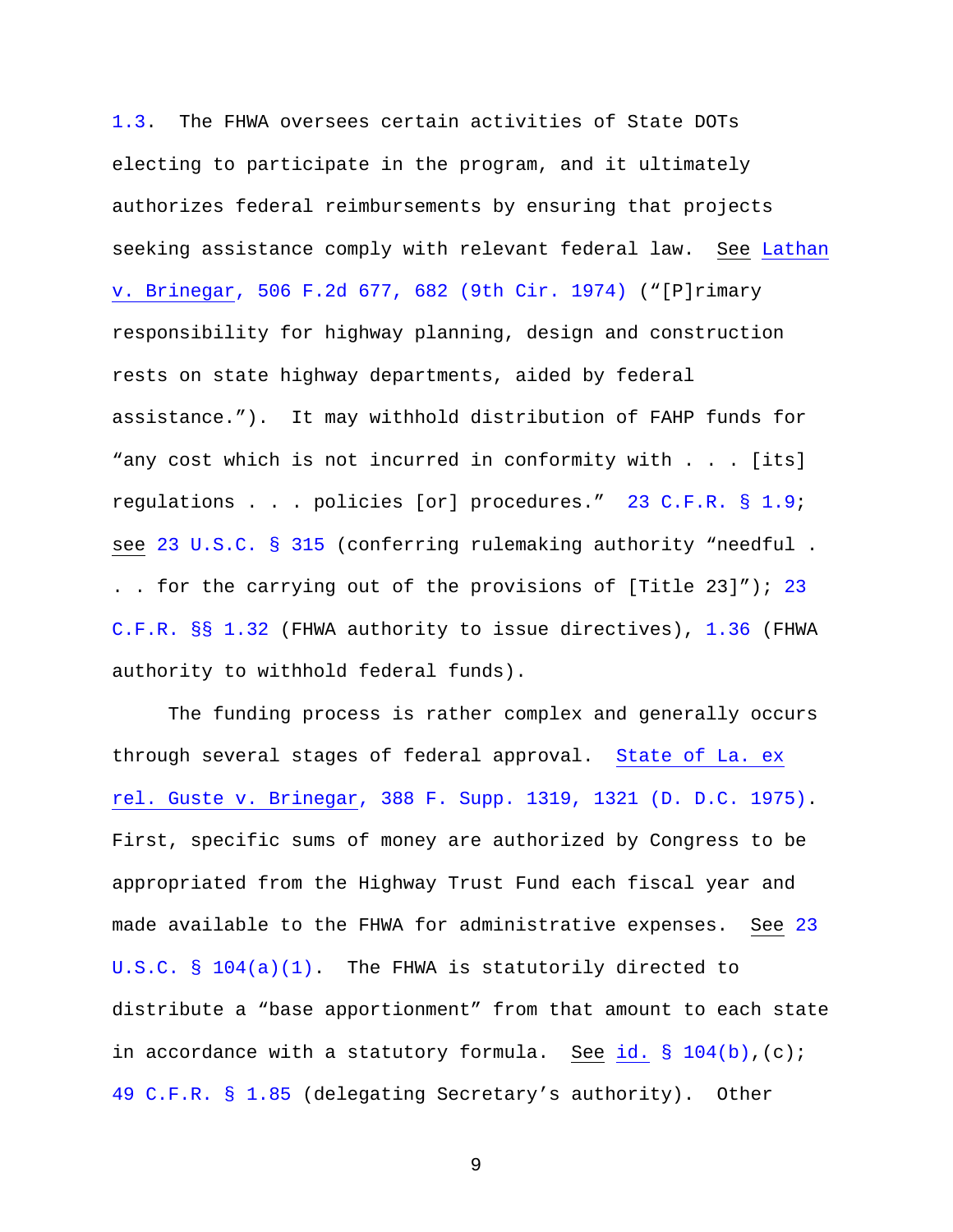1.3. The FHWA oversees certain activities of State DOTs electing to participate in the program, and it ultimately authorizes federal reimbursements by ensuring that projects seeking assistance comply with relevant federal law. See Lathan v. Brinegar, 506 F.2d 677, 682 (9th Cir. 1974) ("[P]rimary responsibility for highway planning, design and construction rests on state highway departments, aided by federal assistance."). It may withhold distribution of FAHP funds for "any cost which is not incurred in conformity with . . . [its] regulations . . . policies [or] procedures." 23 C.F.R. § 1.9; see 23 U.S.C. § 315 (conferring rulemaking authority "needful . . . for the carrying out of the provisions of [Title 23]"); 23 C.F.R. §§ 1.32 (FHWA authority to issue directives), 1.36 (FHWA authority to withhold federal funds).

The funding process is rather complex and generally occurs through several stages of federal approval. State of La. ex rel. Guste v. Brinegar, 388 F. Supp. 1319, 1321 (D. D.C. 1975). First, specific sums of money are authorized by Congress to be appropriated from the Highway Trust Fund each fiscal year and made available to the FHWA for administrative expenses. See 23 U.S.C. § 104(a)(1). The FHWA is statutorily directed to distribute a "base apportionment" from that amount to each state in accordance with a statutory formula. See id. § 104(b),(c); 49 C.F.R. § 1.85 (delegating Secretary's authority). Other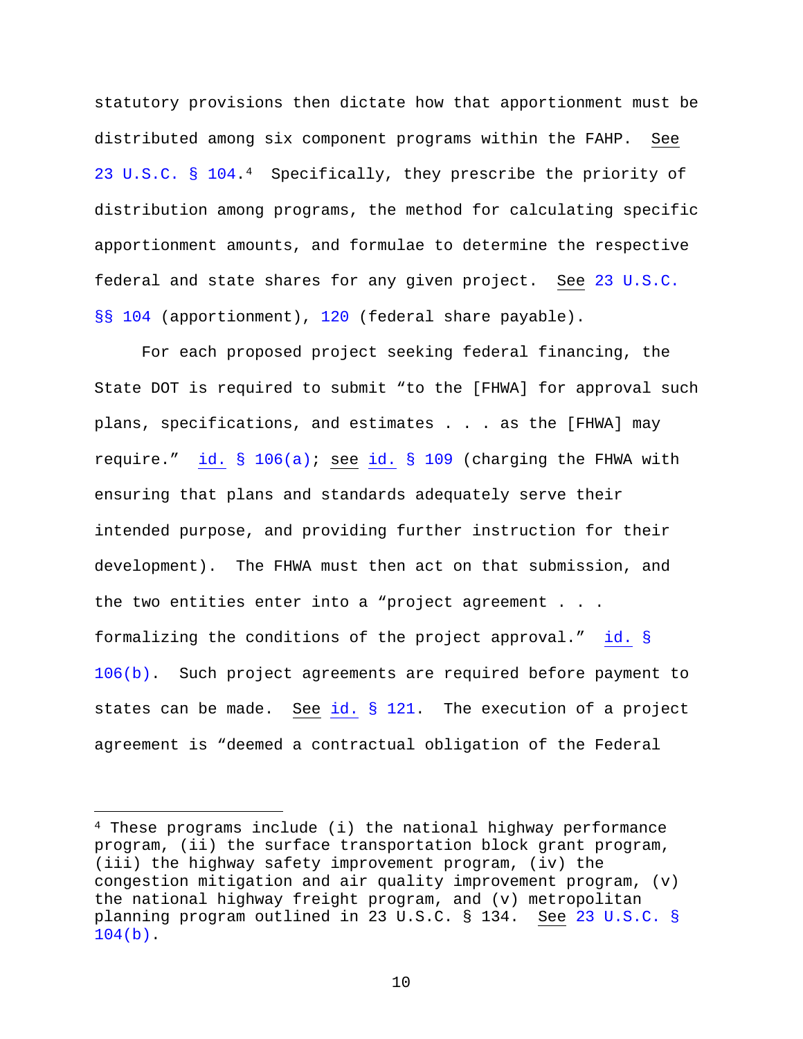statutory provisions then dictate how that apportionment must be distributed among six component programs within the FAHP. See 23 U.S.C. § 104.[4] Specifically, they prescribe the priority of distribution among programs, the method for calculating specific apportionment amounts, and formulae to determine the respective federal and state shares for any given project. See 23 U.S.C. §§ 104 (apportionment), 120 (federal share payable).

For each proposed project seeking federal financing, the State DOT is required to submit "to the [FHWA] for approval such plans, specifications, and estimates . . . as the [FHWA] may require." id. § 106(a); see id. § 109 (charging the FHWA with ensuring that plans and standards adequately serve their intended purpose, and providing further instruction for their development). The FHWA must then act on that submission, and the two entities enter into a "project agreement . . . formalizing the conditions of the project approval." id. § 106(b). Such project agreements are required before payment to states can be made. See id. § 121. The execution of a project agreement is "deemed a contractual obligation of the Federal

---

[4] These programs include (i) the national highway performance program, (ii) the surface transportation block grant program, (iii) the highway safety improvement program, (iv) the congestion mitigation and air quality improvement program, (v) the national highway freight program, and (v) metropolitan planning program outlined in 23 U.S.C. § 134. See 23 U.S.C. § 104(b).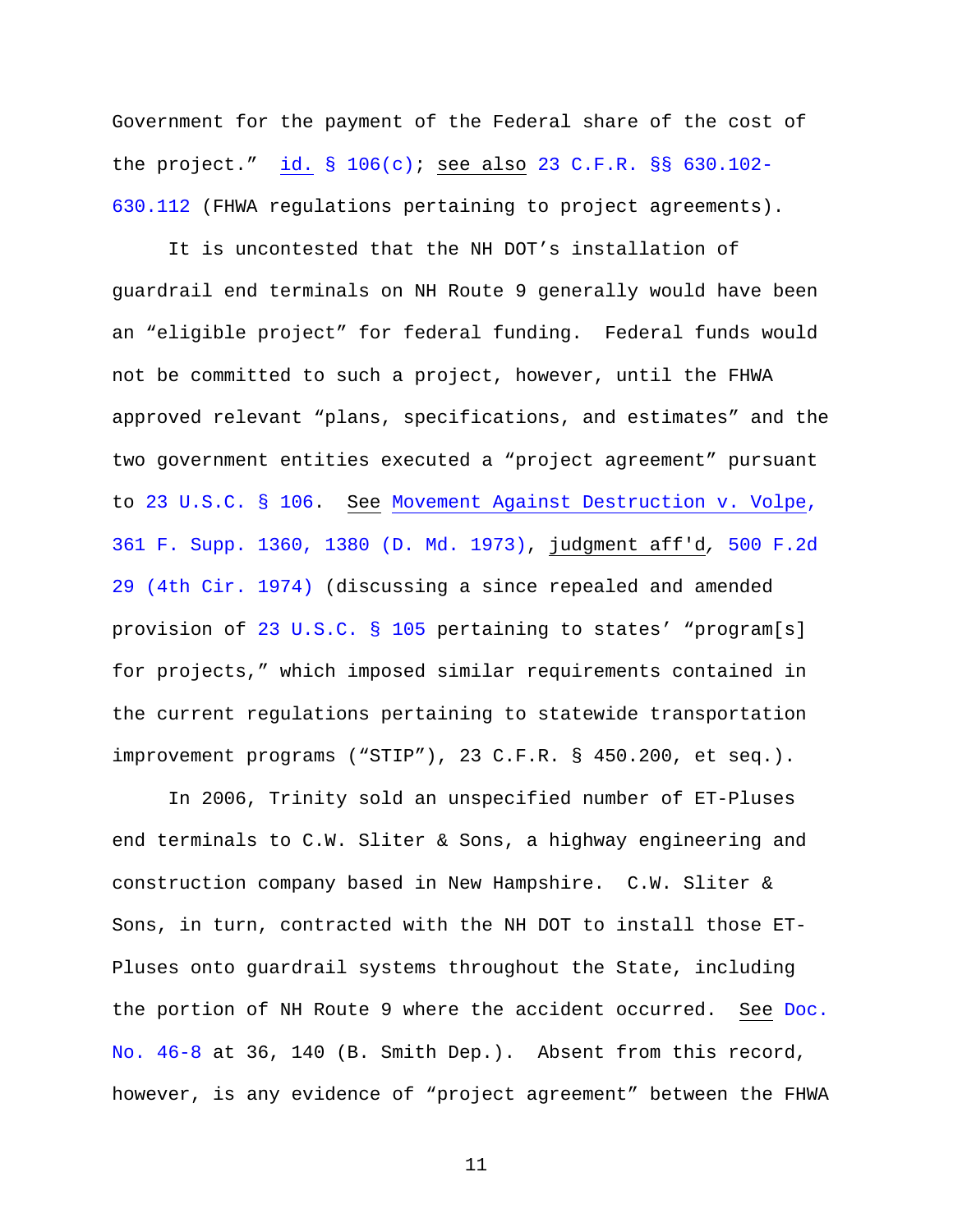Government for the payment of the Federal share of the cost of the project." id. § 106(c); see also 23 C.F.R. §§ 630.102-630.112 (FHWA regulations pertaining to project agreements).

It is uncontested that the NH DOT's installation of guardrail end terminals on NH Route 9 generally would have been an "eligible project" for federal funding. Federal funds would not be committed to such a project, however, until the FHWA approved relevant "plans, specifications, and estimates" and the two government entities executed a "project agreement" pursuant to 23 U.S.C. § 106. See Movement Against Destruction v. Volpe, 361 F. Supp. 1360, 1380 (D. Md. 1973), judgment aff'd, 500 F.2d 29 (4th Cir. 1974) (discussing a since repealed and amended provision of 23 U.S.C. § 105 pertaining to states' "program[s] for projects," which imposed similar requirements contained in the current regulations pertaining to statewide transportation improvement programs ("STIP"), 23 C.F.R. § 450.200, et seq.).

In 2006, Trinity sold an unspecified number of ET-Pluses end terminals to C.W. Sliter & Sons, a highway engineering and construction company based in New Hampshire. C.W. Sliter & Sons, in turn, contracted with the NH DOT to install those ET-Pluses onto guardrail systems throughout the State, including the portion of NH Route 9 where the accident occurred. See Doc. No. 46-8 at 36, 140 (B. Smith Dep.). Absent from this record, however, is any evidence of "project agreement" between the FHWA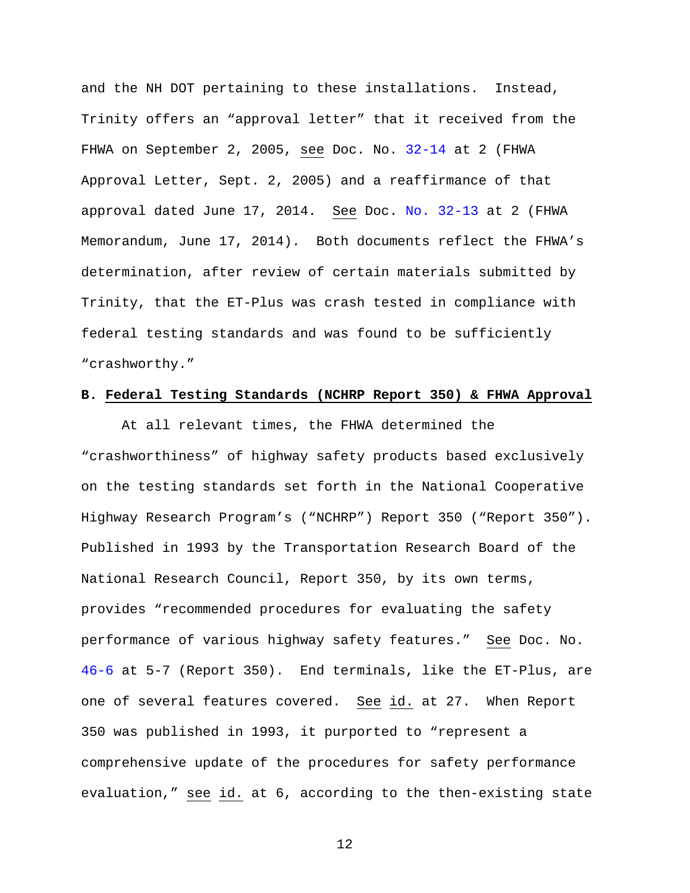and the NH DOT pertaining to these installations. Instead, Trinity offers an "approval letter" that it received from the FHWA on September 2, 2005, see Doc. No. 32-14 at 2 (FHWA Approval Letter, Sept. 2, 2005) and a reaffirmance of that approval dated June 17, 2014. See Doc. No. 32-13 at 2 (FHWA Memorandum, June 17, 2014). Both documents reflect the FHWA's determination, after review of certain materials submitted by Trinity, that the ET-Plus was crash tested in compliance with federal testing standards and was found to be sufficiently "crashworthy."

### B. Federal Testing Standards (NCHRP Report 350) & FHWA Approval

At all relevant times, the FHWA determined the "crashworthiness" of highway safety products based exclusively on the testing standards set forth in the National Cooperative Highway Research Program's ("NCHRP") Report 350 ("Report 350"). Published in 1993 by the Transportation Research Board of the National Research Council, Report 350, by its own terms, provides "recommended procedures for evaluating the safety performance of various highway safety features." See Doc. No. 46-6 at 5-7 (Report 350). End terminals, like the ET-Plus, are one of several features covered. See id. at 27. When Report 350 was published in 1993, it purported to "represent a comprehensive update of the procedures for safety performance evaluation," see id. at 6, according to the then-existing state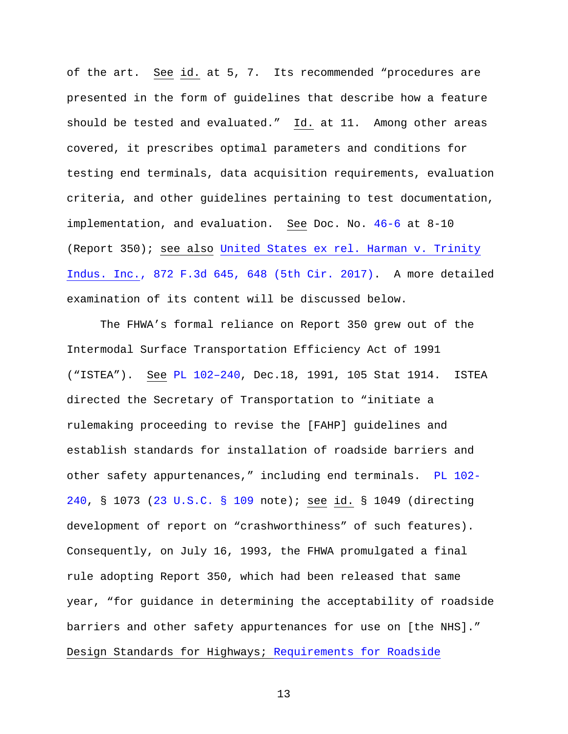of the art. See id. at 5, 7. Its recommended "procedures are presented in the form of guidelines that describe how a feature should be tested and evaluated." Id. at 11. Among other areas covered, it prescribes optimal parameters and conditions for testing end terminals, data acquisition requirements, evaluation criteria, and other guidelines pertaining to test documentation, implementation, and evaluation. See Doc. No. 46-6 at 8-10 (Report 350); see also United States ex rel. Harman v. Trinity Indus. Inc., 872 F.3d 645, 648 (5th Cir. 2017). A more detailed examination of its content will be discussed below.

The FHWA's formal reliance on Report 350 grew out of the Intermodal Surface Transportation Efficiency Act of 1991 ("ISTEA"). See PL 102–240, Dec.18, 1991, 105 Stat 1914. ISTEA directed the Secretary of Transportation to "initiate a rulemaking proceeding to revise the [FAHP] guidelines and establish standards for installation of roadside barriers and other safety appurtenances," including end terminals. PL 102-240, § 1073 (23 U.S.C. § 109 note); see id. § 1049 (directing development of report on "crashworthiness" of such features). Consequently, on July 16, 1993, the FHWA promulgated a final rule adopting Report 350, which had been released that same year, "for guidance in determining the acceptability of roadside barriers and other safety appurtenances for use on [the NHS]." Design Standards for Highways; Requirements for Roadside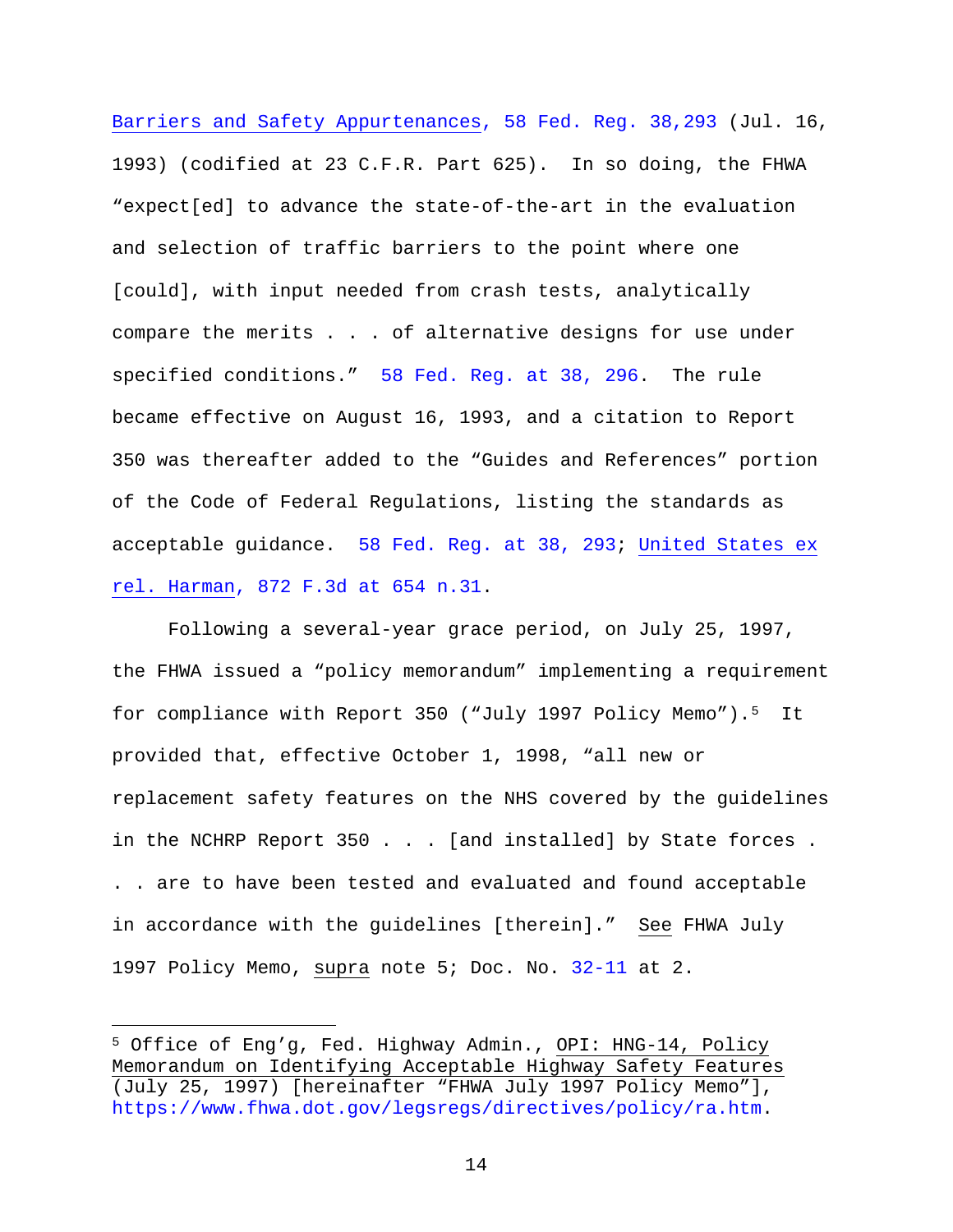Barriers and Safety Appurtenances, 58 Fed. Reg. 38,293 (Jul. 16, 1993) (codified at 23 C.F.R. Part 625). In so doing, the FHWA "expect[ed] to advance the state-of-the-art in the evaluation and selection of traffic barriers to the point where one [could], with input needed from crash tests, analytically compare the merits . . . of alternative designs for use under specified conditions." 58 Fed. Reg. at 38, 296. The rule became effective on August 16, 1993, and a citation to Report 350 was thereafter added to the "Guides and References" portion of the Code of Federal Regulations, listing the standards as acceptable guidance. 58 Fed. Reg. at 38, 293; United States ex rel. Harman, 872 F.3d at 654 n.31.

Following a several-year grace period, on July 25, 1997, the FHWA issued a "policy memorandum" implementing a requirement for compliance with Report 350 ("July 1997 Policy Memo").[5] It provided that, effective October 1, 1998, "all new or replacement safety features on the NHS covered by the guidelines in the NCHRP Report 350 . . . [and installed] by State forces . . . are to have been tested and evaluated and found acceptable in accordance with the guidelines [therein]." See FHWA July 1997 Policy Memo, supra note 5; Doc. No. 32-11 at 2.

---

[5] Office of Eng'g, Fed. Highway Admin., OPI: HNG-14, Policy Memorandum on Identifying Acceptable Highway Safety Features (July 25, 1997) [hereinafter "FHWA July 1997 Policy Memo"], https://www.fhwa.dot.gov/legsregs/directives/policy/ra.htm.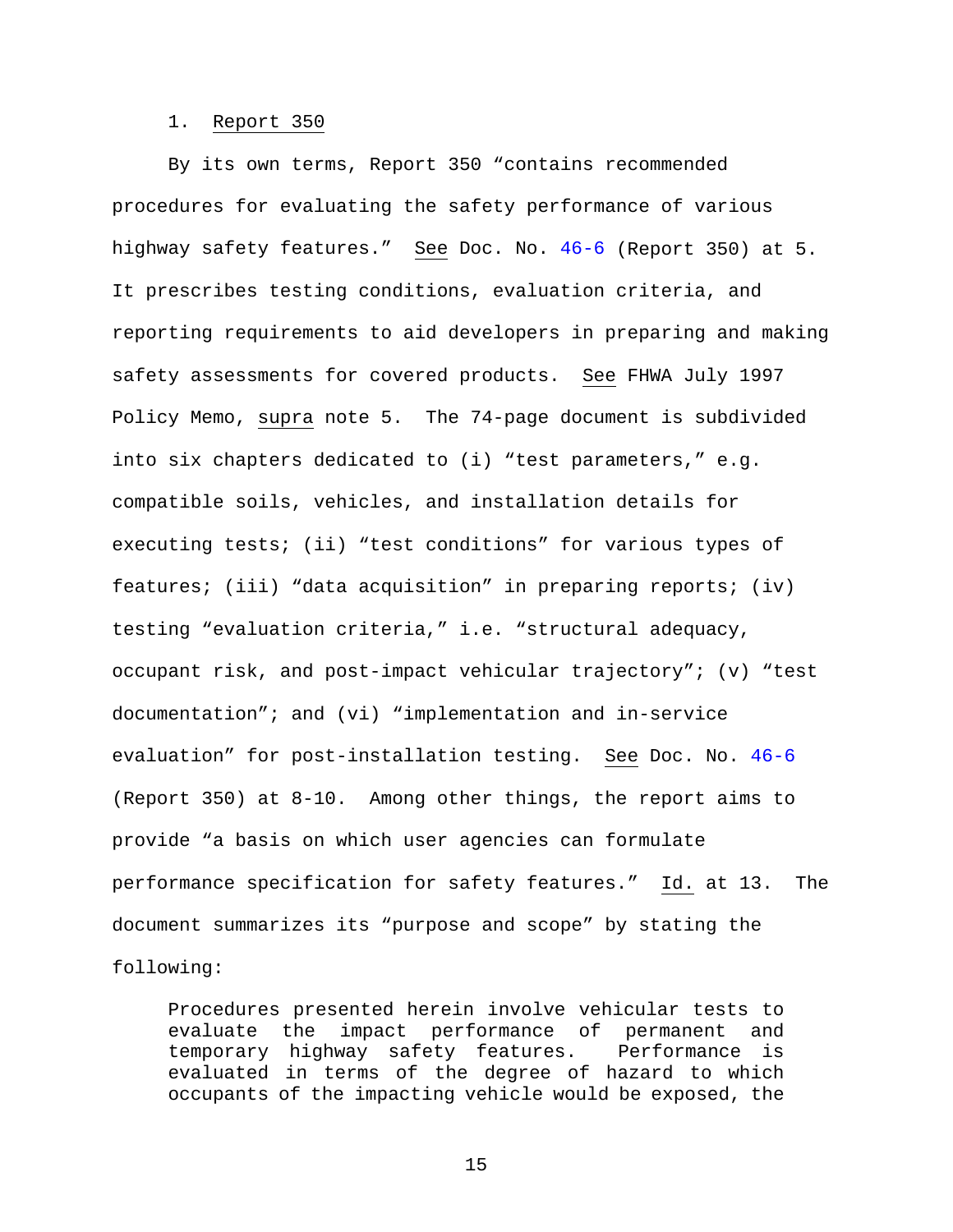1. Report 350

By its own terms, Report 350 "contains recommended procedures for evaluating the safety performance of various highway safety features." See Doc. No. 46-6 (Report 350) at 5. It prescribes testing conditions, evaluation criteria, and reporting requirements to aid developers in preparing and making safety assessments for covered products. See FHWA July 1997 Policy Memo, supra note 5. The 74-page document is subdivided into six chapters dedicated to (i) "test parameters," e.g. compatible soils, vehicles, and installation details for executing tests; (ii) "test conditions" for various types of features; (iii) "data acquisition" in preparing reports; (iv) testing "evaluation criteria," i.e. "structural adequacy, occupant risk, and post-impact vehicular trajectory"; (v) "test documentation"; and (vi) "implementation and in-service evaluation" for post-installation testing. See Doc. No. 46-6 (Report 350) at 8-10. Among other things, the report aims to provide "a basis on which user agencies can formulate performance specification for safety features." Id. at 13. The document summarizes its "purpose and scope" by stating the following:

> Procedures presented herein involve vehicular tests to evaluate the impact performance of permanent and temporary highway safety features. Performance is evaluated in terms of the degree of hazard to which occupants of the impacting vehicle would be exposed, the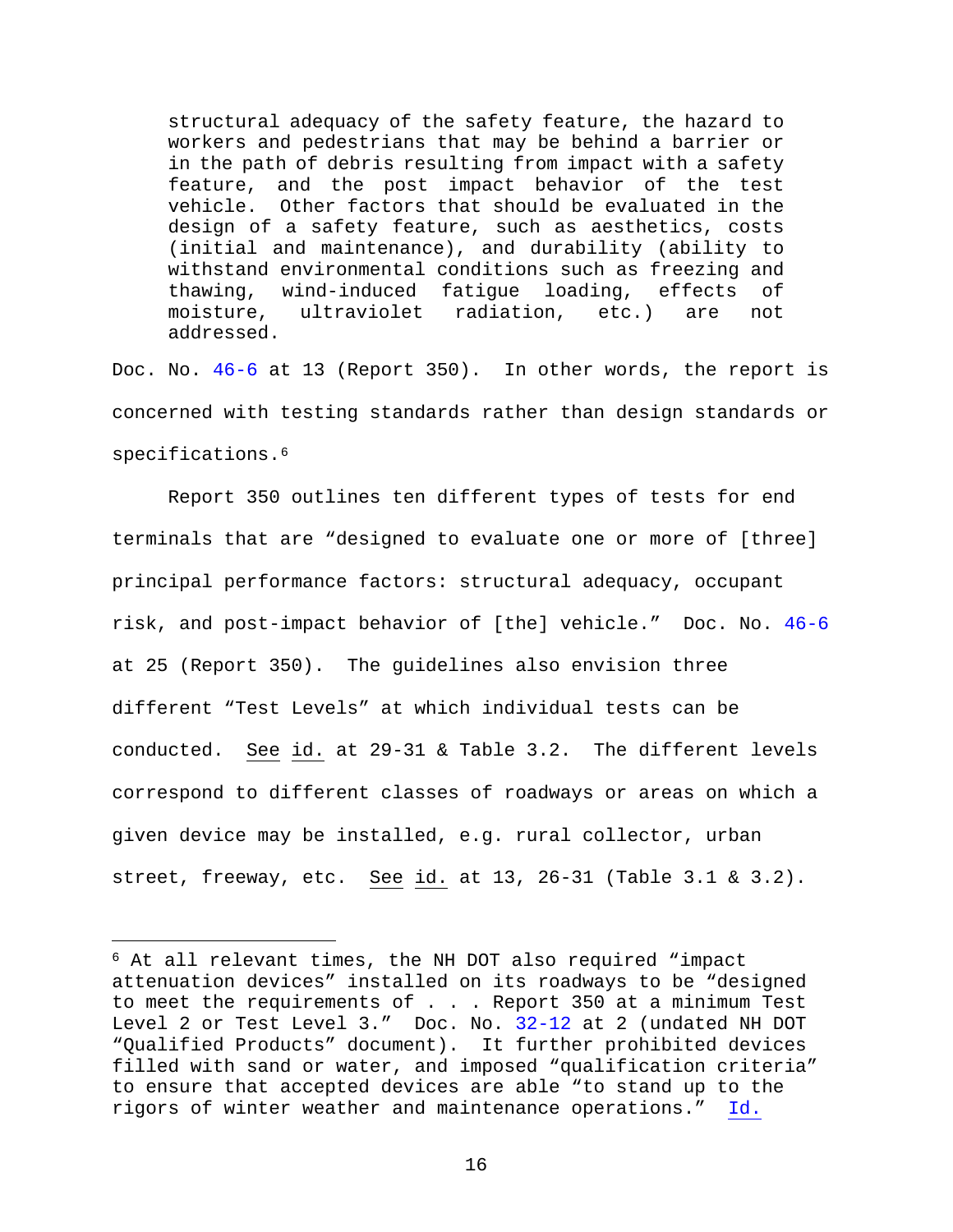> structural adequacy of the safety feature, the hazard to workers and pedestrians that may be behind a barrier or in the path of debris resulting from impact with a safety feature, and the post impact behavior of the test vehicle. Other factors that should be evaluated in the design of a safety feature, such as aesthetics, costs (initial and maintenance), and durability (ability to withstand environmental conditions such as freezing and thawing, wind-induced fatigue loading, effects of moisture, ultraviolet radiation, etc.) are not addressed.

Doc. No. 46-6 at 13 (Report 350). In other words, the report is concerned with testing standards rather than design standards or specifications.[6]

Report 350 outlines ten different types of tests for end terminals that are "designed to evaluate one or more of [three] principal performance factors: structural adequacy, occupant risk, and post-impact behavior of [the] vehicle." Doc. No. 46-6 at 25 (Report 350). The guidelines also envision three different "Test Levels" at which individual tests can be conducted. See id. at 29-31 & Table 3.2. The different levels correspond to different classes of roadways or areas on which a given device may be installed, e.g. rural collector, urban street, freeway, etc. See id. at 13, 26-31 (Table 3.1 & 3.2).

---

[6] At all relevant times, the NH DOT also required "impact attenuation devices" installed on its roadways to be "designed to meet the requirements of . . . Report 350 at a minimum Test Level 2 or Test Level 3." Doc. No. 32-12 at 2 (undated NH DOT "Qualified Products" document). It further prohibited devices filled with sand or water, and imposed "qualification criteria" to ensure that accepted devices are able "to stand up to the rigors of winter weather and maintenance operations." Id.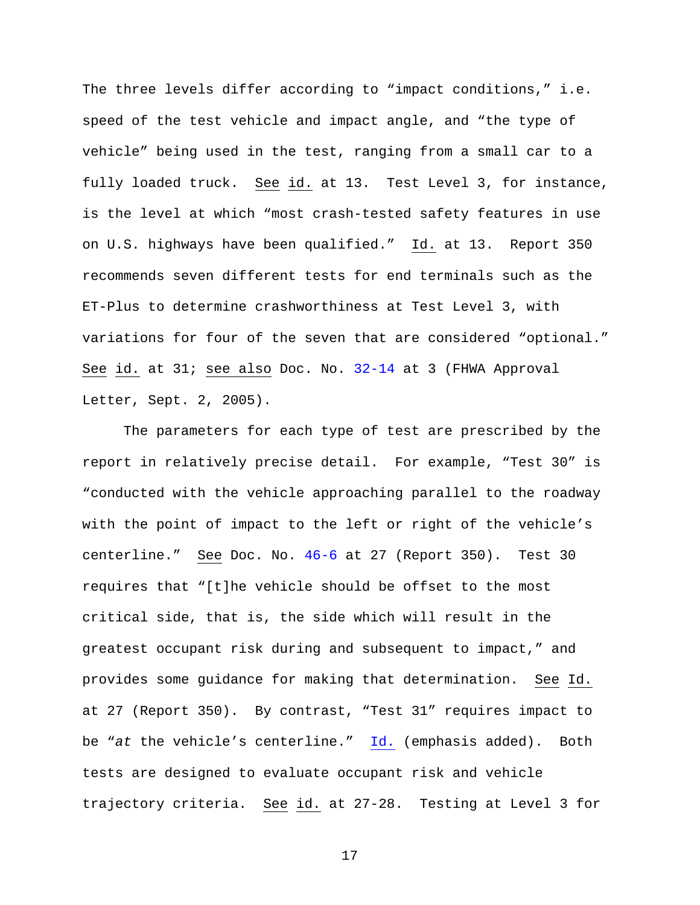The three levels differ according to "impact conditions," i.e. speed of the test vehicle and impact angle, and "the type of vehicle" being used in the test, ranging from a small car to a fully loaded truck. See id. at 13. Test Level 3, for instance, is the level at which "most crash-tested safety features in use on U.S. highways have been qualified." Id. at 13. Report 350 recommends seven different tests for end terminals such as the ET-Plus to determine crashworthiness at Test Level 3, with variations for four of the seven that are considered "optional." See id. at 31; see also Doc. No. 32-14 at 3 (FHWA Approval Letter, Sept. 2, 2005).

The parameters for each type of test are prescribed by the report in relatively precise detail. For example, "Test 30" is "conducted with the vehicle approaching parallel to the roadway with the point of impact to the left or right of the vehicle's centerline." See Doc. No. 46-6 at 27 (Report 350). Test 30 requires that "[t]he vehicle should be offset to the most critical side, that is, the side which will result in the greatest occupant risk during and subsequent to impact," and provides some guidance for making that determination. See Id. at 27 (Report 350). By contrast, "Test 31" requires impact to be "*at* the vehicle's centerline." Id. (emphasis added). Both tests are designed to evaluate occupant risk and vehicle trajectory criteria. See id. at 27-28. Testing at Level 3 for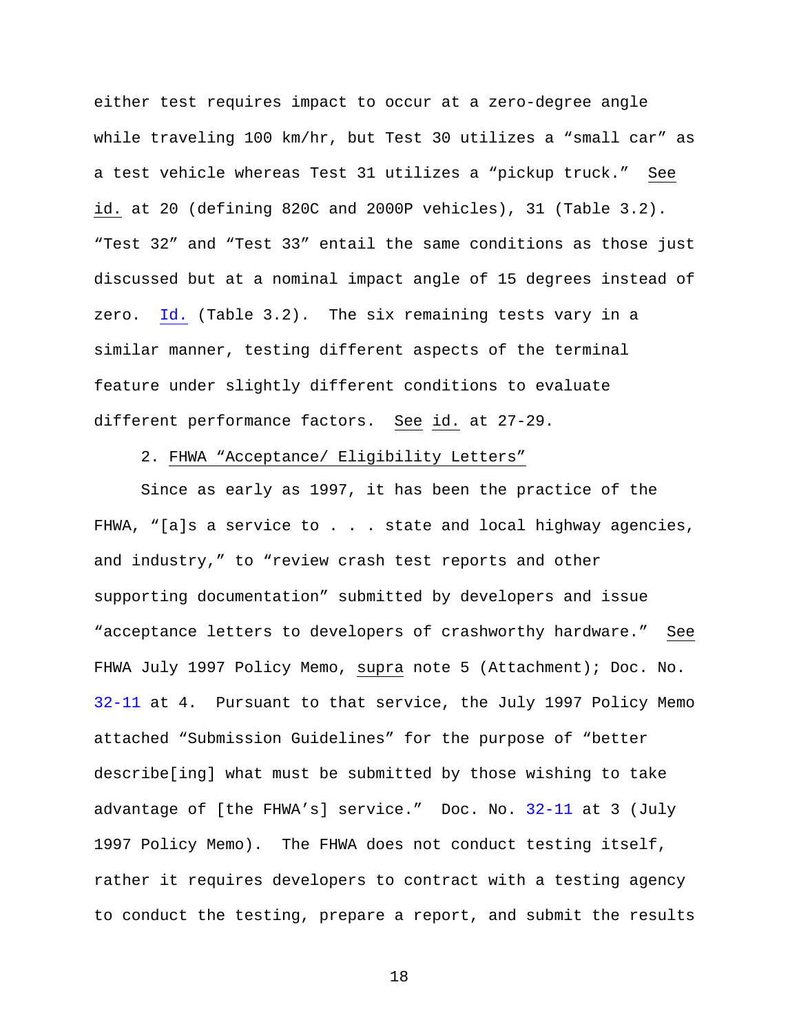either test requires impact to occur at a zero-degree angle while traveling 100 km/hr, but Test 30 utilizes a "small car" as a test vehicle whereas Test 31 utilizes a "pickup truck." See id. at 20 (defining 820C and 2000P vehicles), 31 (Table 3.2). "Test 32" and "Test 33" entail the same conditions as those just discussed but at a nominal impact angle of 15 degrees instead of zero. Id. (Table 3.2). The six remaining tests vary in a similar manner, testing different aspects of the terminal feature under slightly different conditions to evaluate different performance factors. See id. at 27-29.

2. FHWA "Acceptance/ Eligibility Letters"

Since as early as 1997, it has been the practice of the FHWA, "[a]s a service to . . . state and local highway agencies, and industry," to "review crash test reports and other supporting documentation" submitted by developers and issue "acceptance letters to developers of crashworthy hardware." See FHWA July 1997 Policy Memo, supra note 5 (Attachment); Doc. No. 32-11 at 4. Pursuant to that service, the July 1997 Policy Memo attached "Submission Guidelines" for the purpose of "better describe[ing] what must be submitted by those wishing to take advantage of [the FHWA's] service." Doc. No. 32-11 at 3 (July 1997 Policy Memo). The FHWA does not conduct testing itself, rather it requires developers to contract with a testing agency to conduct the testing, prepare a report, and submit the results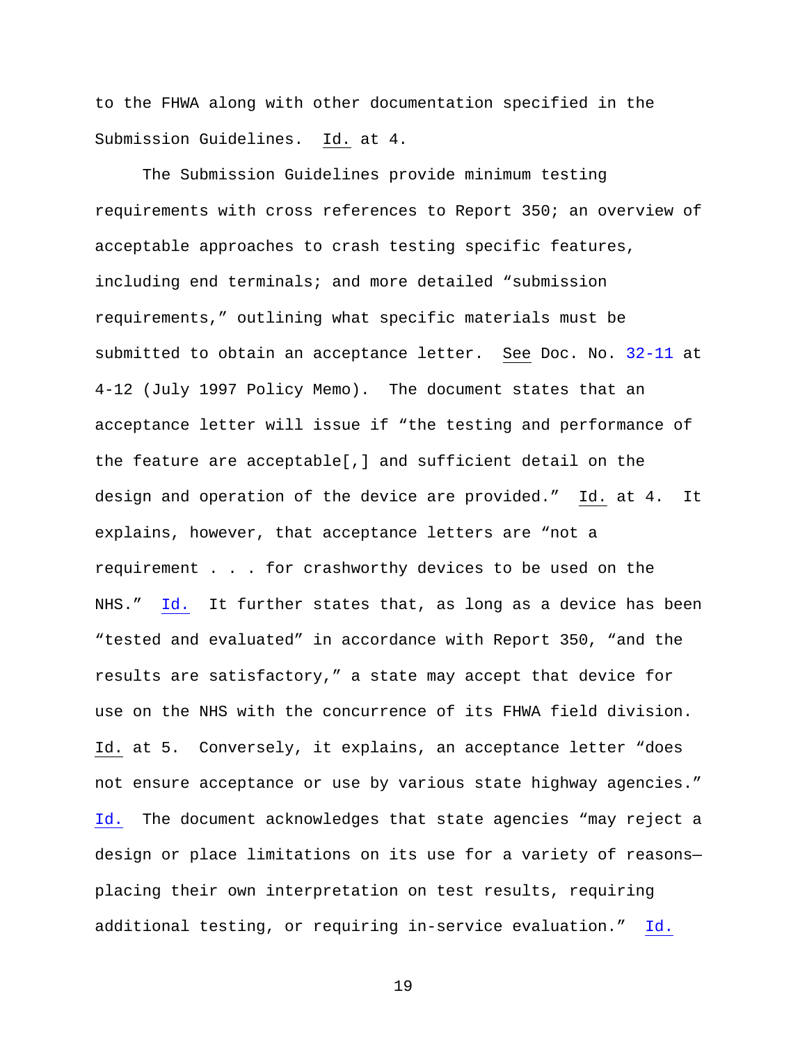to the FHWA along with other documentation specified in the Submission Guidelines. Id. at 4.

The Submission Guidelines provide minimum testing requirements with cross references to Report 350; an overview of acceptable approaches to crash testing specific features, including end terminals; and more detailed "submission requirements," outlining what specific materials must be submitted to obtain an acceptance letter. See Doc. No. 32-11 at 4-12 (July 1997 Policy Memo). The document states that an acceptance letter will issue if "the testing and performance of the feature are acceptable[,] and sufficient detail on the design and operation of the device are provided." Id. at 4. It explains, however, that acceptance letters are "not a requirement . . . for crashworthy devices to be used on the NHS." Id. It further states that, as long as a device has been "tested and evaluated" in accordance with Report 350, "and the results are satisfactory," a state may accept that device for use on the NHS with the concurrence of its FHWA field division. Id. at 5. Conversely, it explains, an acceptance letter "does not ensure acceptance or use by various state highway agencies." Id. The document acknowledges that state agencies "may reject a design or place limitations on its use for a variety of reasons—placing their own interpretation on test results, requiring additional testing, or requiring in-service evaluation." Id.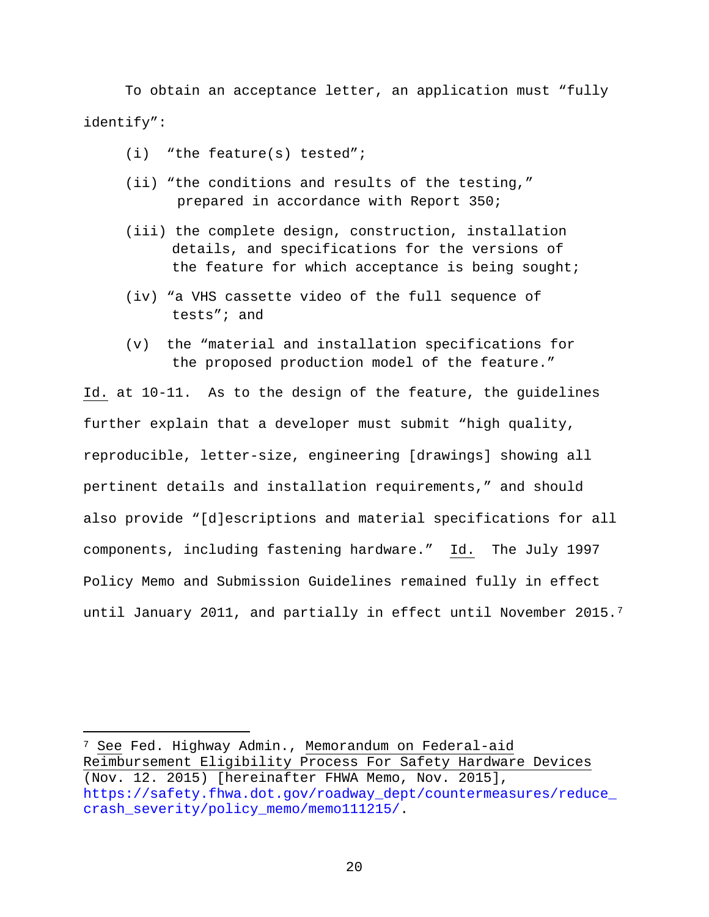To obtain an acceptance letter, an application must "fully identify":

(i) "the feature(s) tested";

(ii) "the conditions and results of the testing," prepared in accordance with Report 350;

(iii) the complete design, construction, installation details, and specifications for the versions of the feature for which acceptance is being sought;

(iv) "a VHS cassette video of the full sequence of tests"; and

(v) the "material and installation specifications for the proposed production model of the feature."

Id. at 10-11. As to the design of the feature, the guidelines further explain that a developer must submit "high quality, reproducible, letter-size, engineering [drawings] showing all pertinent details and installation requirements," and should also provide "[d]escriptions and material specifications for all components, including fastening hardware." Id. The July 1997 Policy Memo and Submission Guidelines remained fully in effect until January 2011, and partially in effect until November 2015.[7]

---

[7] See Fed. Highway Admin., Memorandum on Federal-aid Reimbursement Eligibility Process For Safety Hardware Devices (Nov. 12. 2015) [hereinafter FHWA Memo, Nov. 2015], https://safety.fhwa.dot.gov/roadway_dept/countermeasures/reduce_crash_severity/policy_memo/memo111215/.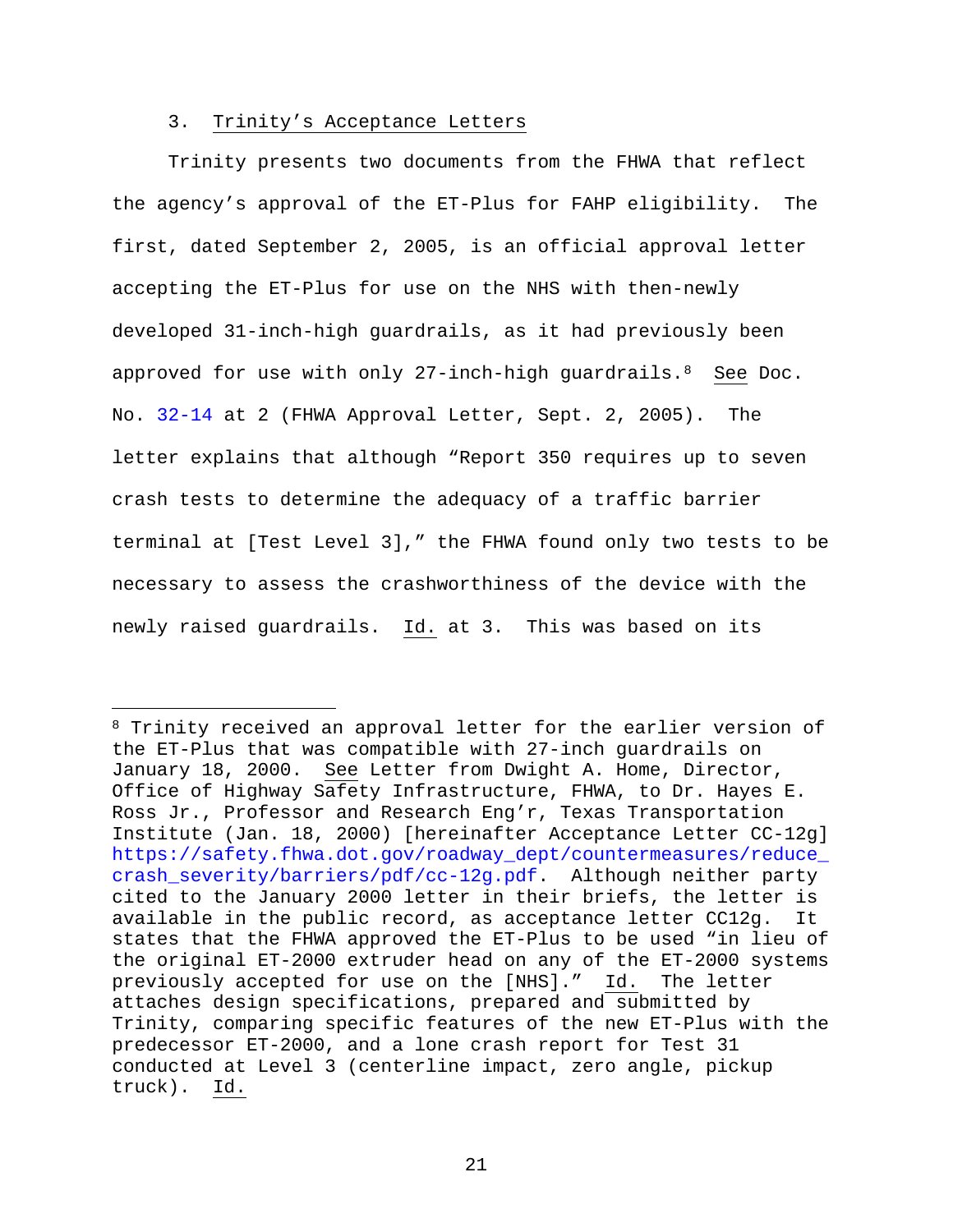### 3. Trinity's Acceptance Letters

Trinity presents two documents from the FHWA that reflect the agency's approval of the ET-Plus for FAHP eligibility. The first, dated September 2, 2005, is an official approval letter accepting the ET-Plus for use on the NHS with then-newly developed 31-inch-high guardrails, as it had previously been approved for use with only 27-inch-high guardrails.[8] See Doc. No. 32-14 at 2 (FHWA Approval Letter, Sept. 2, 2005). The letter explains that although "Report 350 requires up to seven crash tests to determine the adequacy of a traffic barrier terminal at [Test Level 3]," the FHWA found only two tests to be necessary to assess the crashworthiness of the device with the newly raised guardrails. Id. at 3. This was based on its

---

[8] Trinity received an approval letter for the earlier version of the ET-Plus that was compatible with 27-inch guardrails on January 18, 2000. See Letter from Dwight A. Home, Director, Office of Highway Safety Infrastructure, FHWA, to Dr. Hayes E. Ross Jr., Professor and Research Eng'r, Texas Transportation Institute (Jan. 18, 2000) [hereinafter Acceptance Letter CC-12g] https://safety.fhwa.dot.gov/roadway_dept/countermeasures/reduce_crash_severity/barriers/pdf/cc-12g.pdf. Although neither party cited to the January 2000 letter in their briefs, the letter is available in the public record, as acceptance letter CC12g. It states that the FHWA approved the ET-Plus to be used "in lieu of the original ET-2000 extruder head on any of the ET-2000 systems previously accepted for use on the [NHS]." Id. The letter attaches design specifications, prepared and submitted by Trinity, comparing specific features of the new ET-Plus with the predecessor ET-2000, and a lone crash report for Test 31 conducted at Level 3 (centerline impact, zero angle, pickup truck). Id.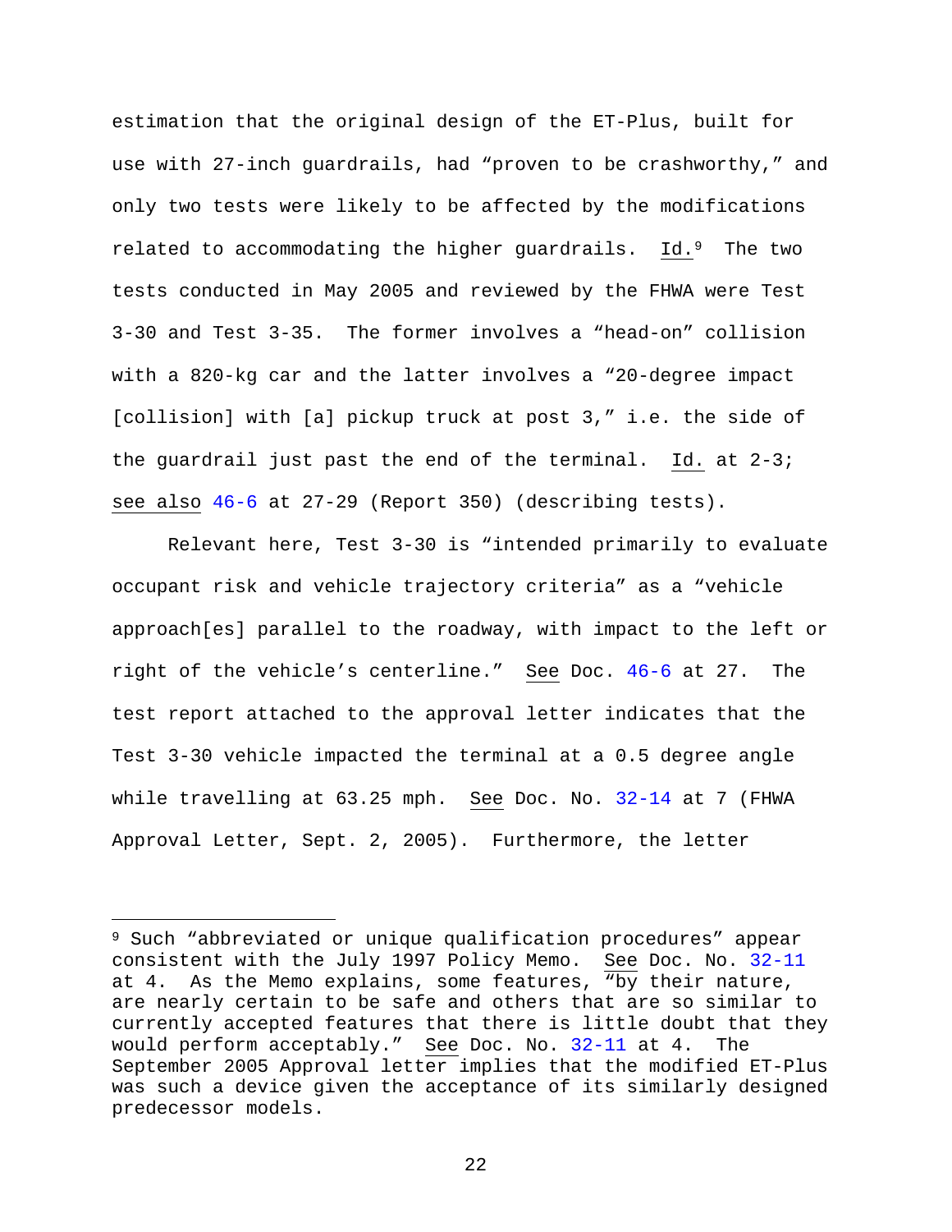estimation that the original design of the ET-Plus, built for use with 27-inch guardrails, had "proven to be crashworthy," and only two tests were likely to be affected by the modifications related to accommodating the higher guardrails. Id.[9] The two tests conducted in May 2005 and reviewed by the FHWA were Test 3-30 and Test 3-35. The former involves a "head-on" collision with a 820-kg car and the latter involves a "20-degree impact [collision] with [a] pickup truck at post 3," i.e. the side of the guardrail just past the end of the terminal. Id. at 2-3; see also 46-6 at 27-29 (Report 350) (describing tests).

Relevant here, Test 3-30 is "intended primarily to evaluate occupant risk and vehicle trajectory criteria" as a "vehicle approach[es] parallel to the roadway, with impact to the left or right of the vehicle's centerline." See Doc. 46-6 at 27. The test report attached to the approval letter indicates that the Test 3-30 vehicle impacted the terminal at a 0.5 degree angle while travelling at 63.25 mph. See Doc. No. 32-14 at 7 (FHWA Approval Letter, Sept. 2, 2005). Furthermore, the letter

---

[9] Such "abbreviated or unique qualification procedures" appear consistent with the July 1997 Policy Memo. See Doc. No. 32-11 at 4. As the Memo explains, some features, "by their nature, are nearly certain to be safe and others that are so similar to currently accepted features that there is little doubt that they would perform acceptably." See Doc. No. 32-11 at 4. The September 2005 Approval letter implies that the modified ET-Plus was such a device given the acceptance of its similarly designed predecessor models.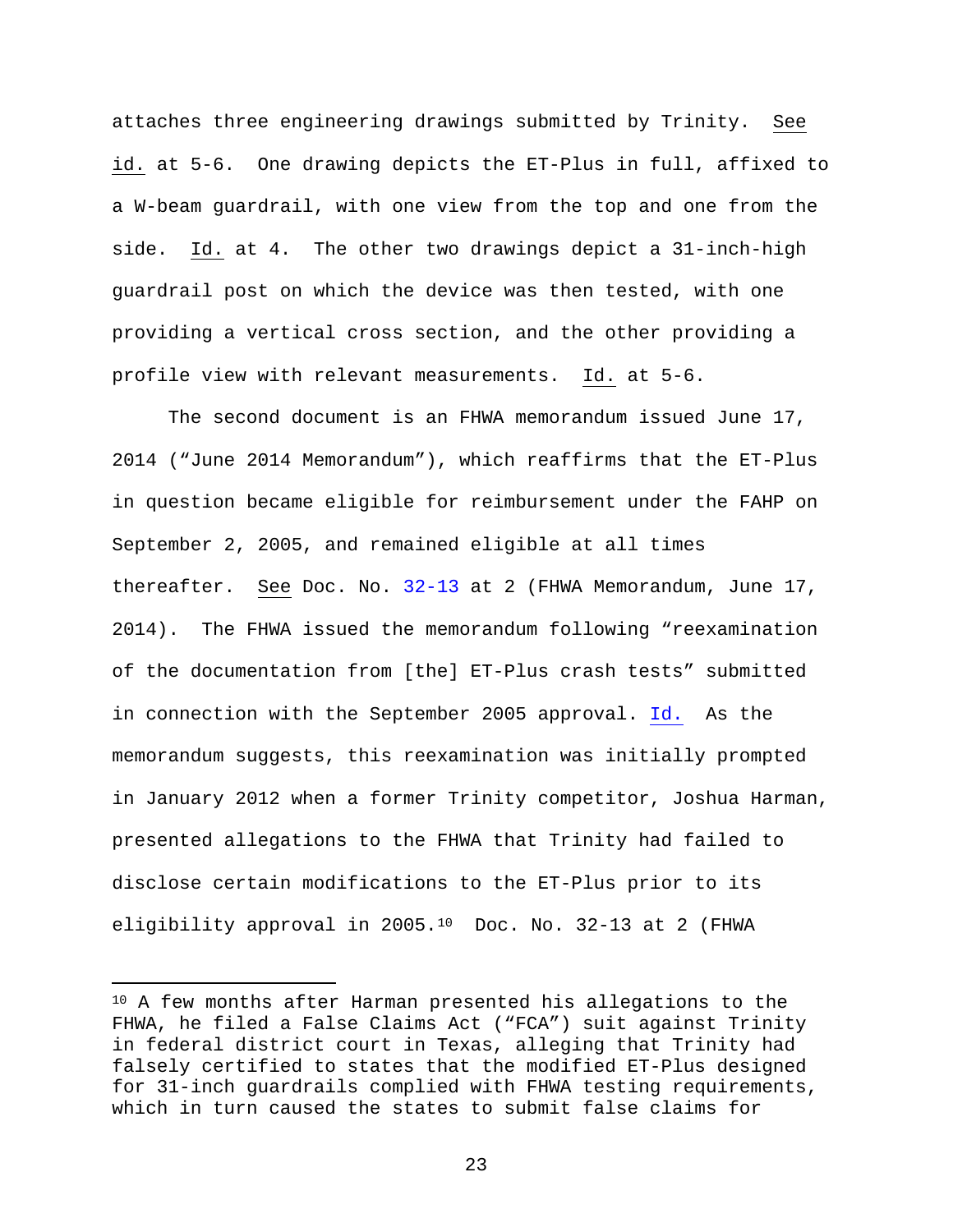attaches three engineering drawings submitted by Trinity. See id. at 5-6. One drawing depicts the ET-Plus in full, affixed to a W-beam guardrail, with one view from the top and one from the side. Id. at 4. The other two drawings depict a 31-inch-high guardrail post on which the device was then tested, with one providing a vertical cross section, and the other providing a profile view with relevant measurements. Id. at 5-6.

The second document is an FHWA memorandum issued June 17, 2014 ("June 2014 Memorandum"), which reaffirms that the ET-Plus in question became eligible for reimbursement under the FAHP on September 2, 2005, and remained eligible at all times thereafter. See Doc. No. 32-13 at 2 (FHWA Memorandum, June 17, 2014). The FHWA issued the memorandum following "reexamination of the documentation from [the] ET-Plus crash tests" submitted in connection with the September 2005 approval. Id. As the memorandum suggests, this reexamination was initially prompted in January 2012 when a former Trinity competitor, Joshua Harman, presented allegations to the FHWA that Trinity had failed to disclose certain modifications to the ET-Plus prior to its eligibility approval in 2005.[10] Doc. No. 32-13 at 2 (FHWA

[10] A few months after Harman presented his allegations to the FHWA, he filed a False Claims Act ("FCA") suit against Trinity in federal district court in Texas, alleging that Trinity had falsely certified to states that the modified ET-Plus designed for 31-inch guardrails complied with FHWA testing requirements, which in turn caused the states to submit false claims for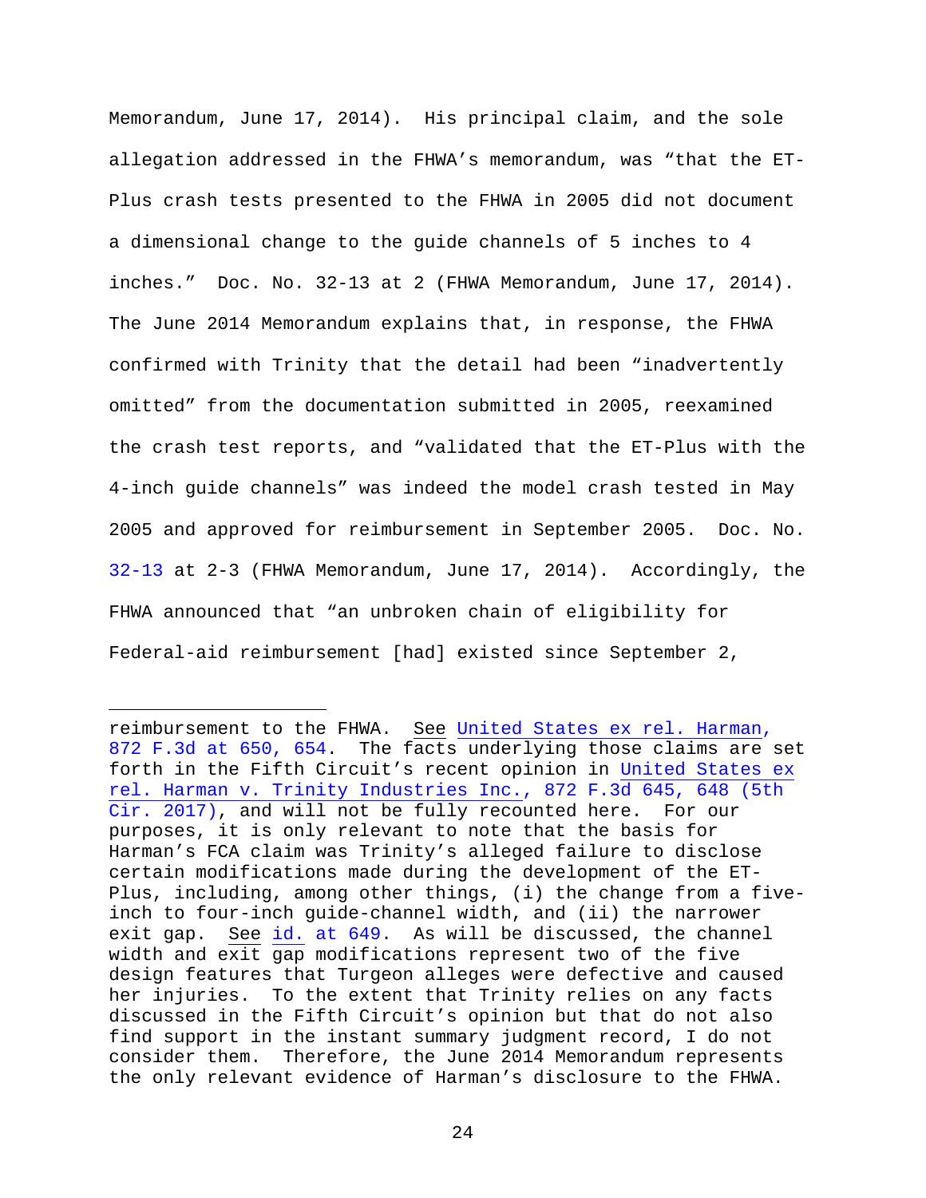Memorandum, June 17, 2014). His principal claim, and the sole allegation addressed in the FHWA's memorandum, was "that the ET-Plus crash tests presented to the FHWA in 2005 did not document a dimensional change to the guide channels of 5 inches to 4 inches." Doc. No. 32-13 at 2 (FHWA Memorandum, June 17, 2014). The June 2014 Memorandum explains that, in response, the FHWA confirmed with Trinity that the detail had been "inadvertently omitted" from the documentation submitted in 2005, reexamined the crash test reports, and "validated that the ET-Plus with the 4-inch guide channels" was indeed the model crash tested in May 2005 and approved for reimbursement in September 2005. Doc. No. 32-13 at 2-3 (FHWA Memorandum, June 17, 2014). Accordingly, the FHWA announced that "an unbroken chain of eligibility for Federal-aid reimbursement [had] existed since September 2,

---

reimbursement to the FHWA. See United States ex rel. Harman, 872 F.3d at 650, 654. The facts underlying those claims are set forth in the Fifth Circuit's recent opinion in United States ex rel. Harman v. Trinity Industries Inc., 872 F.3d 645, 648 (5th Cir. 2017), and will not be fully recounted here. For our purposes, it is only relevant to note that the basis for Harman's FCA claim was Trinity's alleged failure to disclose certain modifications made during the development of the ET-Plus, including, among other things, (i) the change from a five-inch to four-inch guide-channel width, and (ii) the narrower exit gap. See id. at 649. As will be discussed, the channel width and exit gap modifications represent two of the five design features that Turgeon alleges were defective and caused her injuries. To the extent that Trinity relies on any facts discussed in the Fifth Circuit's opinion but that do not also find support in the instant summary judgment record, I do not consider them. Therefore, the June 2014 Memorandum represents the only relevant evidence of Harman's disclosure to the FHWA.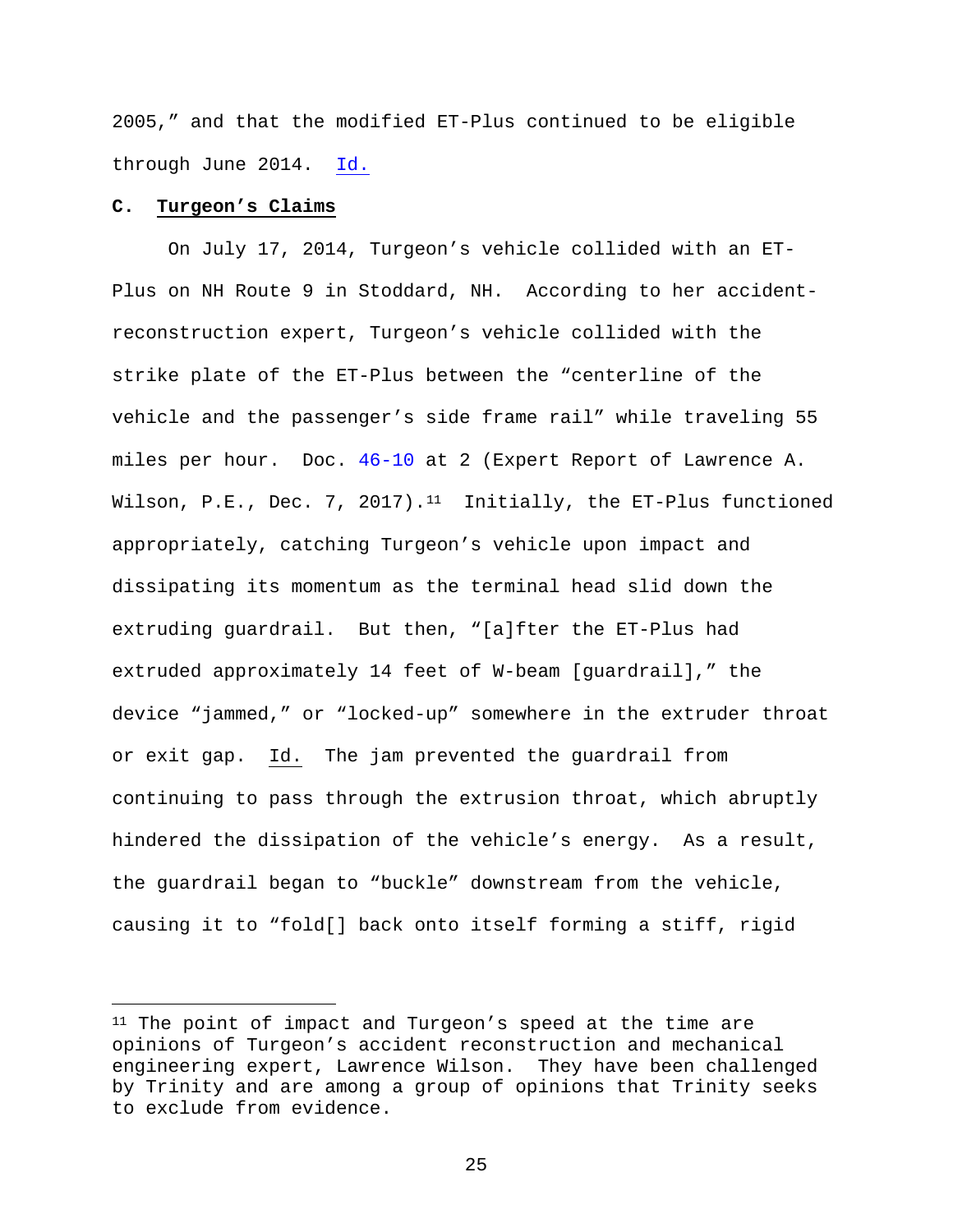2005," and that the modified ET-Plus continued to be eligible through June 2014. Id.

### C. **Turgeon's Claims**

On July 17, 2014, Turgeon's vehicle collided with an ET-Plus on NH Route 9 in Stoddard, NH. According to her accident-reconstruction expert, Turgeon's vehicle collided with the strike plate of the ET-Plus between the "centerline of the vehicle and the passenger's side frame rail" while traveling 55 miles per hour. Doc. 46-10 at 2 (Expert Report of Lawrence A. Wilson, P.E., Dec. 7, 2017).[11] Initially, the ET-Plus functioned appropriately, catching Turgeon's vehicle upon impact and dissipating its momentum as the terminal head slid down the extruding guardrail. But then, "[a]fter the ET-Plus had extruded approximately 14 feet of W-beam [guardrail]," the device "jammed," or "locked-up" somewhere in the extruder throat or exit gap. Id. The jam prevented the guardrail from continuing to pass through the extrusion throat, which abruptly hindered the dissipation of the vehicle's energy. As a result, the guardrail began to "buckle" downstream from the vehicle, causing it to "fold[] back onto itself forming a stiff, rigid

[11] The point of impact and Turgeon's speed at the time are opinions of Turgeon's accident reconstruction and mechanical engineering expert, Lawrence Wilson. They have been challenged by Trinity and are among a group of opinions that Trinity seeks to exclude from evidence.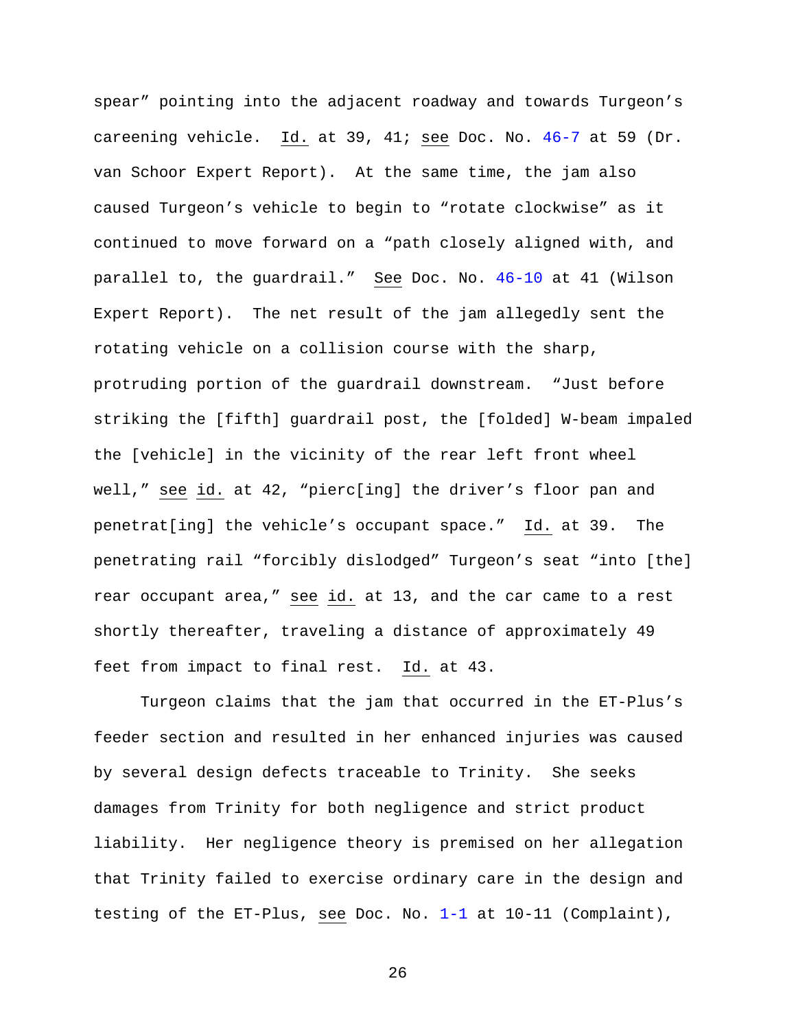spear" pointing into the adjacent roadway and towards Turgeon's careening vehicle. Id. at 39, 41; see Doc. No. 46-7 at 59 (Dr. van Schoor Expert Report). At the same time, the jam also caused Turgeon's vehicle to begin to "rotate clockwise" as it continued to move forward on a "path closely aligned with, and parallel to, the guardrail." See Doc. No. 46-10 at 41 (Wilson Expert Report). The net result of the jam allegedly sent the rotating vehicle on a collision course with the sharp, protruding portion of the guardrail downstream. "Just before striking the [fifth] guardrail post, the [folded] W-beam impaled the [vehicle] in the vicinity of the rear left front wheel well," see id. at 42, "pierc[ing] the driver's floor pan and penetrat[ing] the vehicle's occupant space." Id. at 39. The penetrating rail "forcibly dislodged" Turgeon's seat "into [the] rear occupant area," see id. at 13, and the car came to a rest shortly thereafter, traveling a distance of approximately 49 feet from impact to final rest. Id. at 43.

Turgeon claims that the jam that occurred in the ET-Plus's feeder section and resulted in her enhanced injuries was caused by several design defects traceable to Trinity. She seeks damages from Trinity for both negligence and strict product liability. Her negligence theory is premised on her allegation that Trinity failed to exercise ordinary care in the design and testing of the ET-Plus, see Doc. No. 1-1 at 10-11 (Complaint),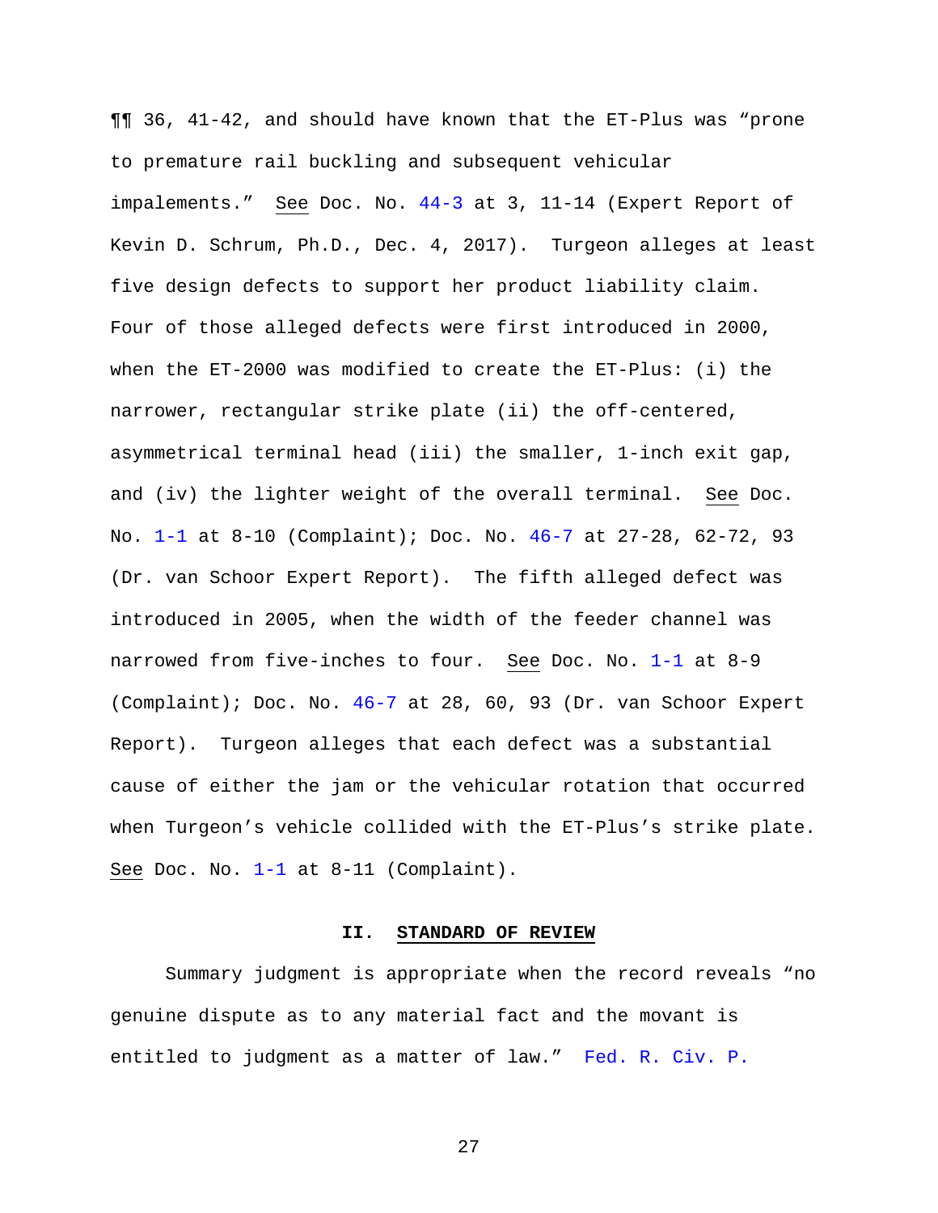¶¶ 36, 41-42, and should have known that the ET-Plus was "prone to premature rail buckling and subsequent vehicular impalements." See Doc. No. 44-3 at 3, 11-14 (Expert Report of Kevin D. Schrum, Ph.D., Dec. 4, 2017). Turgeon alleges at least five design defects to support her product liability claim. Four of those alleged defects were first introduced in 2000, when the ET-2000 was modified to create the ET-Plus: (i) the narrower, rectangular strike plate (ii) the off-centered, asymmetrical terminal head (iii) the smaller, 1-inch exit gap, and (iv) the lighter weight of the overall terminal. See Doc. No. 1-1 at 8-10 (Complaint); Doc. No. 46-7 at 27-28, 62-72, 93 (Dr. van Schoor Expert Report). The fifth alleged defect was introduced in 2005, when the width of the feeder channel was narrowed from five-inches to four. See Doc. No. 1-1 at 8-9 (Complaint); Doc. No. 46-7 at 28, 60, 93 (Dr. van Schoor Expert Report). Turgeon alleges that each defect was a substantial cause of either the jam or the vehicular rotation that occurred when Turgeon's vehicle collided with the ET-Plus's strike plate. See Doc. No. 1-1 at 8-11 (Complaint).

## II. STANDARD OF REVIEW

Summary judgment is appropriate when the record reveals "no genuine dispute as to any material fact and the movant is entitled to judgment as a matter of law." Fed. R. Civ. P.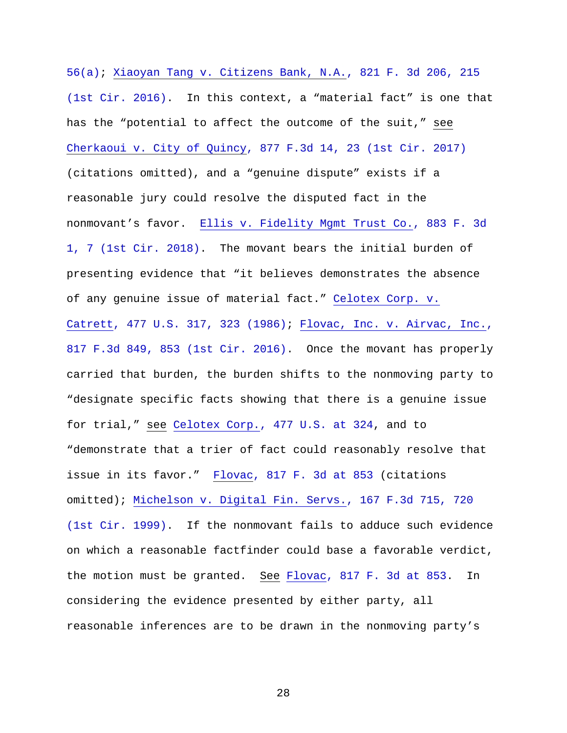56(a); Xiaoyan Tang v. Citizens Bank, N.A., 821 F. 3d 206, 215 (1st Cir. 2016). In this context, a "material fact" is one that has the "potential to affect the outcome of the suit," see Cherkaoui v. City of Quincy, 877 F.3d 14, 23 (1st Cir. 2017) (citations omitted), and a "genuine dispute" exists if a reasonable jury could resolve the disputed fact in the nonmovant's favor. Ellis v. Fidelity Mgmt Trust Co., 883 F. 3d 1, 7 (1st Cir. 2018). The movant bears the initial burden of presenting evidence that "it believes demonstrates the absence of any genuine issue of material fact." Celotex Corp. v. Catrett, 477 U.S. 317, 323 (1986); Flovac, Inc. v. Airvac, Inc., 817 F.3d 849, 853 (1st Cir. 2016). Once the movant has properly carried that burden, the burden shifts to the nonmoving party to "designate specific facts showing that there is a genuine issue for trial," see Celotex Corp., 477 U.S. at 324, and to "demonstrate that a trier of fact could reasonably resolve that issue in its favor." Flovac, 817 F. 3d at 853 (citations omitted); Michelson v. Digital Fin. Servs., 167 F.3d 715, 720 (1st Cir. 1999). If the nonmovant fails to adduce such evidence on which a reasonable factfinder could base a favorable verdict, the motion must be granted. See Flovac, 817 F. 3d at 853. In considering the evidence presented by either party, all reasonable inferences are to be drawn in the nonmoving party's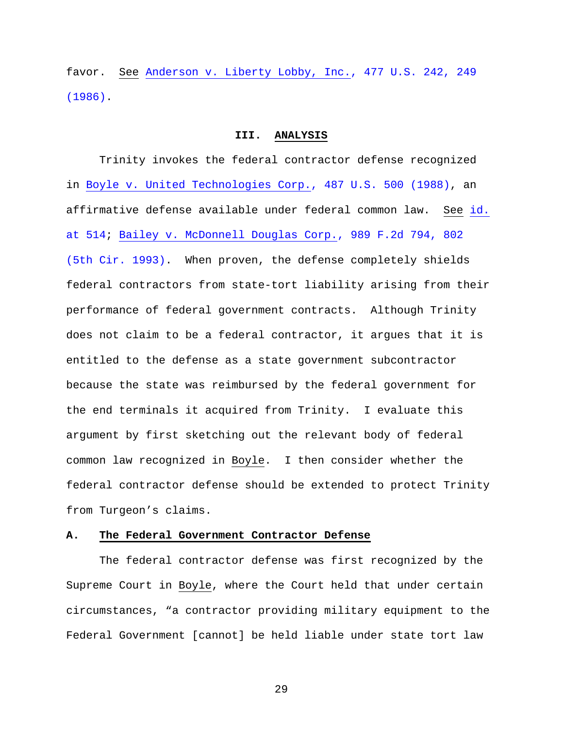favor. See Anderson v. Liberty Lobby, Inc., 477 U.S. 242, 249 (1986).

## III. ANALYSIS

Trinity invokes the federal contractor defense recognized in Boyle v. United Technologies Corp., 487 U.S. 500 (1988), an affirmative defense available under federal common law. See id. at 514; Bailey v. McDonnell Douglas Corp., 989 F.2d 794, 802 (5th Cir. 1993). When proven, the defense completely shields federal contractors from state-tort liability arising from their performance of federal government contracts. Although Trinity does not claim to be a federal contractor, it argues that it is entitled to the defense as a state government subcontractor because the state was reimbursed by the federal government for the end terminals it acquired from Trinity. I evaluate this argument by first sketching out the relevant body of federal common law recognized in Boyle. I then consider whether the federal contractor defense should be extended to protect Trinity from Turgeon's claims.

### A. The Federal Government Contractor Defense

The federal contractor defense was first recognized by the Supreme Court in Boyle, where the Court held that under certain circumstances, "a contractor providing military equipment to the Federal Government [cannot] be held liable under state tort law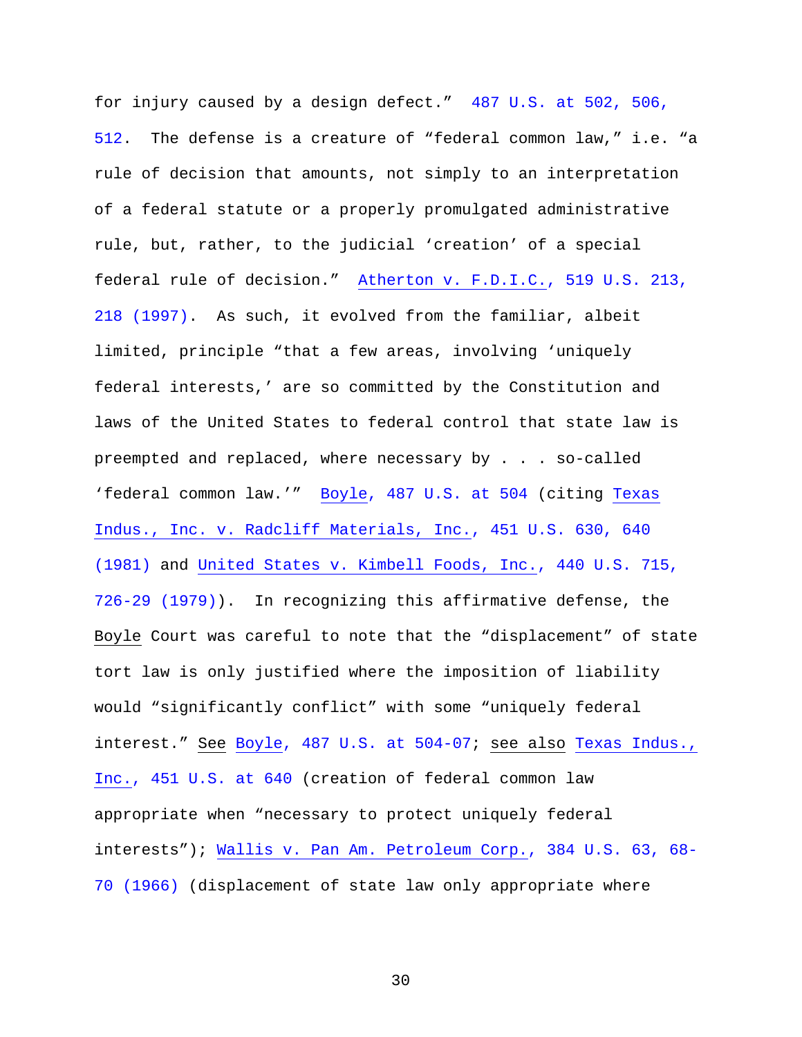for injury caused by a design defect." 487 U.S. at 502, 506, 512. The defense is a creature of "federal common law," i.e. "a rule of decision that amounts, not simply to an interpretation of a federal statute or a properly promulgated administrative rule, but, rather, to the judicial 'creation' of a special federal rule of decision." Atherton v. F.D.I.C., 519 U.S. 213, 218 (1997). As such, it evolved from the familiar, albeit limited, principle "that a few areas, involving 'uniquely federal interests,' are so committed by the Constitution and laws of the United States to federal control that state law is preempted and replaced, where necessary by . . . so-called 'federal common law.'" Boyle, 487 U.S. at 504 (citing Texas Indus., Inc. v. Radcliff Materials, Inc., 451 U.S. 630, 640 (1981) and United States v. Kimbell Foods, Inc., 440 U.S. 715, 726-29 (1979)). In recognizing this affirmative defense, the Boyle Court was careful to note that the "displacement" of state tort law is only justified where the imposition of liability would "significantly conflict" with some "uniquely federal interest." See Boyle, 487 U.S. at 504-07; see also Texas Indus., Inc., 451 U.S. at 640 (creation of federal common law appropriate when "necessary to protect uniquely federal interests"); Wallis v. Pan Am. Petroleum Corp., 384 U.S. 63, 68-70 (1966) (displacement of state law only appropriate where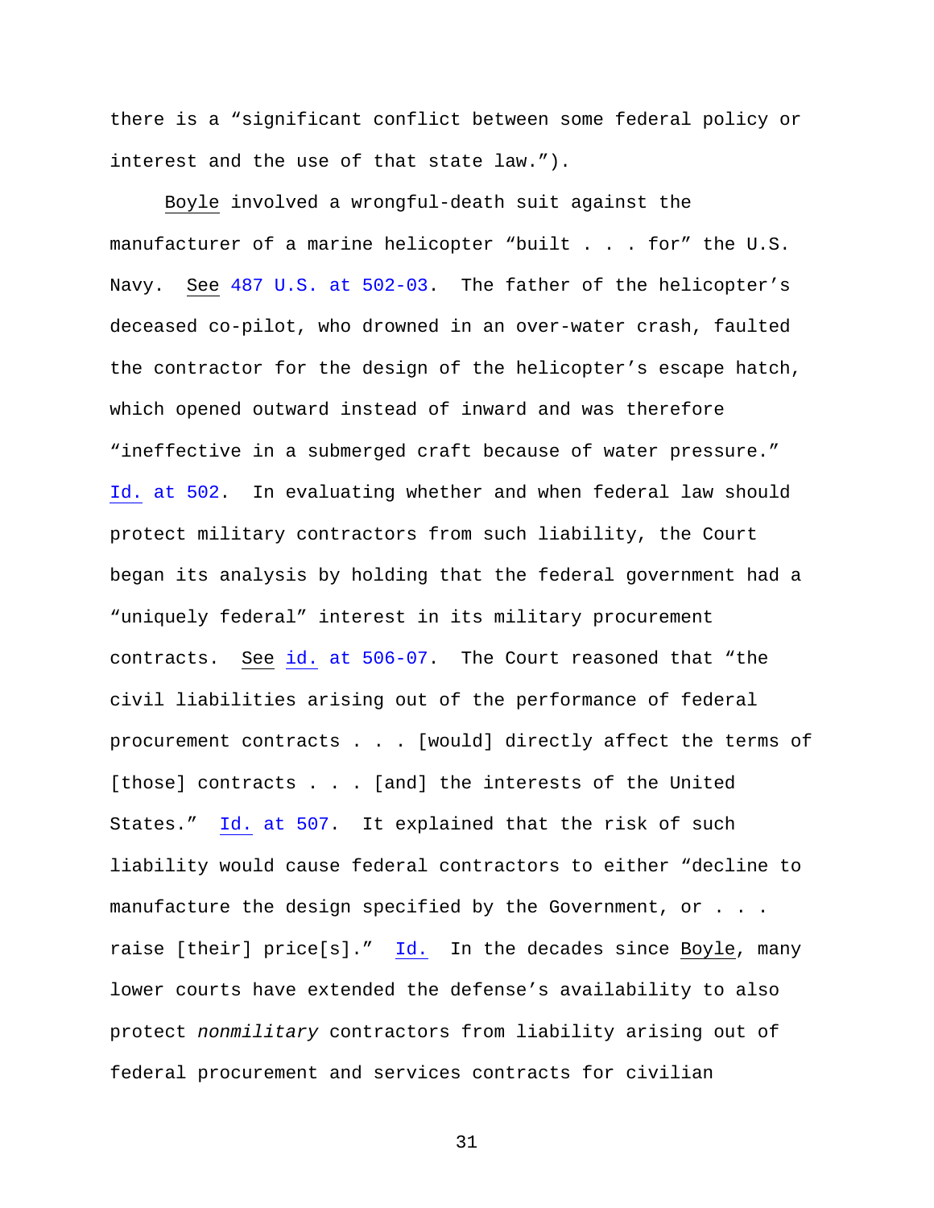there is a "significant conflict between some federal policy or interest and the use of that state law.").

Boyle involved a wrongful-death suit against the manufacturer of a marine helicopter "built . . . for" the U.S. Navy. See 487 U.S. at 502-03. The father of the helicopter's deceased co-pilot, who drowned in an over-water crash, faulted the contractor for the design of the helicopter's escape hatch, which opened outward instead of inward and was therefore "ineffective in a submerged craft because of water pressure." Id. at 502. In evaluating whether and when federal law should protect military contractors from such liability, the Court began its analysis by holding that the federal government had a "uniquely federal" interest in its military procurement contracts. See id. at 506-07. The Court reasoned that "the civil liabilities arising out of the performance of federal procurement contracts . . . [would] directly affect the terms of [those] contracts . . . [and] the interests of the United States." Id. at 507. It explained that the risk of such liability would cause federal contractors to either "decline to manufacture the design specified by the Government, or . . . raise [their] price[s]." Id. In the decades since Boyle, many lower courts have extended the defense's availability to also protect *nonmilitary* contractors from liability arising out of federal procurement and services contracts for civilian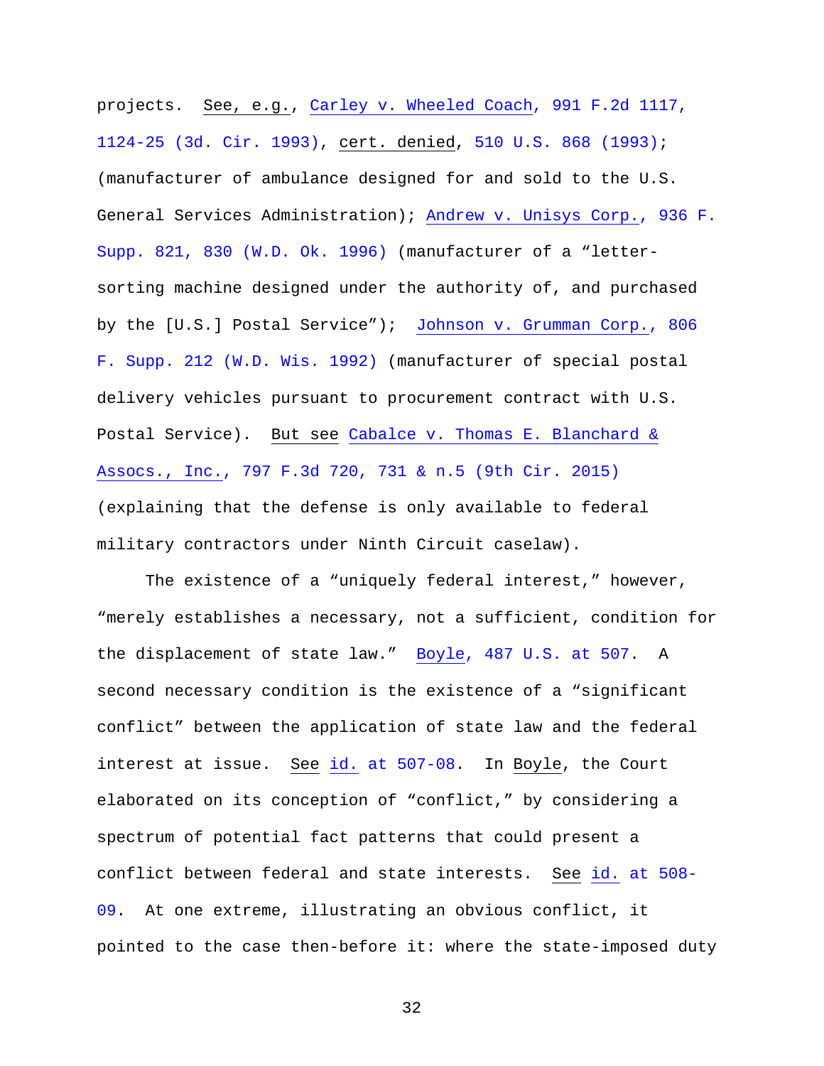projects. See, e.g., Carley v. Wheeled Coach, 991 F.2d 1117, 1124-25 (3d. Cir. 1993), cert. denied, 510 U.S. 868 (1993); (manufacturer of ambulance designed for and sold to the U.S. General Services Administration); Andrew v. Unisys Corp., 936 F. Supp. 821, 830 (W.D. Ok. 1996) (manufacturer of a "letter-sorting machine designed under the authority of, and purchased by the [U.S.] Postal Service"); Johnson v. Grumman Corp., 806 F. Supp. 212 (W.D. Wis. 1992) (manufacturer of special postal delivery vehicles pursuant to procurement contract with U.S. Postal Service). But see Cabalce v. Thomas E. Blanchard & Assocs., Inc., 797 F.3d 720, 731 & n.5 (9th Cir. 2015) (explaining that the defense is only available to federal military contractors under Ninth Circuit caselaw).

The existence of a "uniquely federal interest," however, "merely establishes a necessary, not a sufficient, condition for the displacement of state law." Boyle, 487 U.S. at 507. A second necessary condition is the existence of a "significant conflict" between the application of state law and the federal interest at issue. See id. at 507-08. In Boyle, the Court elaborated on its conception of "conflict," by considering a spectrum of potential fact patterns that could present a conflict between federal and state interests. See id. at 508-09. At one extreme, illustrating an obvious conflict, it pointed to the case then-before it: where the state-imposed duty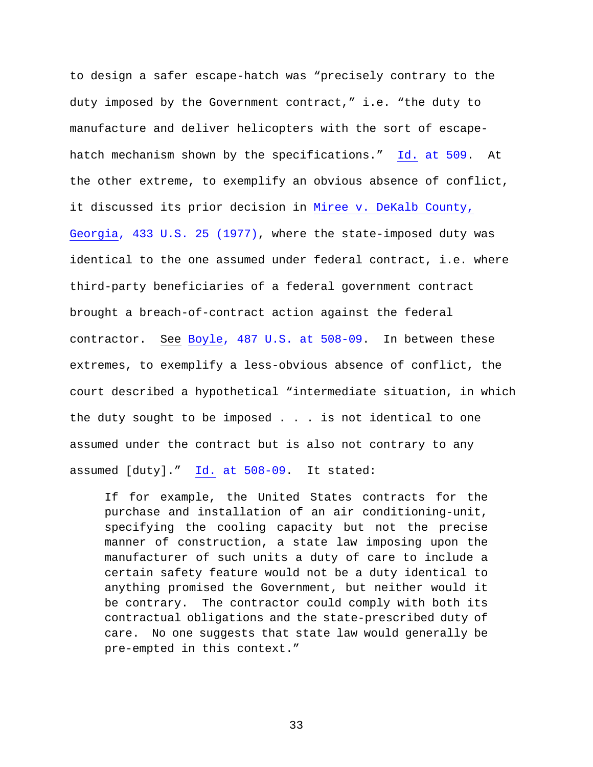to design a safer escape-hatch was "precisely contrary to the duty imposed by the Government contract," i.e. "the duty to manufacture and deliver helicopters with the sort of escape-hatch mechanism shown by the specifications." Id. at 509. At the other extreme, to exemplify an obvious absence of conflict, it discussed its prior decision in Miree v. DeKalb County, Georgia, 433 U.S. 25 (1977), where the state-imposed duty was identical to the one assumed under federal contract, i.e. where third-party beneficiaries of a federal government contract brought a breach-of-contract action against the federal contractor. See Boyle, 487 U.S. at 508-09. In between these extremes, to exemplify a less-obvious absence of conflict, the court described a hypothetical "intermediate situation, in which the duty sought to be imposed . . . is not identical to one assumed under the contract but is also not contrary to any assumed [duty]." Id. at 508-09. It stated:

> If for example, the United States contracts for the purchase and installation of an air conditioning-unit, specifying the cooling capacity but not the precise manner of construction, a state law imposing upon the manufacturer of such units a duty of care to include a certain safety feature would not be a duty identical to anything promised the Government, but neither would it be contrary. The contractor could comply with both its contractual obligations and the state-prescribed duty of care. No one suggests that state law would generally be pre-empted in this context."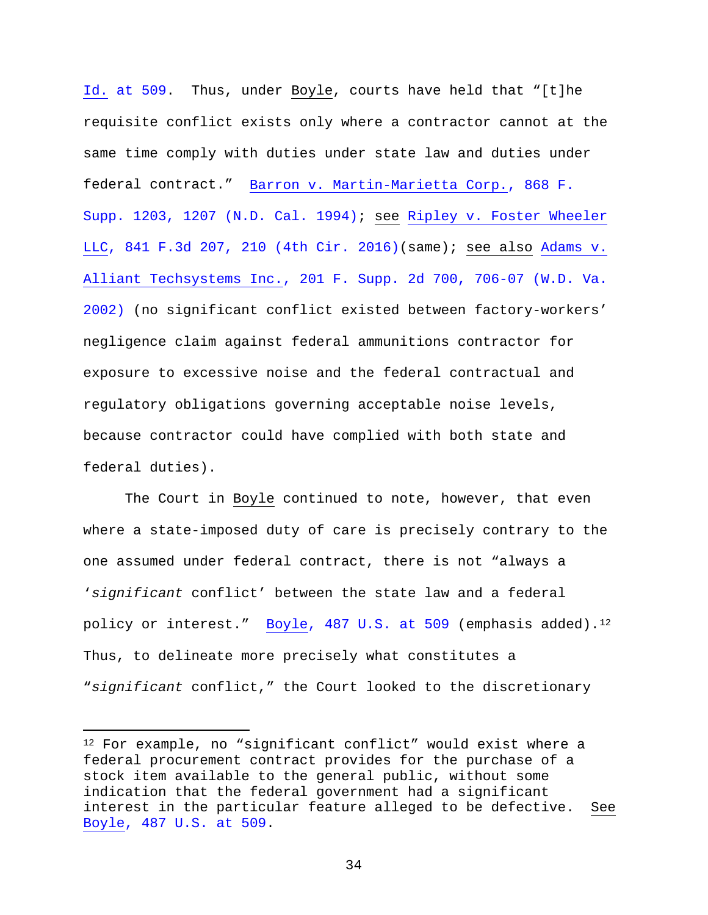Id. at 509. Thus, under Boyle, courts have held that "[t]he requisite conflict exists only where a contractor cannot at the same time comply with duties under state law and duties under federal contract." Barron v. Martin-Marietta Corp., 868 F. Supp. 1203, 1207 (N.D. Cal. 1994); see Ripley v. Foster Wheeler LLC, 841 F.3d 207, 210 (4th Cir. 2016)(same); see also Adams v. Alliant Techsystems Inc., 201 F. Supp. 2d 700, 706-07 (W.D. Va. 2002) (no significant conflict existed between factory-workers' negligence claim against federal ammunitions contractor for exposure to excessive noise and the federal contractual and regulatory obligations governing acceptable noise levels, because contractor could have complied with both state and federal duties).

The Court in Boyle continued to note, however, that even where a state-imposed duty of care is precisely contrary to the one assumed under federal contract, there is not "always a '*significant* conflict' between the state law and a federal policy or interest." Boyle, 487 U.S. at 509 (emphasis added).[12] Thus, to delineate more precisely what constitutes a "*significant* conflict," the Court looked to the discretionary

[12] For example, no "significant conflict" would exist where a federal procurement contract provides for the purchase of a stock item available to the general public, without some indication that the federal government had a significant interest in the particular feature alleged to be defective. See Boyle, 487 U.S. at 509.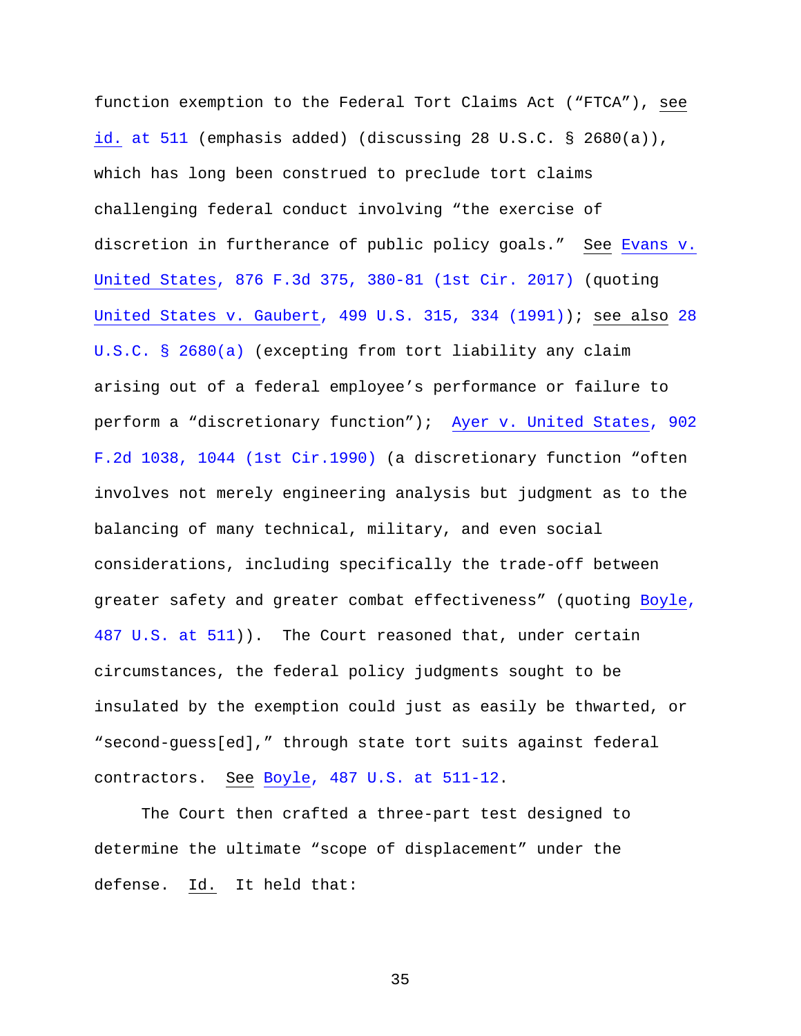function exemption to the Federal Tort Claims Act ("FTCA"), see id. at 511 (emphasis added) (discussing 28 U.S.C. § 2680(a)), which has long been construed to preclude tort claims challenging federal conduct involving "the exercise of discretion in furtherance of public policy goals." See Evans v. United States, 876 F.3d 375, 380-81 (1st Cir. 2017) (quoting United States v. Gaubert, 499 U.S. 315, 334 (1991)); see also 28 U.S.C. § 2680(a) (excepting from tort liability any claim arising out of a federal employee's performance or failure to perform a "discretionary function"); Ayer v. United States, 902 F.2d 1038, 1044 (1st Cir.1990) (a discretionary function "often involves not merely engineering analysis but judgment as to the balancing of many technical, military, and even social considerations, including specifically the trade-off between greater safety and greater combat effectiveness" (quoting Boyle, 487 U.S. at 511)). The Court reasoned that, under certain circumstances, the federal policy judgments sought to be insulated by the exemption could just as easily be thwarted, or "second-guess[ed]," through state tort suits against federal contractors. See Boyle, 487 U.S. at 511-12.

The Court then crafted a three-part test designed to determine the ultimate "scope of displacement" under the defense. Id. It held that: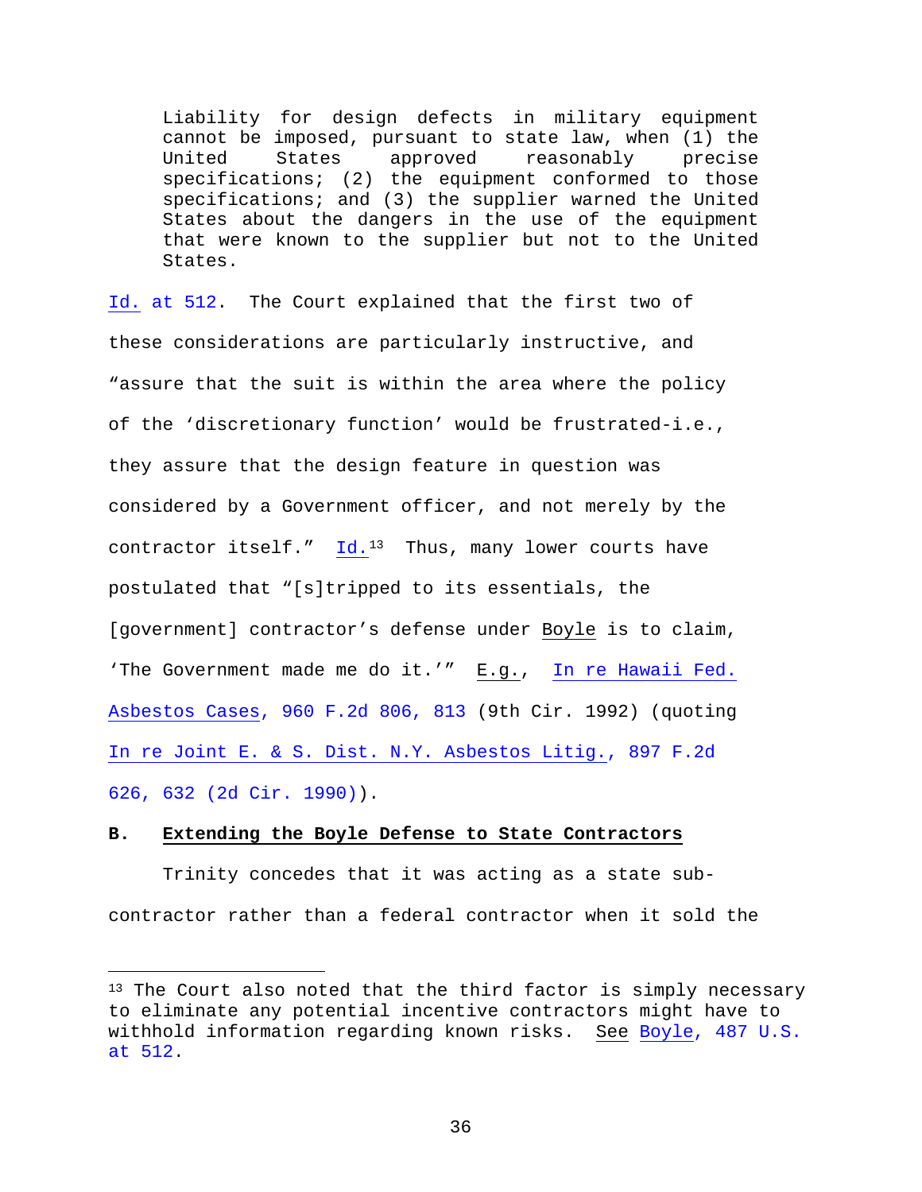> Liability for design defects in military equipment cannot be imposed, pursuant to state law, when (1) the United States approved reasonably precise specifications; (2) the equipment conformed to those specifications; and (3) the supplier warned the United States about the dangers in the use of the equipment that were known to the supplier but not to the United States.

Id. at 512. The Court explained that the first two of these considerations are particularly instructive, and "assure that the suit is within the area where the policy of the 'discretionary function' would be frustrated-i.e., they assure that the design feature in question was considered by a Government officer, and not merely by the contractor itself." Id.[13] Thus, many lower courts have postulated that "[s]tripped to its essentials, the [government] contractor's defense under Boyle is to claim, 'The Government made me do it.'" E.g., In re Hawaii Fed. Asbestos Cases, 960 F.2d 806, 813 (9th Cir. 1992) (quoting In re Joint E. & S. Dist. N.Y. Asbestos Litig., 897 F.2d 626, 632 (2d Cir. 1990)).

**B. Extending the Boyle Defense to State Contractors**

Trinity concedes that it was acting as a state sub-contractor rather than a federal contractor when it sold the

---

[13] The Court also noted that the third factor is simply necessary to eliminate any potential incentive contractors might have to withhold information regarding known risks. See Boyle, 487 U.S. at 512.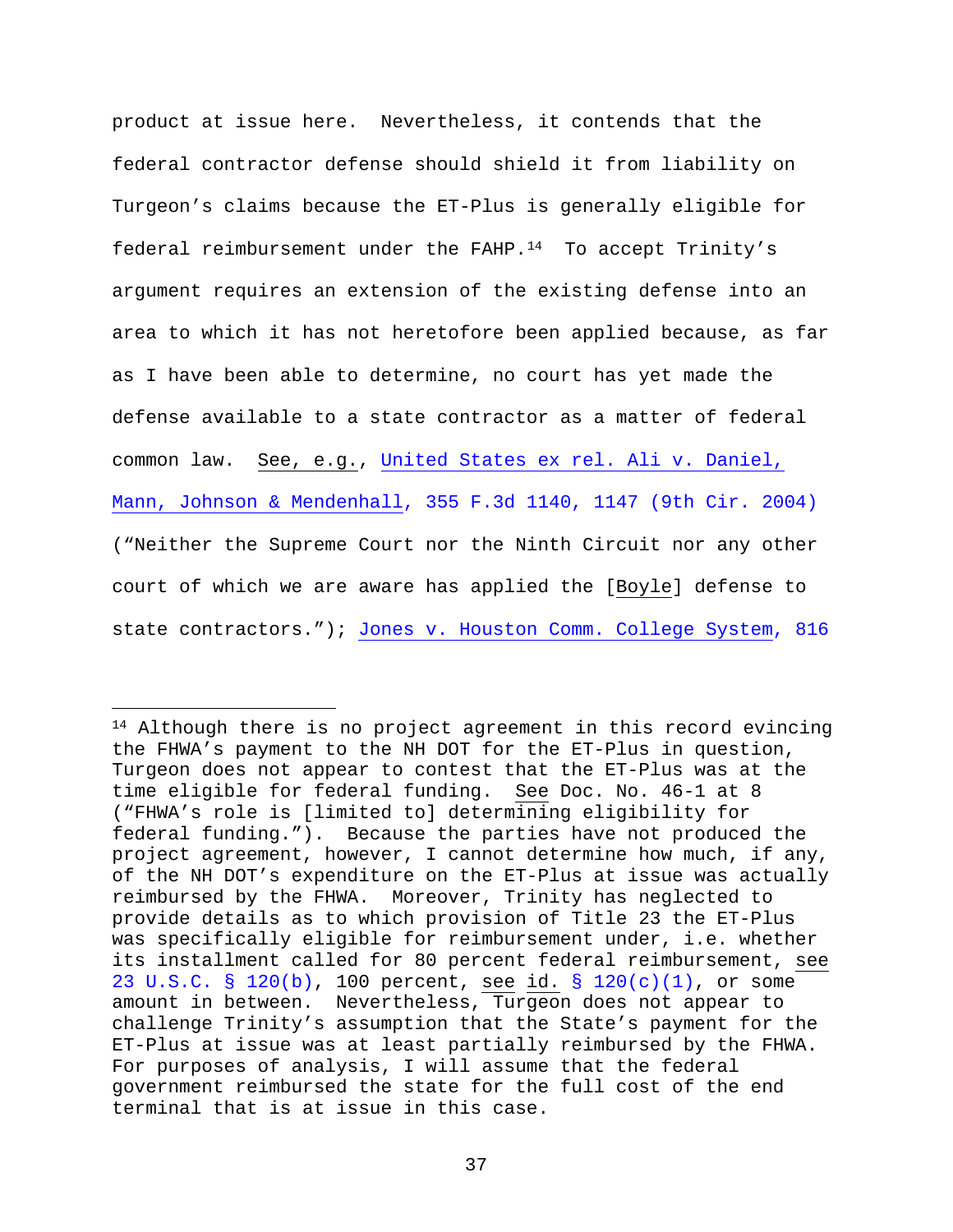product at issue here. Nevertheless, it contends that the federal contractor defense should shield it from liability on Turgeon's claims because the ET-Plus is generally eligible for federal reimbursement under the FAHP.[14] To accept Trinity's argument requires an extension of the existing defense into an area to which it has not heretofore been applied because, as far as I have been able to determine, no court has yet made the defense available to a state contractor as a matter of federal common law. See, e.g., United States ex rel. Ali v. Daniel, Mann, Johnson & Mendenhall, 355 F.3d 1140, 1147 (9th Cir. 2004) ("Neither the Supreme Court nor the Ninth Circuit nor any other court of which we are aware has applied the [Boyle] defense to state contractors."); Jones v. Houston Comm. College System, 816

---

[14] Although there is no project agreement in this record evincing the FHWA's payment to the NH DOT for the ET-Plus in question, Turgeon does not appear to contest that the ET-Plus was at the time eligible for federal funding. See Doc. No. 46-1 at 8 ("FHWA's role is [limited to] determining eligibility for federal funding."). Because the parties have not produced the project agreement, however, I cannot determine how much, if any, of the NH DOT's expenditure on the ET-Plus at issue was actually reimbursed by the FHWA. Moreover, Trinity has neglected to provide details as to which provision of Title 23 the ET-Plus was specifically eligible for reimbursement under, i.e. whether its installment called for 80 percent federal reimbursement, see 23 U.S.C. § 120(b), 100 percent, see id. § 120(c)(1), or some amount in between. Nevertheless, Turgeon does not appear to challenge Trinity's assumption that the State's payment for the ET-Plus at issue was at least partially reimbursed by the FHWA. For purposes of analysis, I will assume that the federal government reimbursed the state for the full cost of the end terminal that is at issue in this case.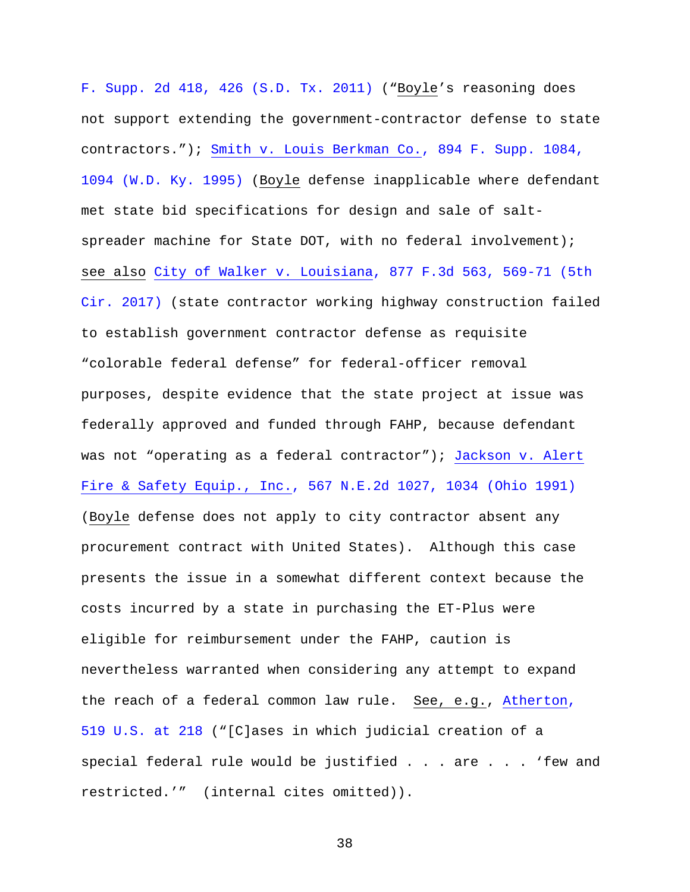F. Supp. 2d 418, 426 (S.D. Tx. 2011) ("*Boyle*'s reasoning does not support extending the government-contractor defense to state contractors."); *Smith v. Louis Berkman Co.*, 894 F. Supp. 1084, 1094 (W.D. Ky. 1995) (*Boyle* defense inapplicable where defendant met state bid specifications for design and sale of salt-spreader machine for State DOT, with no federal involvement); *see also* *City of Walker v. Louisiana*, 877 F.3d 563, 569-71 (5th Cir. 2017) (state contractor working highway construction failed to establish government contractor defense as requisite "colorable federal defense" for federal-officer removal purposes, despite evidence that the state project at issue was federally approved and funded through FAHP, because defendant was not "operating as a federal contractor"); *Jackson v. Alert Fire & Safety Equip., Inc.*, 567 N.E.2d 1027, 1034 (Ohio 1991) (*Boyle* defense does not apply to city contractor absent any procurement contract with United States). Although this case presents the issue in a somewhat different context because the costs incurred by a state in purchasing the ET-Plus were eligible for reimbursement under the FAHP, caution is nevertheless warranted when considering any attempt to expand the reach of a federal common law rule. *See, e.g.*, *Atherton*, 519 U.S. at 218 ("[C]ases in which judicial creation of a special federal rule would be justified . . . are . . . 'few and restricted.'" (internal cites omitted)).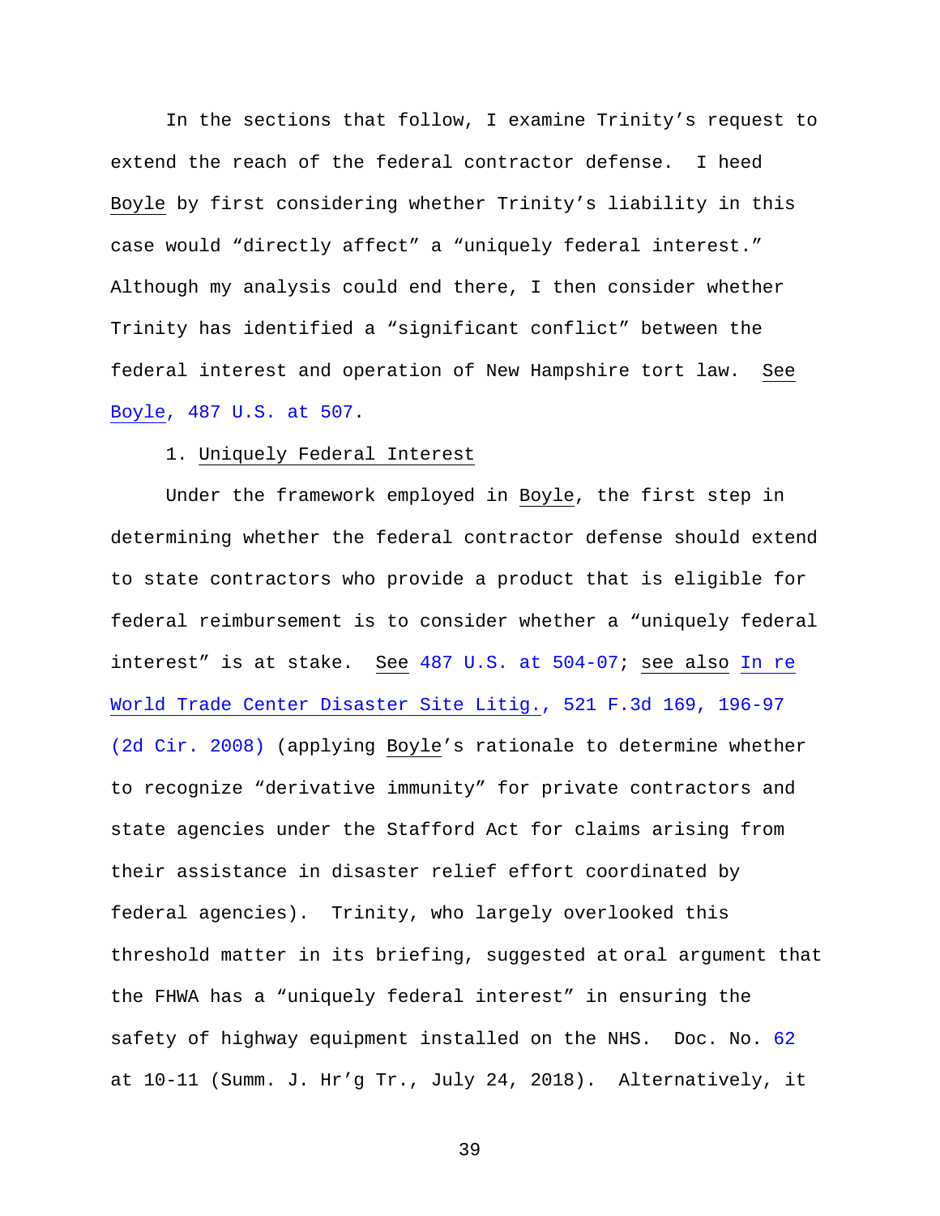In the sections that follow, I examine Trinity's request to extend the reach of the federal contractor defense. I heed Boyle by first considering whether Trinity's liability in this case would "directly affect" a "uniquely federal interest." Although my analysis could end there, I then consider whether Trinity has identified a "significant conflict" between the federal interest and operation of New Hampshire tort law. See Boyle, 487 U.S. at 507.

1. Uniquely Federal Interest

Under the framework employed in Boyle, the first step in determining whether the federal contractor defense should extend to state contractors who provide a product that is eligible for federal reimbursement is to consider whether a "uniquely federal interest" is at stake. See 487 U.S. at 504-07; see also In re World Trade Center Disaster Site Litig., 521 F.3d 169, 196-97 (2d Cir. 2008) (applying Boyle's rationale to determine whether to recognize "derivative immunity" for private contractors and state agencies under the Stafford Act for claims arising from their assistance in disaster relief effort coordinated by federal agencies). Trinity, who largely overlooked this threshold matter in its briefing, suggested at oral argument that the FHWA has a "uniquely federal interest" in ensuring the safety of highway equipment installed on the NHS. Doc. No. 62 at 10-11 (Summ. J. Hr'g Tr., July 24, 2018). Alternatively, it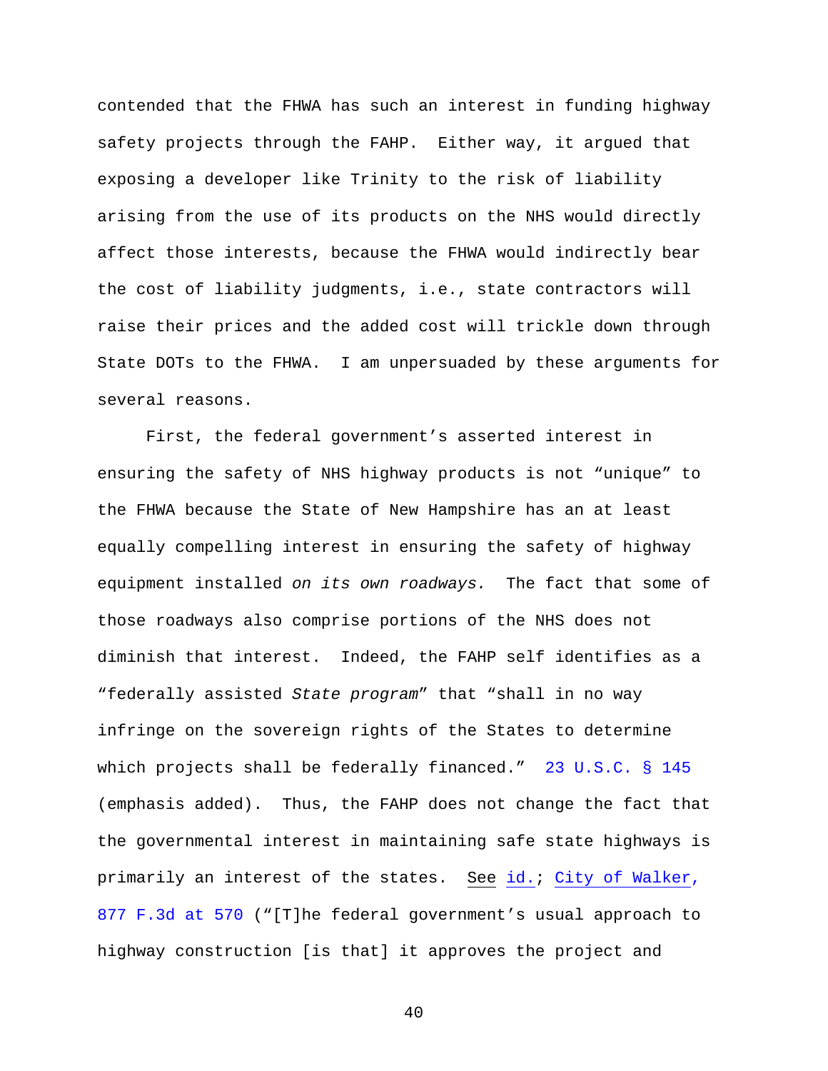contended that the FHWA has such an interest in funding highway safety projects through the FAHP. Either way, it argued that exposing a developer like Trinity to the risk of liability arising from the use of its products on the NHS would directly affect those interests, because the FHWA would indirectly bear the cost of liability judgments, i.e., state contractors will raise their prices and the added cost will trickle down through State DOTs to the FHWA. I am unpersuaded by these arguments for several reasons.

First, the federal government's asserted interest in ensuring the safety of NHS highway products is not "unique" to the FHWA because the State of New Hampshire has an at least equally compelling interest in ensuring the safety of highway equipment installed *on its own roadways.* The fact that some of those roadways also comprise portions of the NHS does not diminish that interest. Indeed, the FAHP self identifies as a "federally assisted *State program*" that "shall in no way infringe on the sovereign rights of the States to determine which projects shall be federally financed." 23 U.S.C. § 145 (emphasis added). Thus, the FAHP does not change the fact that the governmental interest in maintaining safe state highways is primarily an interest of the states. See id.; City of Walker, 877 F.3d at 570 ("[T]he federal government's usual approach to highway construction [is that] it approves the project and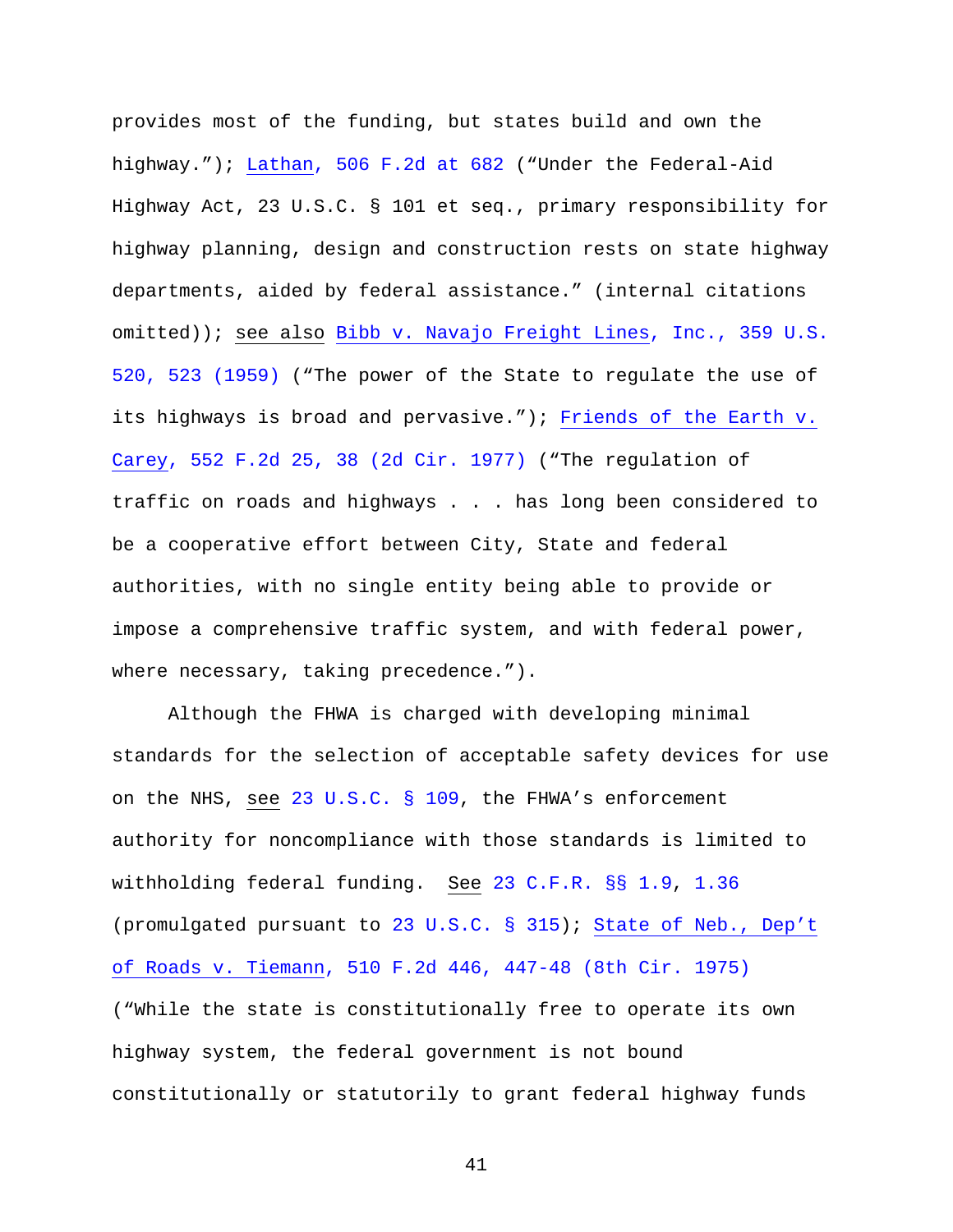provides most of the funding, but states build and own the highway."); Lathan, 506 F.2d at 682 ("Under the Federal-Aid Highway Act, 23 U.S.C. § 101 et seq., primary responsibility for highway planning, design and construction rests on state highway departments, aided by federal assistance." (internal citations omitted)); see also Bibb v. Navajo Freight Lines, Inc., 359 U.S. 520, 523 (1959) ("The power of the State to regulate the use of its highways is broad and pervasive."); Friends of the Earth v. Carey, 552 F.2d 25, 38 (2d Cir. 1977) ("The regulation of traffic on roads and highways . . . has long been considered to be a cooperative effort between City, State and federal authorities, with no single entity being able to provide or impose a comprehensive traffic system, and with federal power, where necessary, taking precedence.").

Although the FHWA is charged with developing minimal standards for the selection of acceptable safety devices for use on the NHS, see 23 U.S.C. § 109, the FHWA's enforcement authority for noncompliance with those standards is limited to withholding federal funding. See 23 C.F.R. §§ 1.9, 1.36 (promulgated pursuant to 23 U.S.C. § 315); State of Neb., Dep't of Roads v. Tiemann, 510 F.2d 446, 447-48 (8th Cir. 1975) ("While the state is constitutionally free to operate its own highway system, the federal government is not bound constitutionally or statutorily to grant federal highway funds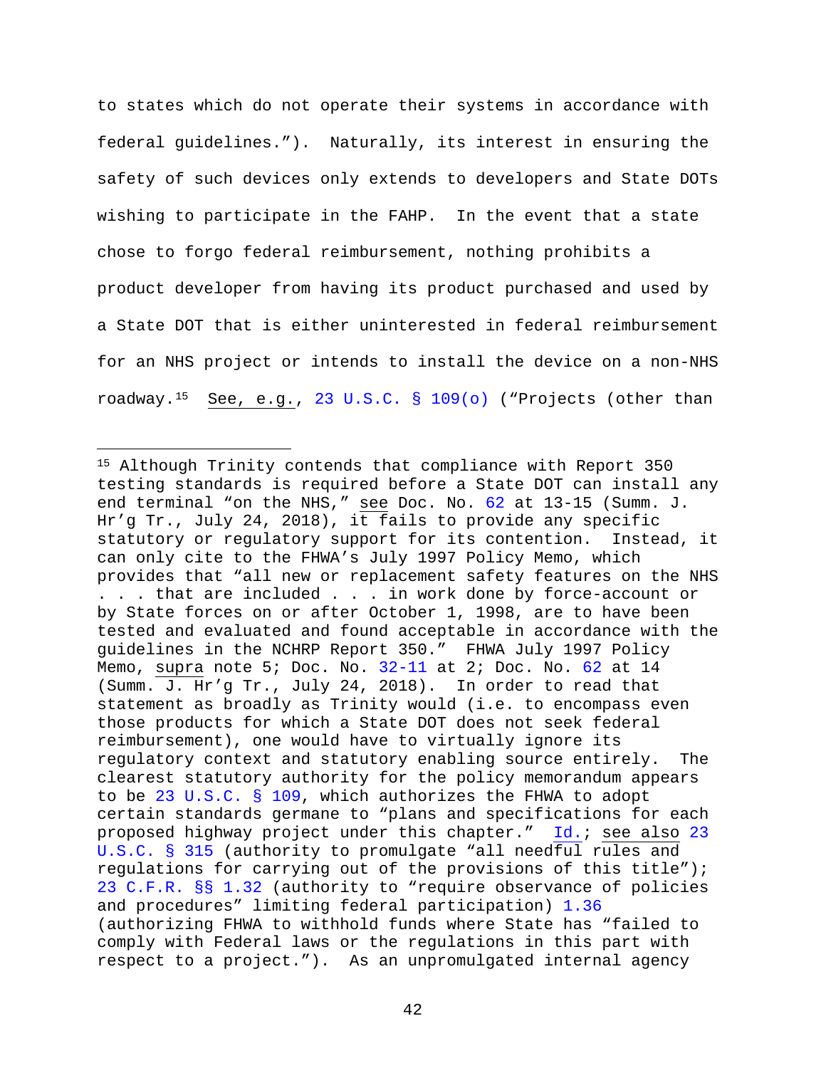to states which do not operate their systems in accordance with federal guidelines."). Naturally, its interest in ensuring the safety of such devices only extends to developers and State DOTs wishing to participate in the FAHP. In the event that a state chose to forgo federal reimbursement, nothing prohibits a product developer from having its product purchased and used by a State DOT that is either uninterested in federal reimbursement for an NHS project or intends to install the device on a non-NHS roadway.[15] See, e.g., 23 U.S.C. § 109(o) ("Projects (other than

---

[15] Although Trinity contends that compliance with Report 350 testing standards is required before a State DOT can install any end terminal "on the NHS," see Doc. No. 62 at 13-15 (Summ. J. Hr'g Tr., July 24, 2018), it fails to provide any specific statutory or regulatory support for its contention. Instead, it can only cite to the FHWA's July 1997 Policy Memo, which provides that "all new or replacement safety features on the NHS . . . that are included . . . in work done by force-account or by State forces on or after October 1, 1998, are to have been tested and evaluated and found acceptable in accordance with the guidelines in the NCHRP Report 350." FHWA July 1997 Policy Memo, supra note 5; Doc. No. 32-11 at 2; Doc. No. 62 at 14 (Summ. J. Hr'g Tr., July 24, 2018). In order to read that statement as broadly as Trinity would (i.e. to encompass even those products for which a State DOT does not seek federal reimbursement), one would have to virtually ignore its regulatory context and statutory enabling source entirely. The clearest statutory authority for the policy memorandum appears to be 23 U.S.C. § 109, which authorizes the FHWA to adopt certain standards germane to "plans and specifications for each proposed highway project under this chapter." Id.; see also 23 U.S.C. § 315 (authority to promulgate "all needful rules and regulations for carrying out of the provisions of this title"); 23 C.F.R. §§ 1.32 (authority to "require observance of policies and procedures" limiting federal participation) 1.36 (authorizing FHWA to withhold funds where State has "failed to comply with Federal laws or the regulations in this part with respect to a project."). As an unpromulgated internal agency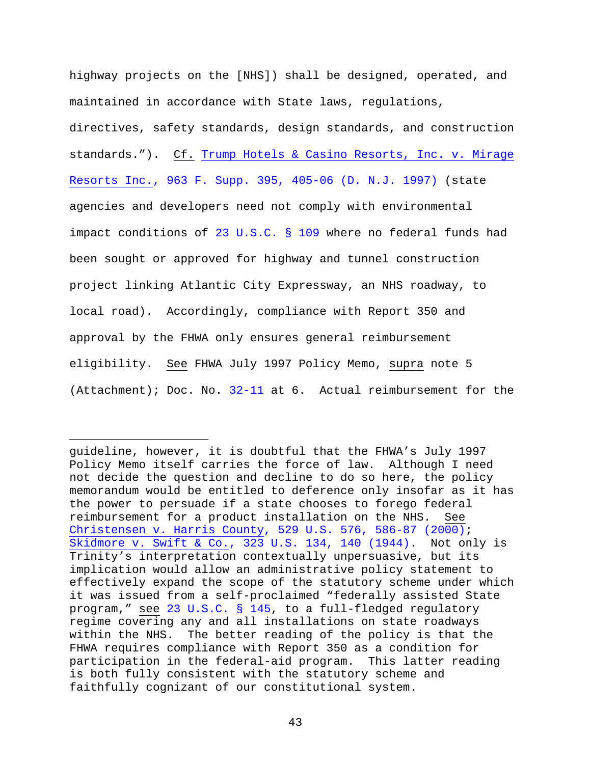highway projects on the [NHS]) shall be designed, operated, and maintained in accordance with State laws, regulations, directives, safety standards, design standards, and construction standards."). Cf. Trump Hotels & Casino Resorts, Inc. v. Mirage Resorts Inc., 963 F. Supp. 395, 405-06 (D. N.J. 1997) (state agencies and developers need not comply with environmental impact conditions of 23 U.S.C. § 109 where no federal funds had been sought or approved for highway and tunnel construction project linking Atlantic City Expressway, an NHS roadway, to local road). Accordingly, compliance with Report 350 and approval by the FHWA only ensures general reimbursement eligibility. See FHWA July 1997 Policy Memo, supra note 5 (Attachment); Doc. No. 32-11 at 6. Actual reimbursement for the

---

guideline, however, it is doubtful that the FHWA's July 1997 Policy Memo itself carries the force of law. Although I need not decide the question and decline to do so here, the policy memorandum would be entitled to deference only insofar as it has the power to persuade if a state chooses to forego federal reimbursement for a product installation on the NHS. See Christensen v. Harris County, 529 U.S. 576, 586-87 (2000); Skidmore v. Swift & Co., 323 U.S. 134, 140 (1944). Not only is Trinity's interpretation contextually unpersuasive, but its implication would allow an administrative policy statement to effectively expand the scope of the statutory scheme under which it was issued from a self-proclaimed "federally assisted State program," see 23 U.S.C. § 145, to a full-fledged regulatory regime covering any and all installations on state roadways within the NHS. The better reading of the policy is that the FHWA requires compliance with Report 350 as a condition for participation in the federal-aid program. This latter reading is both fully consistent with the statutory scheme and faithfully cognizant of our constitutional system.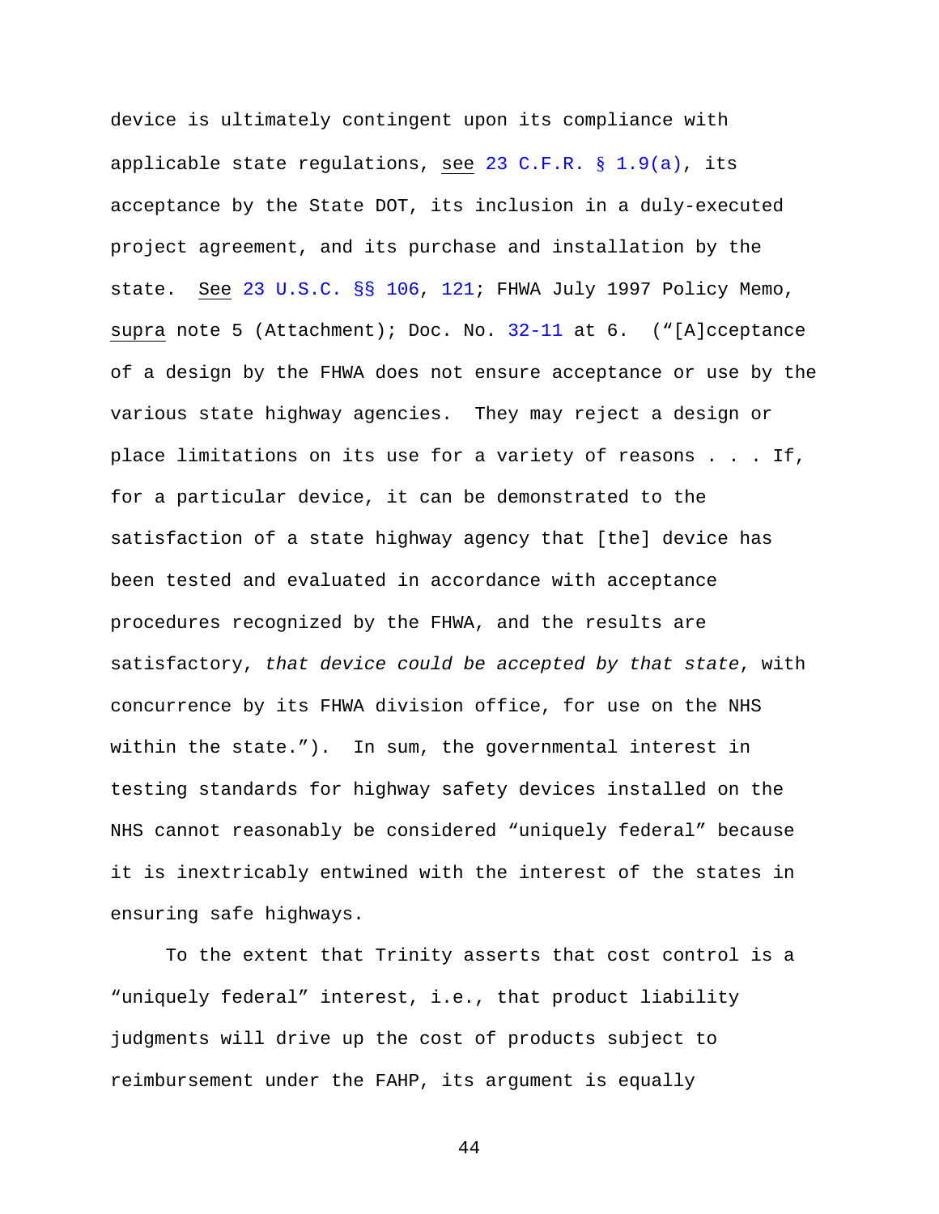device is ultimately contingent upon its compliance with applicable state regulations, see 23 C.F.R. § 1.9(a), its acceptance by the State DOT, its inclusion in a duly-executed project agreement, and its purchase and installation by the state. See 23 U.S.C. §§ 106, 121; FHWA July 1997 Policy Memo, supra note 5 (Attachment); Doc. No. 32-11 at 6. ("[A]cceptance of a design by the FHWA does not ensure acceptance or use by the various state highway agencies. They may reject a design or place limitations on its use for a variety of reasons . . . If, for a particular device, it can be demonstrated to the satisfaction of a state highway agency that [the] device has been tested and evaluated in accordance with acceptance procedures recognized by the FHWA, and the results are satisfactory, *that device could be accepted by that state*, with concurrence by its FHWA division office, for use on the NHS within the state."). In sum, the governmental interest in testing standards for highway safety devices installed on the NHS cannot reasonably be considered "uniquely federal" because it is inextricably entwined with the interest of the states in ensuring safe highways.

To the extent that Trinity asserts that cost control is a "uniquely federal" interest, i.e., that product liability judgments will drive up the cost of products subject to reimbursement under the FAHP, its argument is equally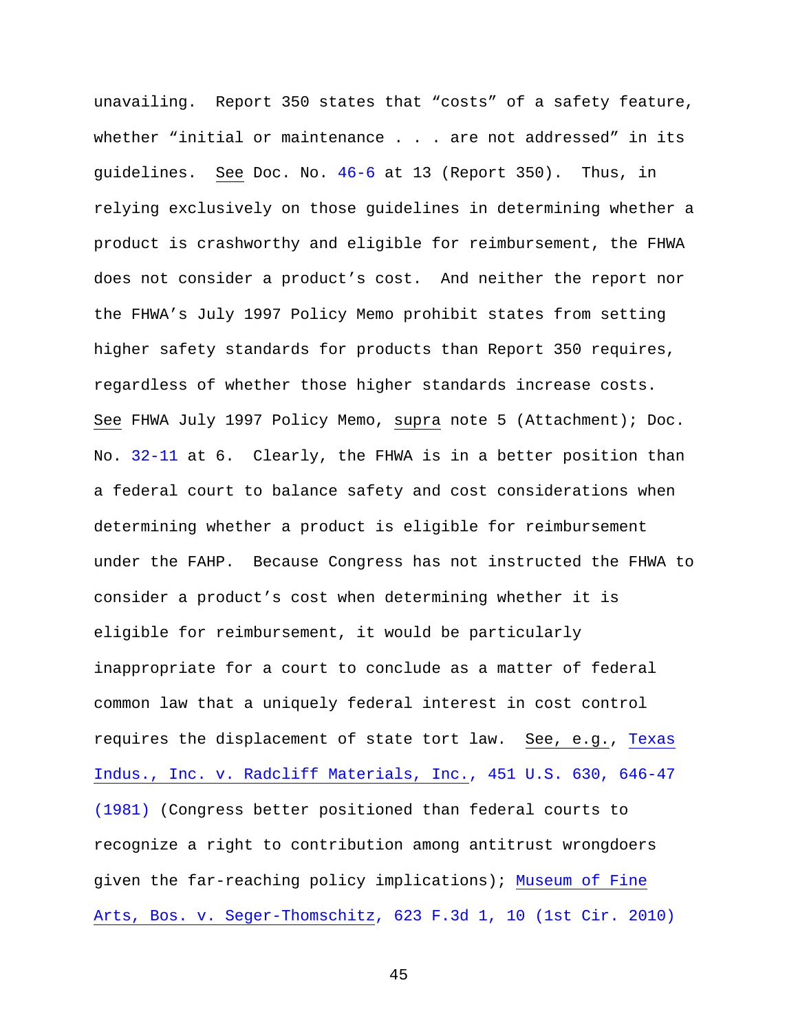unavailing. Report 350 states that "costs" of a safety feature, whether "initial or maintenance . . . are not addressed" in its guidelines. See Doc. No. 46-6 at 13 (Report 350). Thus, in relying exclusively on those guidelines in determining whether a product is crashworthy and eligible for reimbursement, the FHWA does not consider a product's cost. And neither the report nor the FHWA's July 1997 Policy Memo prohibit states from setting higher safety standards for products than Report 350 requires, regardless of whether those higher standards increase costs. See FHWA July 1997 Policy Memo, supra note 5 (Attachment); Doc. No. 32-11 at 6. Clearly, the FHWA is in a better position than a federal court to balance safety and cost considerations when determining whether a product is eligible for reimbursement under the FAHP. Because Congress has not instructed the FHWA to consider a product's cost when determining whether it is eligible for reimbursement, it would be particularly inappropriate for a court to conclude as a matter of federal common law that a uniquely federal interest in cost control requires the displacement of state tort law. See, e.g., Texas Indus., Inc. v. Radcliff Materials, Inc., 451 U.S. 630, 646-47 (1981) (Congress better positioned than federal courts to recognize a right to contribution among antitrust wrongdoers given the far-reaching policy implications); Museum of Fine Arts, Bos. v. Seger-Thomschitz, 623 F.3d 1, 10 (1st Cir. 2010)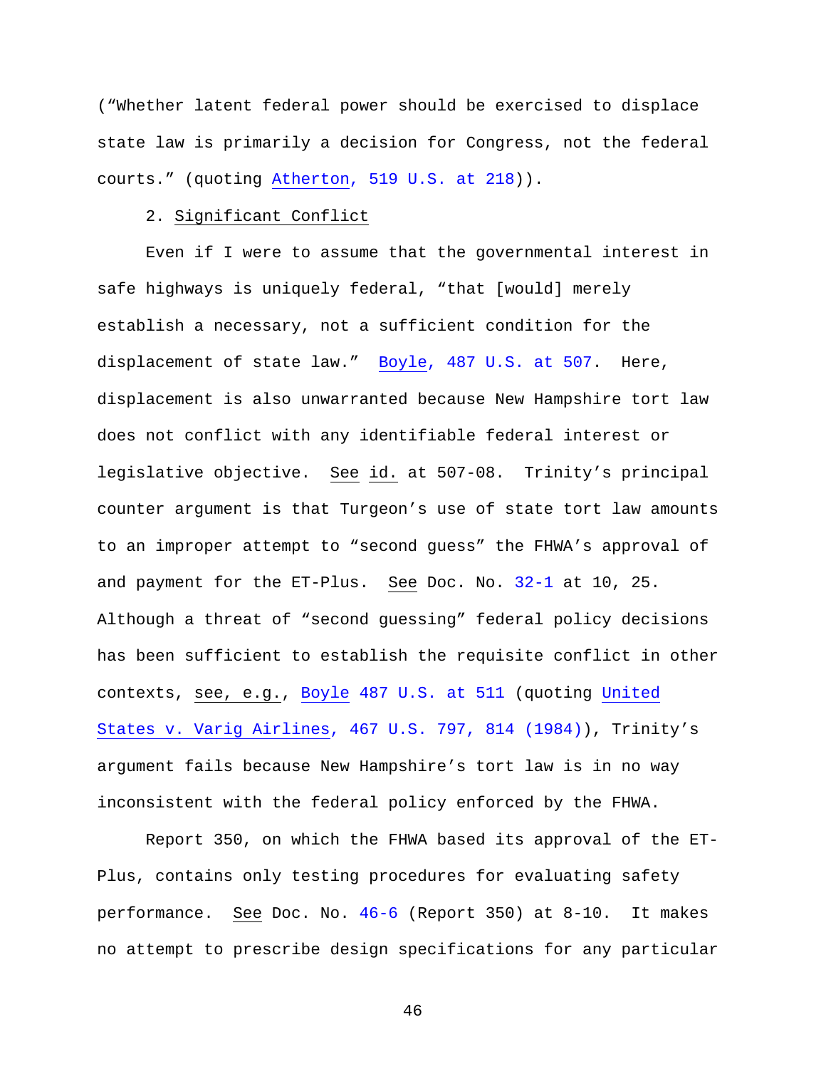("Whether latent federal power should be exercised to displace state law is primarily a decision for Congress, not the federal courts." (quoting Atherton, 519 U.S. at 218)).

2. Significant Conflict

Even if I were to assume that the governmental interest in safe highways is uniquely federal, "that [would] merely establish a necessary, not a sufficient condition for the displacement of state law." Boyle, 487 U.S. at 507. Here, displacement is also unwarranted because New Hampshire tort law does not conflict with any identifiable federal interest or legislative objective. See id. at 507-08. Trinity's principal counter argument is that Turgeon's use of state tort law amounts to an improper attempt to "second guess" the FHWA's approval of and payment for the ET-Plus. See Doc. No. 32-1 at 10, 25. Although a threat of "second guessing" federal policy decisions has been sufficient to establish the requisite conflict in other contexts, see, e.g., Boyle 487 U.S. at 511 (quoting United States v. Varig Airlines, 467 U.S. 797, 814 (1984)), Trinity's argument fails because New Hampshire's tort law is in no way inconsistent with the federal policy enforced by the FHWA.

Report 350, on which the FHWA based its approval of the ET-Plus, contains only testing procedures for evaluating safety performance. See Doc. No. 46-6 (Report 350) at 8-10. It makes no attempt to prescribe design specifications for any particular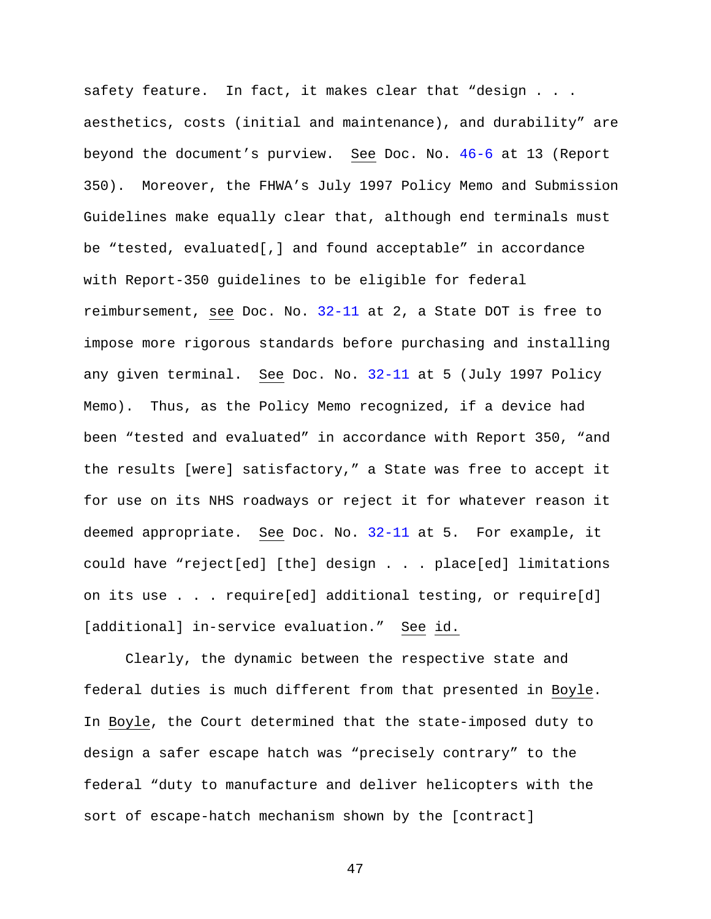safety feature. In fact, it makes clear that "design . . . aesthetics, costs (initial and maintenance), and durability" are beyond the document's purview. See Doc. No. 46-6 at 13 (Report 350). Moreover, the FHWA's July 1997 Policy Memo and Submission Guidelines make equally clear that, although end terminals must be "tested, evaluated[,] and found acceptable" in accordance with Report-350 guidelines to be eligible for federal reimbursement, see Doc. No. 32-11 at 2, a State DOT is free to impose more rigorous standards before purchasing and installing any given terminal. See Doc. No. 32-11 at 5 (July 1997 Policy Memo). Thus, as the Policy Memo recognized, if a device had been "tested and evaluated" in accordance with Report 350, "and the results [were] satisfactory," a State was free to accept it for use on its NHS roadways or reject it for whatever reason it deemed appropriate. See Doc. No. 32-11 at 5. For example, it could have "reject[ed] [the] design . . . place[ed] limitations on its use . . . require[ed] additional testing, or require[d] [additional] in-service evaluation." See id.

Clearly, the dynamic between the respective state and federal duties is much different from that presented in Boyle. In Boyle, the Court determined that the state-imposed duty to design a safer escape hatch was "precisely contrary" to the federal "duty to manufacture and deliver helicopters with the sort of escape-hatch mechanism shown by the [contract]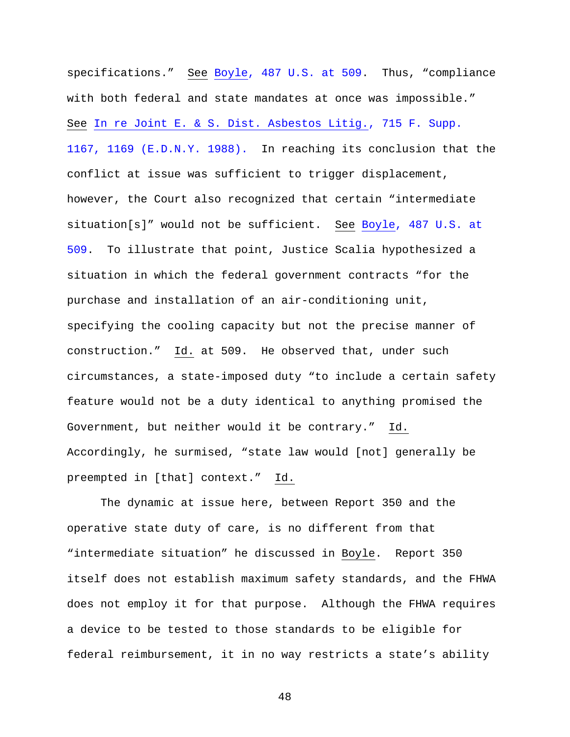specifications." See Boyle, 487 U.S. at 509. Thus, "compliance with both federal and state mandates at once was impossible." See In re Joint E. & S. Dist. Asbestos Litig., 715 F. Supp. 1167, 1169 (E.D.N.Y. 1988). In reaching its conclusion that the conflict at issue was sufficient to trigger displacement, however, the Court also recognized that certain "intermediate situation[s]" would not be sufficient. See Boyle, 487 U.S. at 509. To illustrate that point, Justice Scalia hypothesized a situation in which the federal government contracts "for the purchase and installation of an air-conditioning unit, specifying the cooling capacity but not the precise manner of construction." Id. at 509. He observed that, under such circumstances, a state-imposed duty "to include a certain safety feature would not be a duty identical to anything promised the Government, but neither would it be contrary." Id. Accordingly, he surmised, "state law would [not] generally be preempted in [that] context." Id.

The dynamic at issue here, between Report 350 and the operative state duty of care, is no different from that "intermediate situation" he discussed in Boyle. Report 350 itself does not establish maximum safety standards, and the FHWA does not employ it for that purpose. Although the FHWA requires a device to be tested to those standards to be eligible for federal reimbursement, it in no way restricts a state's ability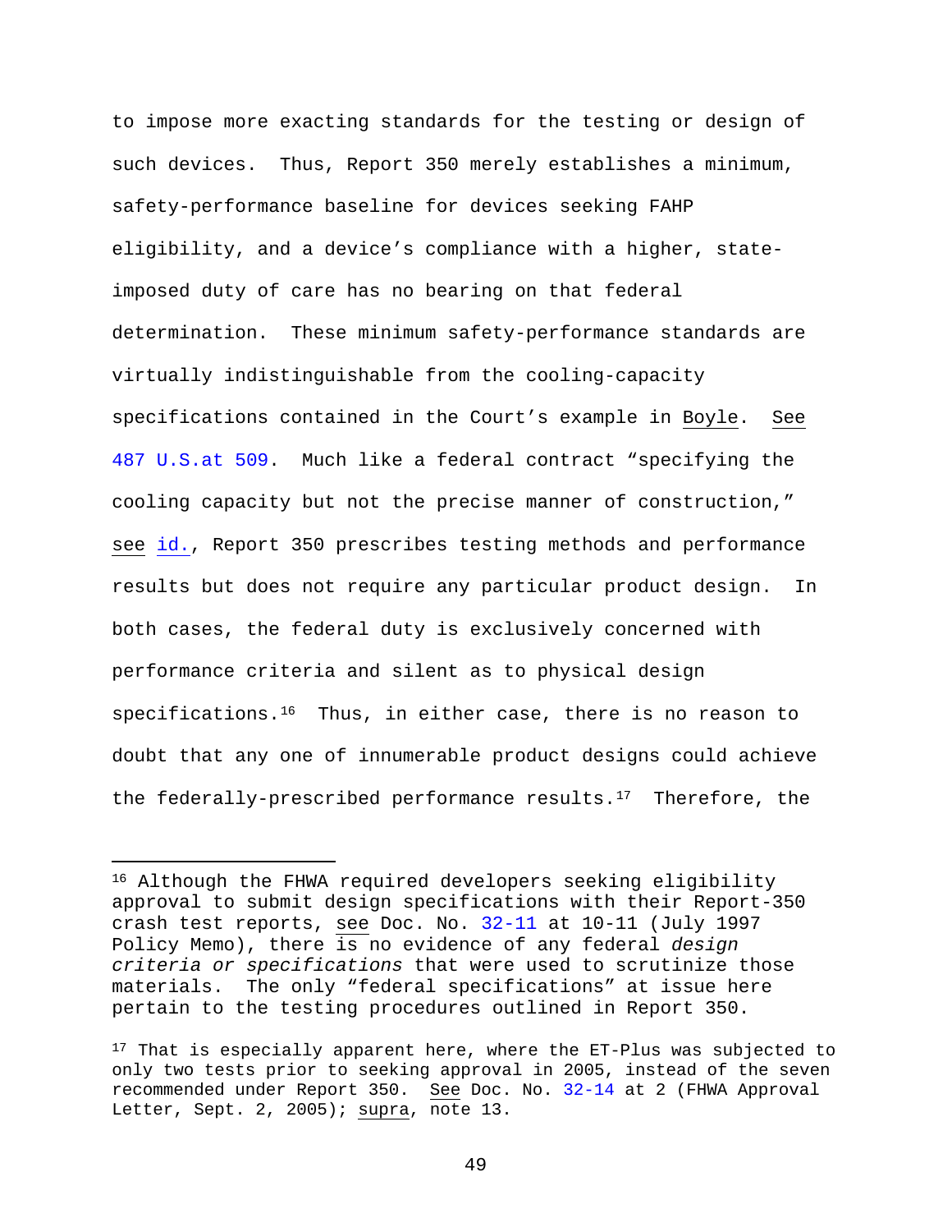to impose more exacting standards for the testing or design of such devices. Thus, Report 350 merely establishes a minimum, safety-performance baseline for devices seeking FAHP eligibility, and a device's compliance with a higher, state-imposed duty of care has no bearing on that federal determination. These minimum safety-performance standards are virtually indistinguishable from the cooling-capacity specifications contained in the Court's example in Boyle. See 487 U.S.at 509. Much like a federal contract "specifying the cooling capacity but not the precise manner of construction," see id., Report 350 prescribes testing methods and performance results but does not require any particular product design. In both cases, the federal duty is exclusively concerned with performance criteria and silent as to physical design specifications.[16] Thus, in either case, there is no reason to doubt that any one of innumerable product designs could achieve the federally-prescribed performance results.[17] Therefore, the

---

[16] Although the FHWA required developers seeking eligibility approval to submit design specifications with their Report-350 crash test reports, see Doc. No. 32-11 at 10-11 (July 1997 Policy Memo), there is no evidence of any federal *design criteria or specifications* that were used to scrutinize those materials. The only "federal specifications" at issue here pertain to the testing procedures outlined in Report 350.

[17] That is especially apparent here, where the ET-Plus was subjected to only two tests prior to seeking approval in 2005, instead of the seven recommended under Report 350. See Doc. No. 32-14 at 2 (FHWA Approval Letter, Sept. 2, 2005); supra, note 13.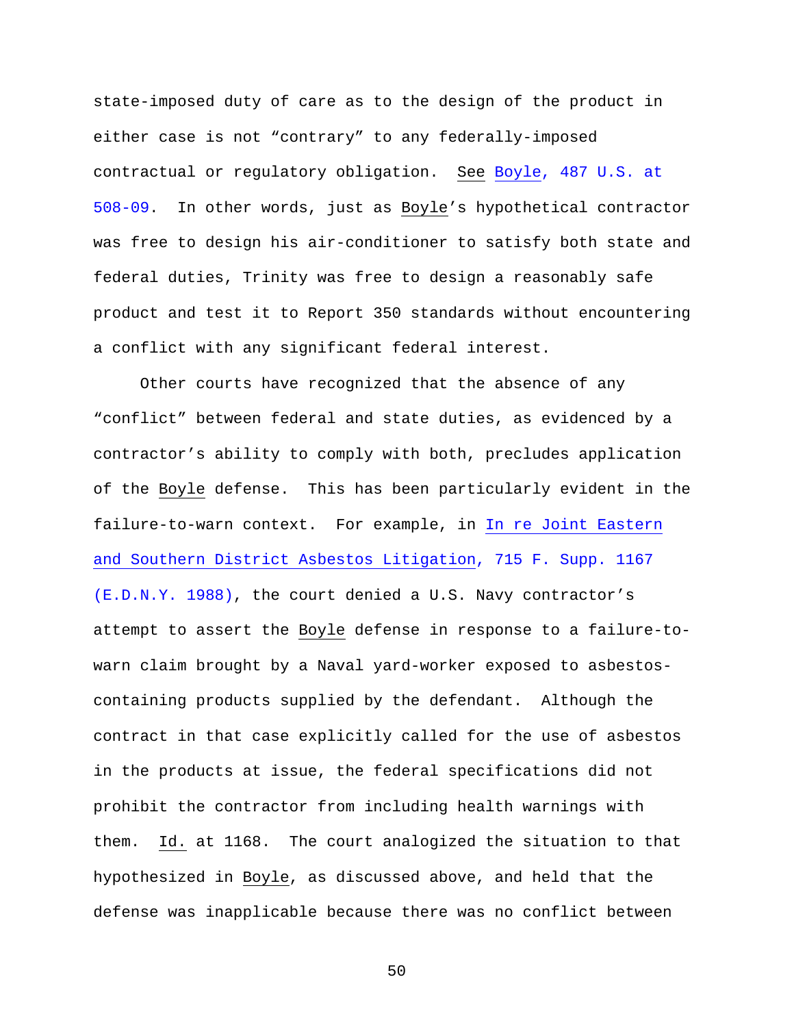state-imposed duty of care as to the design of the product in either case is not "contrary" to any federally-imposed contractual or regulatory obligation. See Boyle, 487 U.S. at 508-09. In other words, just as Boyle's hypothetical contractor was free to design his air-conditioner to satisfy both state and federal duties, Trinity was free to design a reasonably safe product and test it to Report 350 standards without encountering a conflict with any significant federal interest.

Other courts have recognized that the absence of any "conflict" between federal and state duties, as evidenced by a contractor's ability to comply with both, precludes application of the Boyle defense. This has been particularly evident in the failure-to-warn context. For example, in In re Joint Eastern and Southern District Asbestos Litigation, 715 F. Supp. 1167 (E.D.N.Y. 1988), the court denied a U.S. Navy contractor's attempt to assert the Boyle defense in response to a failure-to-warn claim brought by a Naval yard-worker exposed to asbestos-containing products supplied by the defendant. Although the contract in that case explicitly called for the use of asbestos in the products at issue, the federal specifications did not prohibit the contractor from including health warnings with them. Id. at 1168. The court analogized the situation to that hypothesized in Boyle, as discussed above, and held that the defense was inapplicable because there was no conflict between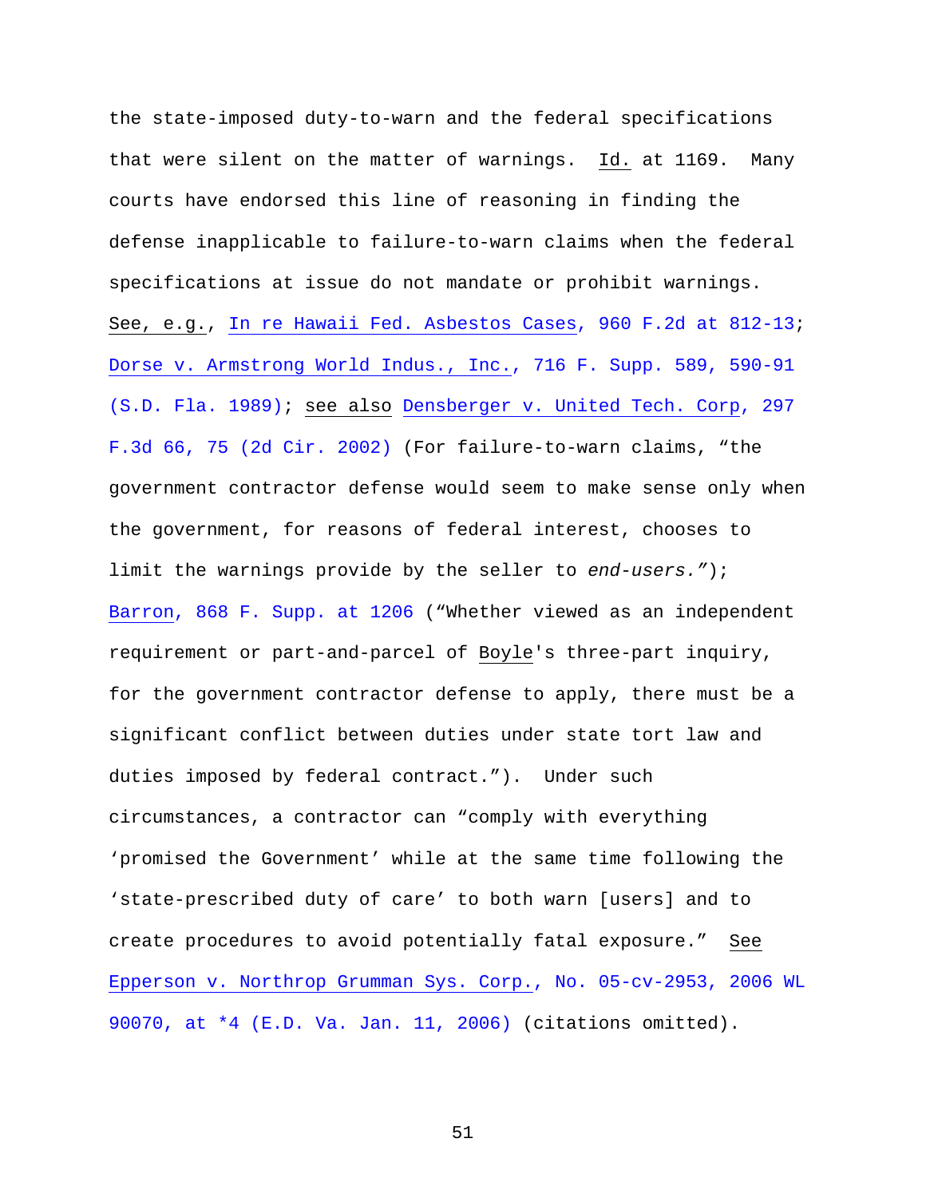the state-imposed duty-to-warn and the federal specifications that were silent on the matter of warnings. Id. at 1169. Many courts have endorsed this line of reasoning in finding the defense inapplicable to failure-to-warn claims when the federal specifications at issue do not mandate or prohibit warnings. See, e.g., In re Hawaii Fed. Asbestos Cases, 960 F.2d at 812-13; Dorse v. Armstrong World Indus., Inc., 716 F. Supp. 589, 590-91 (S.D. Fla. 1989); see also Densberger v. United Tech. Corp, 297 F.3d 66, 75 (2d Cir. 2002) (For failure-to-warn claims, "the government contractor defense would seem to make sense only when the government, for reasons of federal interest, chooses to limit the warnings provide by the seller to *end-users."*); Barron, 868 F. Supp. at 1206 ("Whether viewed as an independent requirement or part-and-parcel of Boyle's three-part inquiry, for the government contractor defense to apply, there must be a significant conflict between duties under state tort law and duties imposed by federal contract."). Under such circumstances, a contractor can "comply with everything 'promised the Government' while at the same time following the 'state-prescribed duty of care' to both warn [users] and to create procedures to avoid potentially fatal exposure." See Epperson v. Northrop Grumman Sys. Corp., No. 05-cv-2953, 2006 WL 90070, at *4 (E.D. Va. Jan. 11, 2006) (citations omitted).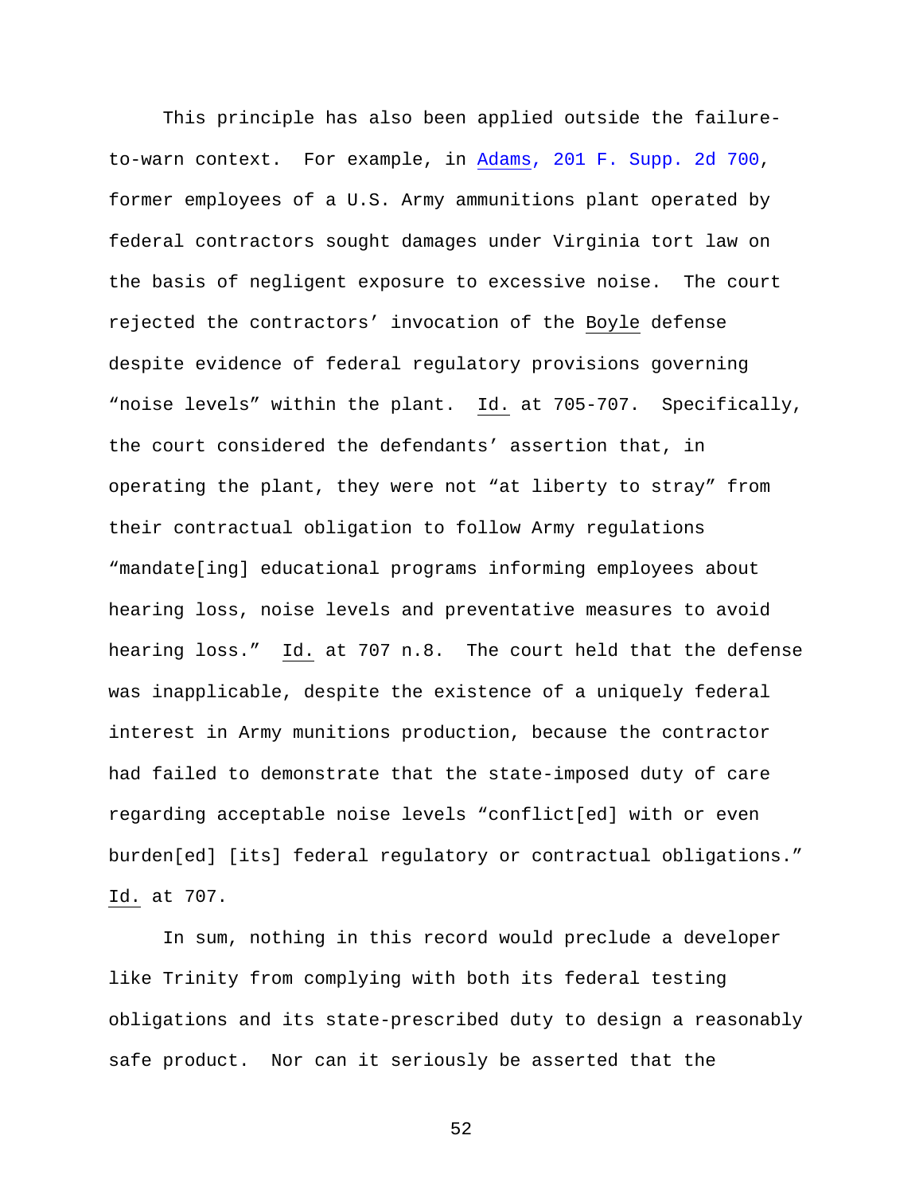This principle has also been applied outside the failure-to-warn context. For example, in Adams, 201 F. Supp. 2d 700, former employees of a U.S. Army ammunitions plant operated by federal contractors sought damages under Virginia tort law on the basis of negligent exposure to excessive noise. The court rejected the contractors' invocation of the Boyle defense despite evidence of federal regulatory provisions governing "noise levels" within the plant. Id. at 705-707. Specifically, the court considered the defendants' assertion that, in operating the plant, they were not "at liberty to stray" from their contractual obligation to follow Army regulations "mandate[ing] educational programs informing employees about hearing loss, noise levels and preventative measures to avoid hearing loss." Id. at 707 n.8. The court held that the defense was inapplicable, despite the existence of a uniquely federal interest in Army munitions production, because the contractor had failed to demonstrate that the state-imposed duty of care regarding acceptable noise levels "conflict[ed] with or even burden[ed] [its] federal regulatory or contractual obligations." Id. at 707.

In sum, nothing in this record would preclude a developer like Trinity from complying with both its federal testing obligations and its state-prescribed duty to design a reasonably safe product. Nor can it seriously be asserted that the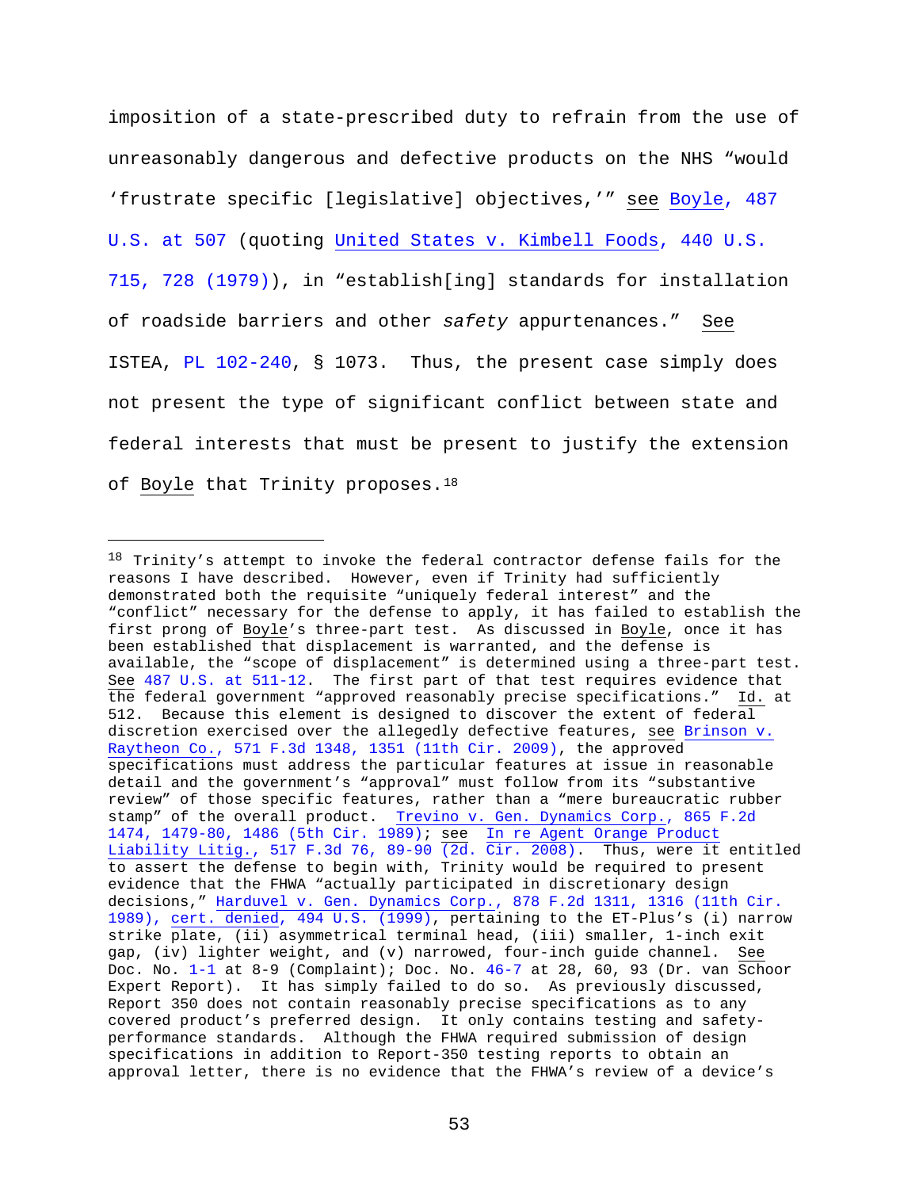imposition of a state-prescribed duty to refrain from the use of unreasonably dangerous and defective products on the NHS "would 'frustrate specific [legislative] objectives,'" see Boyle, 487 U.S. at 507 (quoting United States v. Kimbell Foods, 440 U.S. 715, 728 (1979)), in "establish[ing] standards for installation of roadside barriers and other *safety* appurtenances." See ISTEA, PL 102-240, § 1073. Thus, the present case simply does not present the type of significant conflict between state and federal interests that must be present to justify the extension of Boyle that Trinity proposes.[18]

---

[18] Trinity's attempt to invoke the federal contractor defense fails for the reasons I have described. However, even if Trinity had sufficiently demonstrated both the requisite "uniquely federal interest" and the "conflict" necessary for the defense to apply, it has failed to establish the first prong of Boyle's three-part test. As discussed in Boyle, once it has been established that displacement is warranted, and the defense is available, the "scope of displacement" is determined using a three-part test. See 487 U.S. at 511-12. The first part of that test requires evidence that the federal government "approved reasonably precise specifications." Id. at 512. Because this element is designed to discover the extent of federal discretion exercised over the allegedly defective features, see Brinson v. Raytheon Co., 571 F.3d 1348, 1351 (11th Cir. 2009), the approved specifications must address the particular features at issue in reasonable detail and the government's "approval" must follow from its "substantive review" of those specific features, rather than a "mere bureaucratic rubber stamp" of the overall product. Trevino v. Gen. Dynamics Corp., 865 F.2d 1474, 1479-80, 1486 (5th Cir. 1989); see In re Agent Orange Product Liability Litig., 517 F.3d 76, 89-90 (2d. Cir. 2008). Thus, were it entitled to assert the defense to begin with, Trinity would be required to present evidence that the FHWA "actually participated in discretionary design decisions," Harduvel v. Gen. Dynamics Corp., 878 F.2d 1311, 1316 (11th Cir. 1989), cert. denied, 494 U.S. (1999), pertaining to the ET-Plus's (i) narrow strike plate, (ii) asymmetrical terminal head, (iii) smaller, 1-inch exit gap, (iv) lighter weight, and (v) narrowed, four-inch guide channel. See Doc. No. 1-1 at 8-9 (Complaint); Doc. No. 46-7 at 28, 60, 93 (Dr. van Schoor Expert Report). It has simply failed to do so. As previously discussed, Report 350 does not contain reasonably precise specifications as to any covered product's preferred design. It only contains testing and safety-performance standards. Although the FHWA required submission of design specifications in addition to Report-350 testing reports to obtain an approval letter, there is no evidence that the FHWA's review of a device's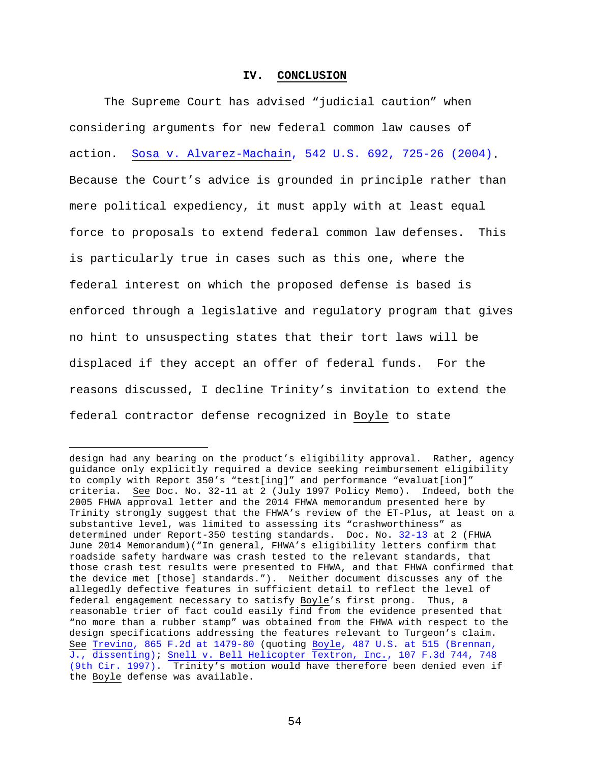## IV. CONCLUSION

The Supreme Court has advised "judicial caution" when considering arguments for new federal common law causes of action. Sosa v. Alvarez-Machain, 542 U.S. 692, 725-26 (2004). Because the Court's advice is grounded in principle rather than mere political expediency, it must apply with at least equal force to proposals to extend federal common law defenses. This is particularly true in cases such as this one, where the federal interest on which the proposed defense is based is enforced through a legislative and regulatory program that gives no hint to unsuspecting states that their tort laws will be displaced if they accept an offer of federal funds. For the reasons discussed, I decline Trinity's invitation to extend the federal contractor defense recognized in *Boyle* to state

---

design had any bearing on the product's eligibility approval. Rather, agency guidance only explicitly required a device seeking reimbursement eligibility to comply with Report 350's "test[ing]" and performance "evaluat[ion]" criteria. *See* Doc. No. 32-11 at 2 (July 1997 Policy Memo). Indeed, both the 2005 FHWA approval letter and the 2014 FHWA memorandum presented here by Trinity strongly suggest that the FHWA's review of the ET-Plus, at least on a substantive level, was limited to assessing its "crashworthiness" as determined under Report-350 testing standards. Doc. No. 32-13 at 2 (FHWA June 2014 Memorandum)("In general, FHWA's eligibility letters confirm that roadside safety hardware was crash tested to the relevant standards, that those crash test results were presented to FHWA, and that FHWA confirmed that the device met [those] standards."). Neither document discusses any of the allegedly defective features in sufficient detail to reflect the level of federal engagement necessary to satisfy *Boyle*'s first prong. Thus, a reasonable trier of fact could easily find from the evidence presented that "no more than a rubber stamp" was obtained from the FHWA with respect to the design specifications addressing the features relevant to Turgeon's claim. *See* Trevino, 865 F.2d at 1479-80 (quoting *Boyle*, 487 U.S. at 515 (Brennan, J., dissenting); Snell v. Bell Helicopter Textron, Inc., 107 F.3d 744, 748 (9th Cir. 1997). Trinity's motion would have therefore been denied even if the *Boyle* defense was available.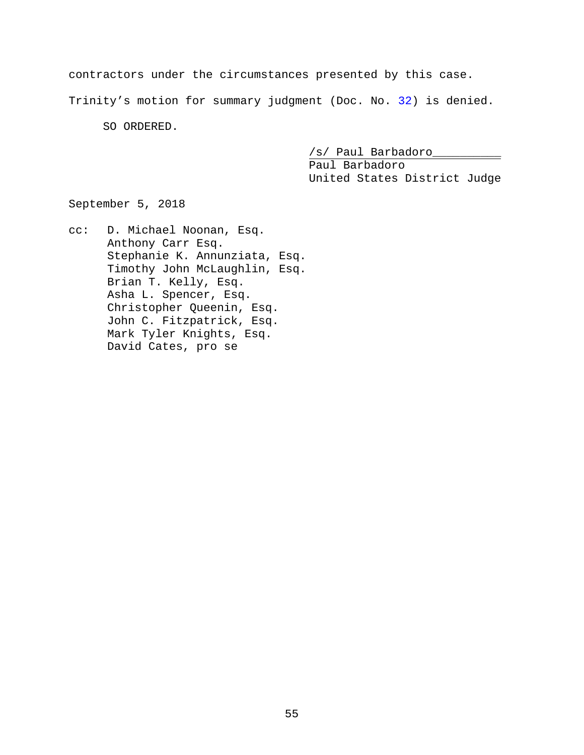contractors under the circumstances presented by this case.

Trinity's motion for summary judgment (Doc. No. 32) is denied.

SO ORDERED.

/s/ Paul Barbadoro
Paul Barbadoro
United States District Judge

September 5, 2018

cc: D. Michael Noonan, Esq.
Anthony Carr Esq.
Stephanie K. Annunziata, Esq.
Timothy John McLaughlin, Esq.
Brian T. Kelly, Esq.
Asha L. Spencer, Esq.
Christopher Queenin, Esq.
John C. Fitzpatrick, Esq.
Mark Tyler Knights, Esq.
David Cates, pro se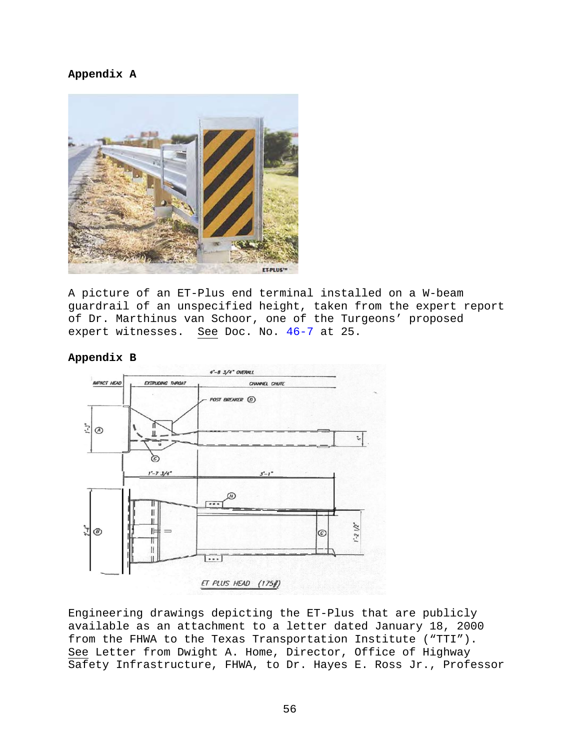**Appendix A**

A picture of an ET-Plus end terminal installed on a W-beam guardrail of an unspecified height, taken from the expert report of Dr. Marthinus van Schoor, one of the Turgeons' proposed expert witnesses. See Doc. No. 46-7 at 25.

**Appendix B**

Engineering drawings depicting the ET-Plus that are publicly available as an attachment to a letter dated January 18, 2000 from the FHWA to the Texas Transportation Institute ("TTI"). See Letter from Dwight A. Home, Director, Office of Highway Safety Infrastructure, FHWA, to Dr. Hayes E. Ross Jr., Professor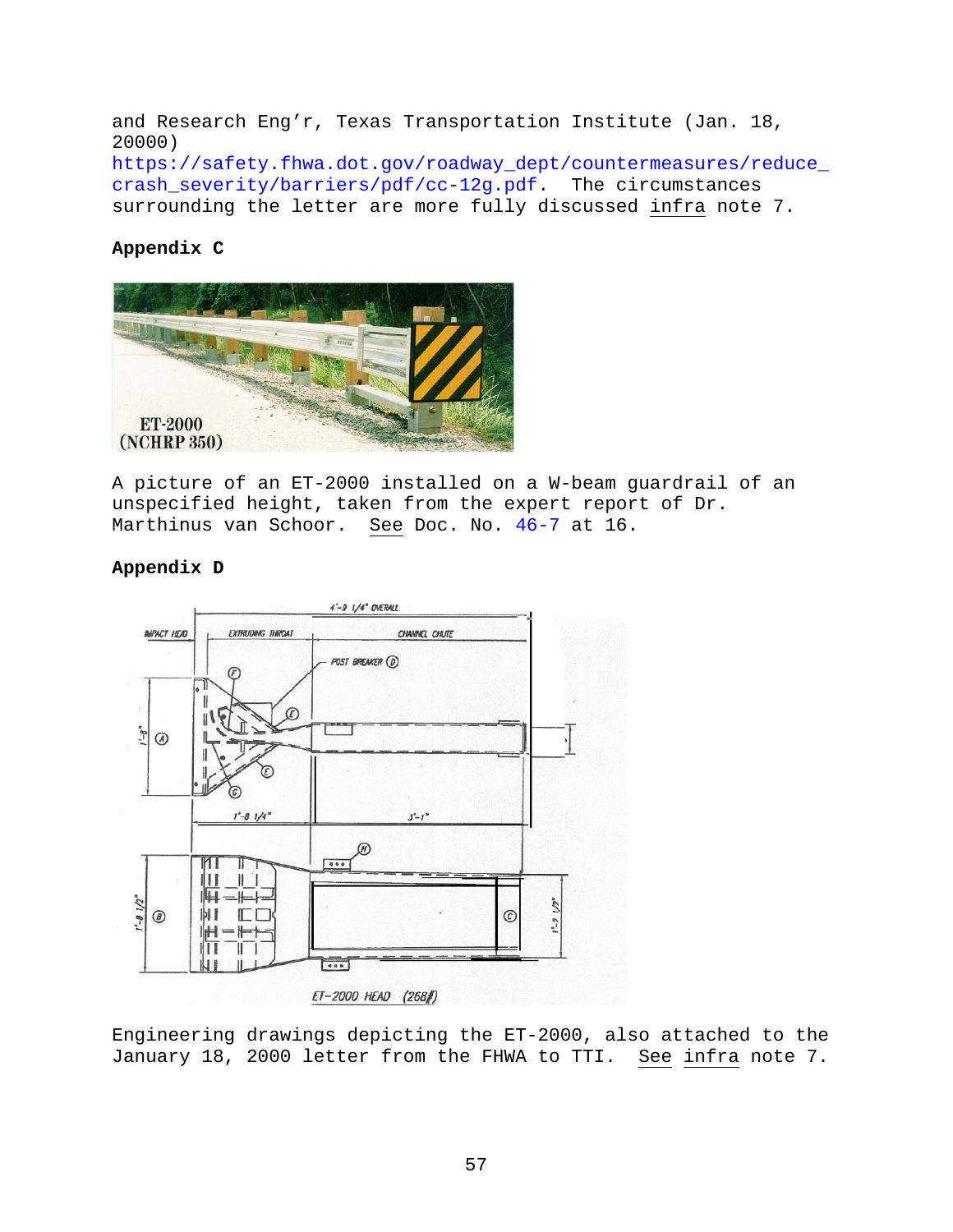and Research Eng'r, Texas Transportation Institute (Jan. 18, 20000) https://safety.fhwa.dot.gov/roadway_dept/countermeasures/reduce_crash_severity/barriers/pdf/cc-12g.pdf. The circumstances surrounding the letter are more fully discussed infra note 7.

**Appendix C**

ET-2000
(NCHRP 350)

A picture of an ET-2000 installed on a W-beam guardrail of an unspecified height, taken from the expert report of Dr. Marthinus van Schoor. See Doc. No. 46-7 at 16.

**Appendix D**

4'-9 1/4" OVERALL
IMPACT HEAD
EXTRUDING THROAT
CHANNEL CHUTE
POST BREAKER (D)
1'-8 1/4"
3'-1"
1'-8 1/2"
1'-2 1/2"
ET-2000 HEAD (268#)

Engineering drawings depicting the ET-2000, also attached to the January 18, 2000 letter from the FHWA to TTI. See infra note 7.